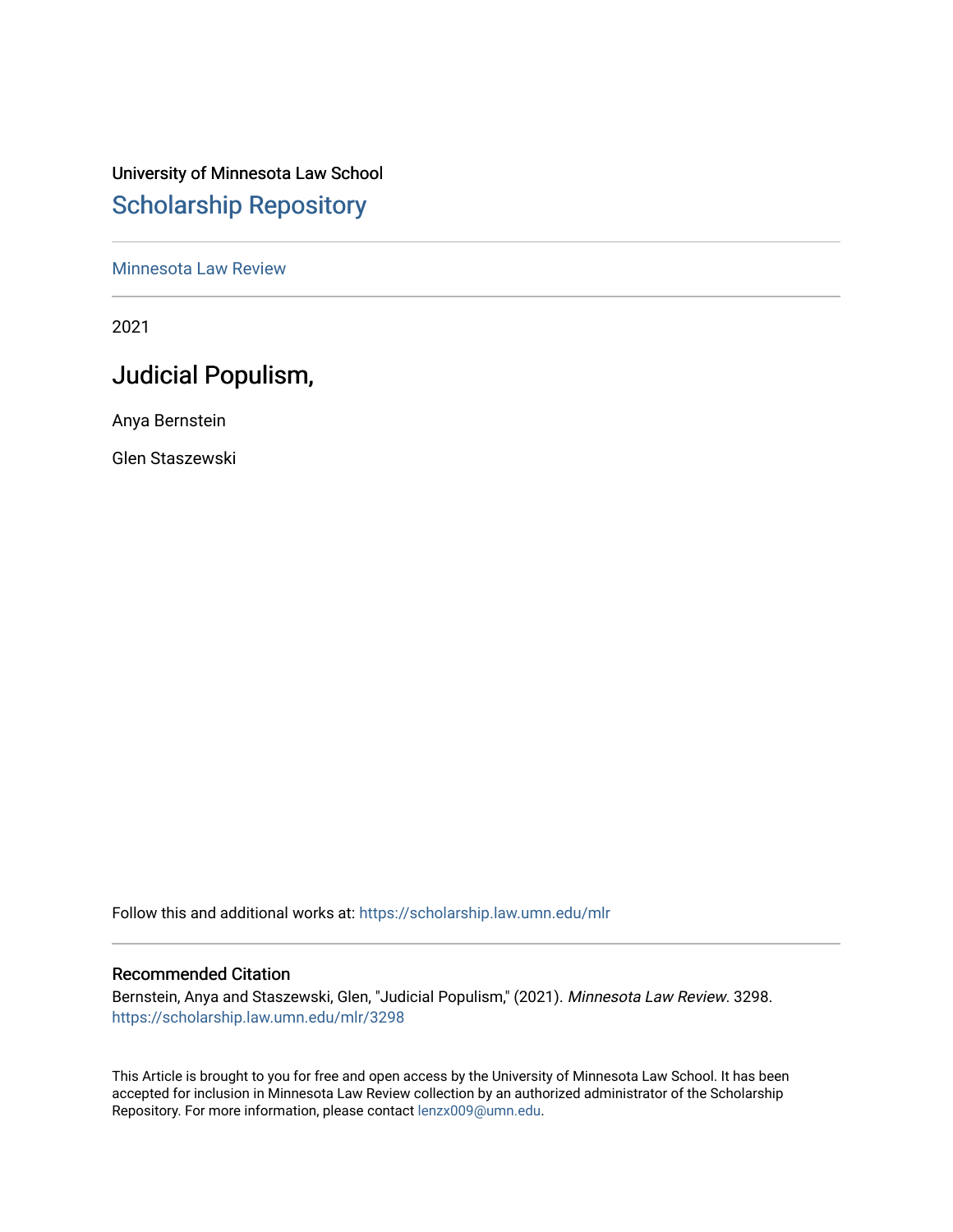University of Minnesota Law School

## Scholarship Repository

Minnesota Law Review

2021

# Judicial Populism,

Anya Bernstein

Glen Staszewski

Follow this and additional works at: https://scholarship.law.umn.edu/mlr

### Recommended Citation

Bernstein, Anya and Staszewski, Glen, "Judicial Populism," (2021). *Minnesota Law Review*. 3298.
https://scholarship.law.umn.edu/mlr/3298

This Article is brought to you for free and open access by the University of Minnesota Law School. It has been accepted for inclusion in Minnesota Law Review collection by an authorized administrator of the Scholarship Repository. For more information, please contact lenzx009@umn.edu.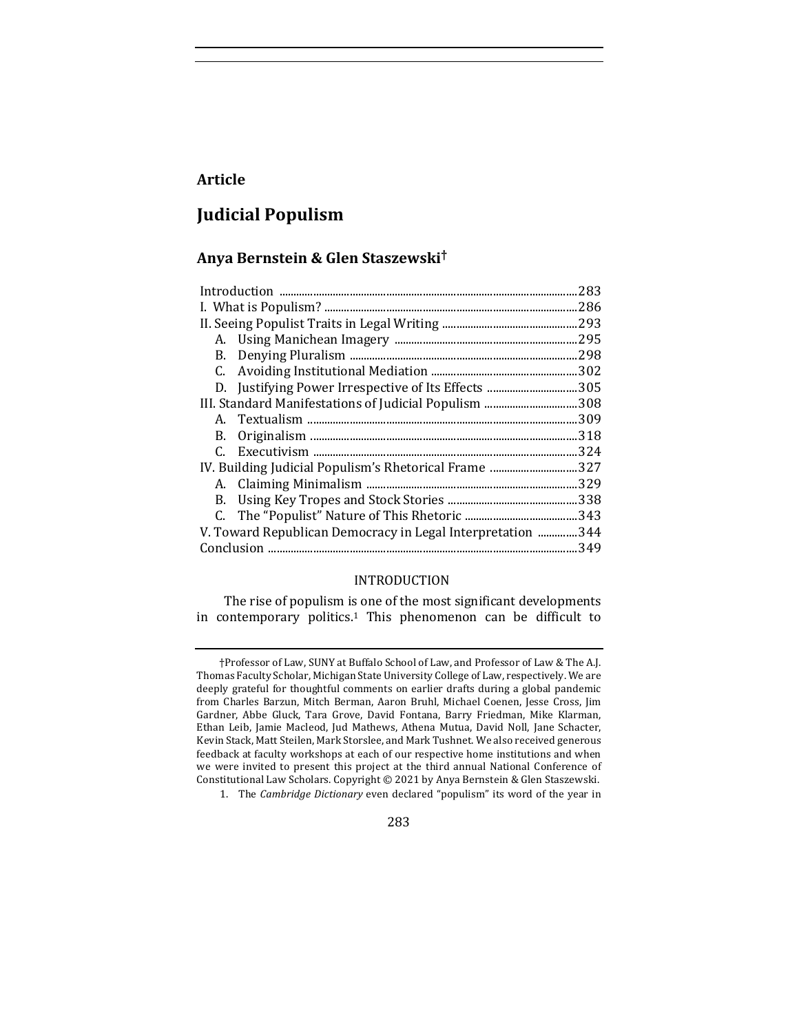**Article**

# Judicial Populism

## Anya Bernstein & Glen Staszewski†

| | |
|---|---|
| Introduction | 283 |
| I. What is Populism? | 286 |
| II. Seeing Populist Traits in Legal Writing | 293 |
| A. Using Manichean Imagery | 295 |
| B. Denying Pluralism | 298 |
| C. Avoiding Institutional Mediation | 302 |
| D. Justifying Power Irrespective of Its Effects | 305 |
| III. Standard Manifestations of Judicial Populism | 308 |
| A. Textualism | 309 |
| B. Originalism | 318 |
| C. Executivism | 324 |
| IV. Building Judicial Populism's Rhetorical Frame | 327 |
| A. Claiming Minimalism | 329 |
| B. Using Key Tropes and Stock Stories | 338 |
| C. The "Populist" Nature of This Rhetoric | 343 |
| V. Toward Republican Democracy in Legal Interpretation | 344 |
| Conclusion | 349 |

### INTRODUCTION

The rise of populism is one of the most significant developments in contemporary politics.[1] This phenomenon can be difficult to

---

†Professor of Law, SUNY at Buffalo School of Law, and Professor of Law & The A.J. Thomas Faculty Scholar, Michigan State University College of Law, respectively. We are deeply grateful for thoughtful comments on earlier drafts during a global pandemic from Charles Barzun, Mitch Berman, Aaron Bruhl, Michael Coenen, Jesse Cross, Jim Gardner, Abbe Gluck, Tara Grove, David Fontana, Barry Friedman, Mike Klarman, Ethan Leib, Jamie Macleod, Jud Mathews, Athena Mutua, David Noll, Jane Schacter, Kevin Stack, Matt Steilen, Mark Storslee, and Mark Tushnet. We also received generous feedback at faculty workshops at each of our respective home institutions and when we were invited to present this project at the third annual National Conference of Constitutional Law Scholars. Copyright © 2021 by Anya Bernstein & Glen Staszewski.

1. The *Cambridge Dictionary* even declared "populism" its word of the year in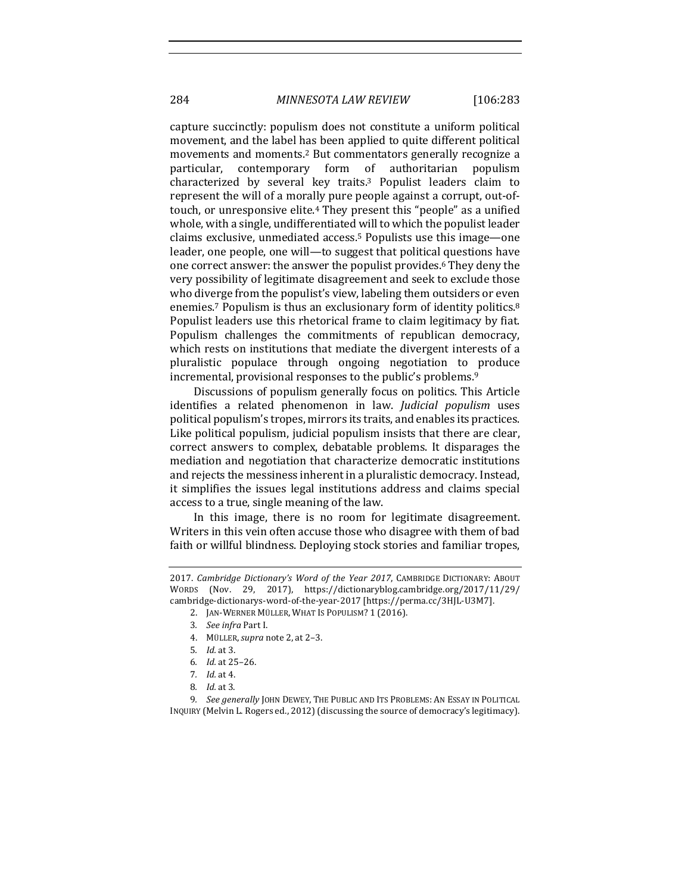capture succinctly: populism does not constitute a uniform political movement, and the label has been applied to quite different political movements and moments.[2] But commentators generally recognize a particular, contemporary form of authoritarian populism characterized by several key traits.[3] Populist leaders claim to represent the will of a morally pure people against a corrupt, out-of-touch, or unresponsive elite.[4] They present this "people" as a unified whole, with a single, undifferentiated will to which the populist leader claims exclusive, unmediated access.[5] Populists use this image—one leader, one people, one will—to suggest that political questions have one correct answer: the answer the populist provides.[6] They deny the very possibility of legitimate disagreement and seek to exclude those who diverge from the populist's view, labeling them outsiders or even enemies.[7] Populism is thus an exclusionary form of identity politics.[8] Populist leaders use this rhetorical frame to claim legitimacy by fiat. Populism challenges the commitments of republican democracy, which rests on institutions that mediate the divergent interests of a pluralistic populace through ongoing negotiation to produce incremental, provisional responses to the public's problems.[9]

Discussions of populism generally focus on politics. This Article identifies a related phenomenon in law. *Judicial populism* uses political populism's tropes, mirrors its traits, and enables its practices. Like political populism, judicial populism insists that there are clear, correct answers to complex, debatable problems. It disparages the mediation and negotiation that characterize democratic institutions and rejects the messiness inherent in a pluralistic democracy. Instead, it simplifies the issues legal institutions address and claims special access to a true, single meaning of the law.

In this image, there is no room for legitimate disagreement. Writers in this vein often accuse those who disagree with them of bad faith or willful blindness. Deploying stock stories and familiar tropes,

---

2017. *Cambridge Dictionary's Word of the Year 2017*, CAMBRIDGE DICTIONARY: ABOUT WORDS (Nov. 29, 2017), https://dictionaryblog.cambridge.org/2017/11/29/cambridge-dictionarys-word-of-the-year-2017 [https://perma.cc/3HJL-U3M7].

2. JAN-WERNER MÜLLER, WHAT IS POPULISM? 1 (2016).

3. *See infra* Part I.

4. MÜLLER, *supra* note 2, at 2–3.

5. *Id.* at 3.

6. *Id.* at 25–26.

7. *Id.* at 4.

8. *Id.* at 3.

9. *See generally* JOHN DEWEY, THE PUBLIC AND ITS PROBLEMS: AN ESSAY IN POLITICAL INQUIRY (Melvin L. Rogers ed., 2012) (discussing the source of democracy's legitimacy).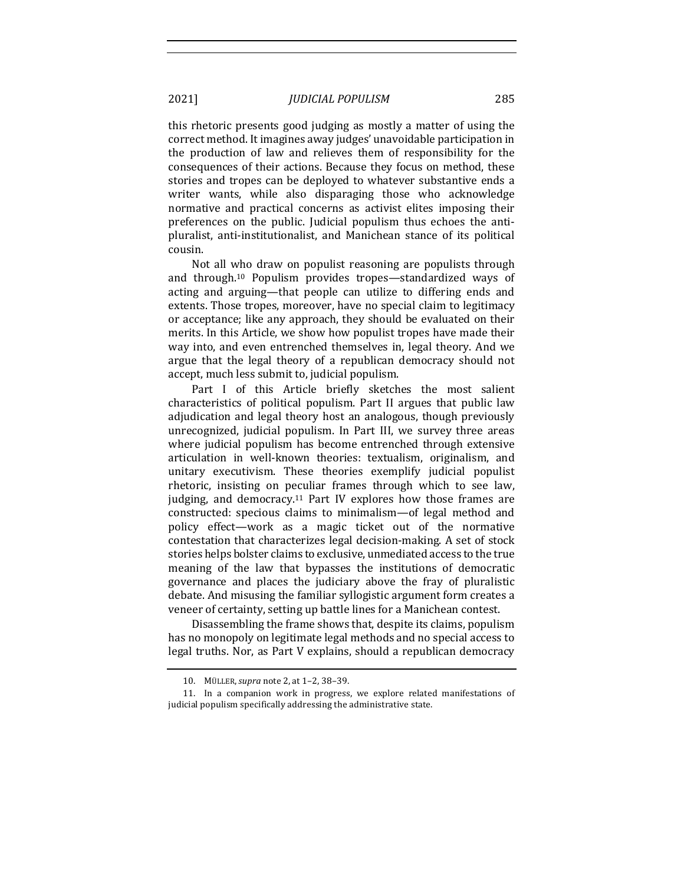this rhetoric presents good judging as mostly a matter of using the correct method. It imagines away judges' unavoidable participation in the production of law and relieves them of responsibility for the consequences of their actions. Because they focus on method, these stories and tropes can be deployed to whatever substantive ends a writer wants, while also disparaging those who acknowledge normative and practical concerns as activist elites imposing their preferences on the public. Judicial populism thus echoes the anti-pluralist, anti-institutionalist, and Manichean stance of its political cousin.

Not all who draw on populist reasoning are populists through and through.[10] Populism provides tropes—standardized ways of acting and arguing—that people can utilize to differing ends and extents. Those tropes, moreover, have no special claim to legitimacy or acceptance; like any approach, they should be evaluated on their merits. In this Article, we show how populist tropes have made their way into, and even entrenched themselves in, legal theory. And we argue that the legal theory of a republican democracy should not accept, much less submit to, judicial populism.

Part I of this Article briefly sketches the most salient characteristics of political populism. Part II argues that public law adjudication and legal theory host an analogous, though previously unrecognized, judicial populism. In Part III, we survey three areas where judicial populism has become entrenched through extensive articulation in well-known theories: textualism, originalism, and unitary executivism. These theories exemplify judicial populist rhetoric, insisting on peculiar frames through which to see law, judging, and democracy.[11] Part IV explores how those frames are constructed: specious claims to minimalism—of legal method and policy effect—work as a magic ticket out of the normative contestation that characterizes legal decision-making. A set of stock stories helps bolster claims to exclusive, unmediated access to the true meaning of the law that bypasses the institutions of democratic governance and places the judiciary above the fray of pluralistic debate. And misusing the familiar syllogistic argument form creates a veneer of certainty, setting up battle lines for a Manichean contest.

Disassembling the frame shows that, despite its claims, populism has no monopoly on legitimate legal methods and no special access to legal truths. Nor, as Part V explains, should a republican democracy

10. MÜLLER, *supra* note 2, at 1–2, 38–39.

11. In a companion work in progress, we explore related manifestations of judicial populism specifically addressing the administrative state.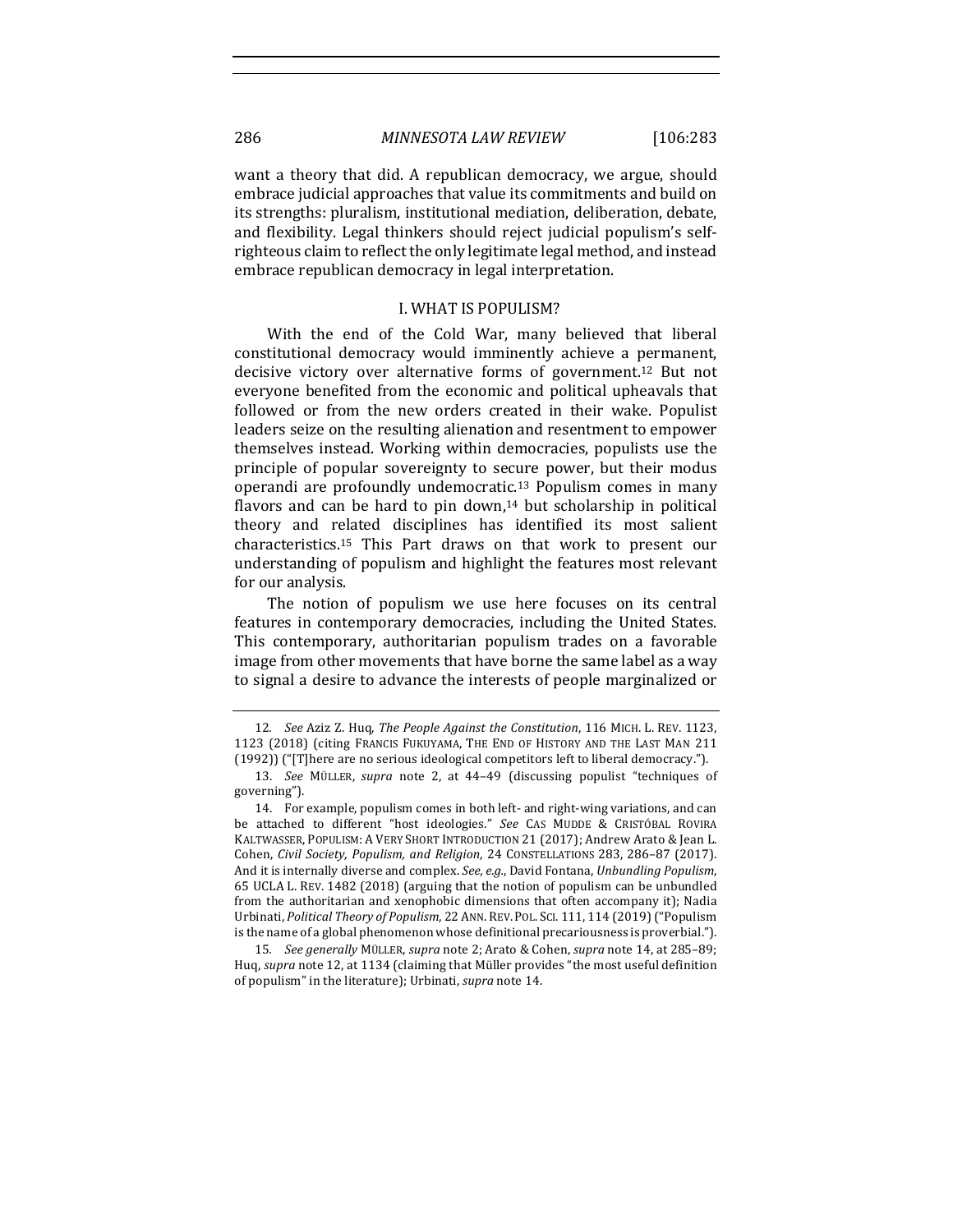want a theory that did. A republican democracy, we argue, should embrace judicial approaches that value its commitments and build on its strengths: pluralism, institutional mediation, deliberation, debate, and flexibility. Legal thinkers should reject judicial populism's self-righteous claim to reflect the only legitimate legal method, and instead embrace republican democracy in legal interpretation.

## I. WHAT IS POPULISM?

With the end of the Cold War, many believed that liberal constitutional democracy would imminently achieve a permanent, decisive victory over alternative forms of government.[12] But not everyone benefited from the economic and political upheavals that followed or from the new orders created in their wake. Populist leaders seize on the resulting alienation and resentment to empower themselves instead. Working within democracies, populists use the principle of popular sovereignty to secure power, but their modus operandi are profoundly undemocratic.[13] Populism comes in many flavors and can be hard to pin down,[14] but scholarship in political theory and related disciplines has identified its most salient characteristics.[15] This Part draws on that work to present our understanding of populism and highlight the features most relevant for our analysis.

The notion of populism we use here focuses on its central features in contemporary democracies, including the United States. This contemporary, authoritarian populism trades on a favorable image from other movements that have borne the same label as a way to signal a desire to advance the interests of people marginalized or

---

12. *See* Aziz Z. Huq, *The People Against the Constitution*, 116 MICH. L. REV. 1123, 1123 (2018) (citing FRANCIS FUKUYAMA, THE END OF HISTORY AND THE LAST MAN 211 (1992)) ("[T]here are no serious ideological competitors left to liberal democracy.").

13. *See* MÜLLER, *supra* note 2, at 44–49 (discussing populist "techniques of governing").

14. For example, populism comes in both left- and right-wing variations, and can be attached to different "host ideologies." *See* CAS MUDDE & CRISTÓBAL ROVIRA KALTWASSER, POPULISM: A VERY SHORT INTRODUCTION 21 (2017); Andrew Arato & Jean L. Cohen, *Civil Society, Populism, and Religion*, 24 CONSTELLATIONS 283, 286–87 (2017). And it is internally diverse and complex. *See, e.g.*, David Fontana, *Unbundling Populism*, 65 UCLA L. REV. 1482 (2018) (arguing that the notion of populism can be unbundled from the authoritarian and xenophobic dimensions that often accompany it); Nadia Urbinati, *Political Theory of Populism*, 22 ANN. REV. POL. SCI. 111, 114 (2019) ("Populism is the name of a global phenomenon whose definitional precariousness is proverbial.").

15. *See generally* MÜLLER, *supra* note 2; Arato & Cohen, *supra* note 14, at 285–89; Huq, *supra* note 12, at 1134 (claiming that Müller provides "the most useful definition of populism" in the literature); Urbinati, *supra* note 14.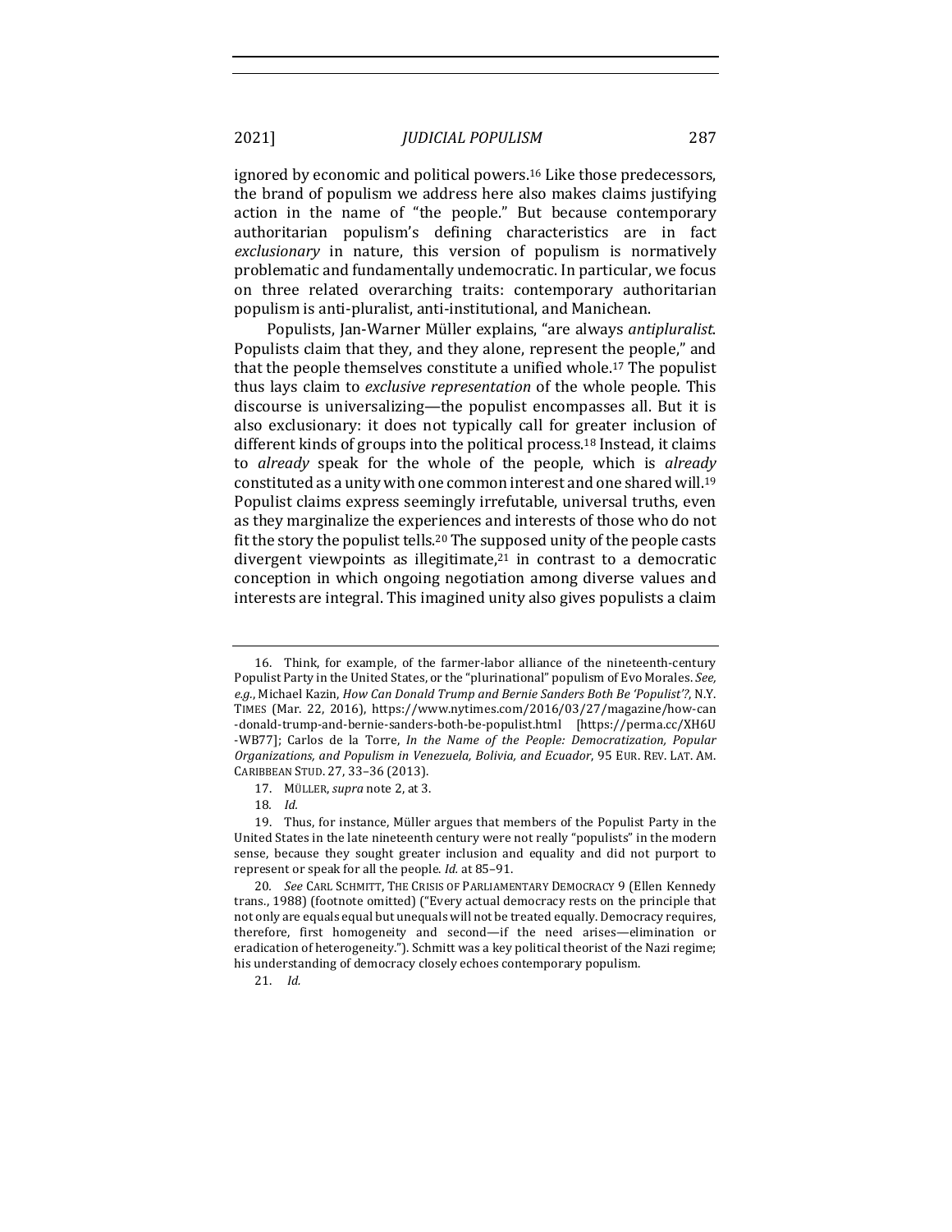ignored by economic and political powers.[16] Like those predecessors, the brand of populism we address here also makes claims justifying action in the name of "the people." But because contemporary authoritarian populism's defining characteristics are in fact *exclusionary* in nature, this version of populism is normatively problematic and fundamentally undemocratic. In particular, we focus on three related overarching traits: contemporary authoritarian populism is anti-pluralist, anti-institutional, and Manichean.

Populists, Jan-Warner Müller explains, "are always *antipluralist*. Populists claim that they, and they alone, represent the people," and that the people themselves constitute a unified whole.[17] The populist thus lays claim to *exclusive representation* of the whole people. This discourse is universalizing—the populist encompasses all. But it is also exclusionary: it does not typically call for greater inclusion of different kinds of groups into the political process.[18] Instead, it claims to *already* speak for the whole of the people, which is *already* constituted as a unity with one common interest and one shared will.[19] Populist claims express seemingly irrefutable, universal truths, even as they marginalize the experiences and interests of those who do not fit the story the populist tells.[20] The supposed unity of the people casts divergent viewpoints as illegitimate,[21] in contrast to a democratic conception in which ongoing negotiation among diverse values and interests are integral. This imagined unity also gives populists a claim

---

16. Think, for example, of the farmer-labor alliance of the nineteenth-century Populist Party in the United States, or the "plurinational" populism of Evo Morales. *See, e.g.*, Michael Kazin, *How Can Donald Trump and Bernie Sanders Both Be 'Populist'?*, N.Y. TIMES (Mar. 22, 2016), https://www.nytimes.com/2016/03/27/magazine/how-can-donald-trump-and-bernie-sanders-both-be-populist.html [https://perma.cc/XH6U-WB77]; Carlos de la Torre, *In the Name of the People: Democratization, Popular Organizations, and Populism in Venezuela, Bolivia, and Ecuador*, 95 EUR. REV. LAT. AM. CARIBBEAN STUD. 27, 33–36 (2013).

17. MÜLLER, *supra* note 2, at 3.

18. *Id.*

19. Thus, for instance, Müller argues that members of the Populist Party in the United States in the late nineteenth century were not really "populists" in the modern sense, because they sought greater inclusion and equality and did not purport to represent or speak for all the people. *Id.* at 85–91.

20. *See* CARL SCHMITT, THE CRISIS OF PARLIAMENTARY DEMOCRACY 9 (Ellen Kennedy trans., 1988) (footnote omitted) ("Every actual democracy rests on the principle that not only are equals equal but unequals will not be treated equally. Democracy requires, therefore, first homogeneity and second—if the need arises—elimination or eradication of heterogeneity."). Schmitt was a key political theorist of the Nazi regime; his understanding of democracy closely echoes contemporary populism.

21. *Id.*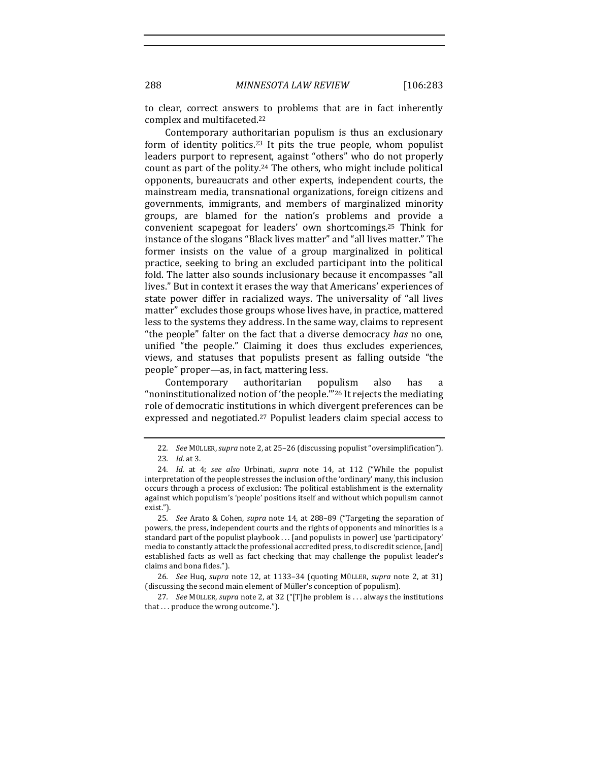to clear, correct answers to problems that are in fact inherently complex and multifaceted.[22]

Contemporary authoritarian populism is thus an exclusionary form of identity politics.[23] It pits the true people, whom populist leaders purport to represent, against "others" who do not properly count as part of the polity.[24] The others, who might include political opponents, bureaucrats and other experts, independent courts, the mainstream media, transnational organizations, foreign citizens and governments, immigrants, and members of marginalized minority groups, are blamed for the nation's problems and provide a convenient scapegoat for leaders' own shortcomings.[25] Think for instance of the slogans "Black lives matter" and "all lives matter." The former insists on the value of a group marginalized in political practice, seeking to bring an excluded participant into the political fold. The latter also sounds inclusionary because it encompasses "all lives." But in context it erases the way that Americans' experiences of state power differ in racialized ways. The universality of "all lives matter" excludes those groups whose lives have, in practice, mattered less to the systems they address. In the same way, claims to represent "the people" falter on the fact that a diverse democracy *has* no one, unified "the people." Claiming it does thus excludes experiences, views, and statuses that populists present as falling outside "the people" proper—as, in fact, mattering less.

Contemporary authoritarian populism also has a "noninstitutionalized notion of 'the people.'"[26] It rejects the mediating role of democratic institutions in which divergent preferences can be expressed and negotiated.[27] Populist leaders claim special access to

---

22. *See* MÜLLER, *supra* note 2, at 25–26 (discussing populist "oversimplification").

23. *Id.* at 3.

24. *Id.* at 4; *see also* Urbinati, *supra* note 14, at 112 ("While the populist interpretation of the people stresses the inclusion of the 'ordinary' many, this inclusion occurs through a process of exclusion: The political establishment is the externality against which populism's 'people' positions itself and without which populism cannot exist.").

25. *See* Arato & Cohen, *supra* note 14, at 288–89 ("Targeting the separation of powers, the press, independent courts and the rights of opponents and minorities is a standard part of the populist playbook . . . [and populists in power] use 'participatory' media to constantly attack the professional accredited press, to discredit science, [and] established facts as well as fact checking that may challenge the populist leader's claims and bona fides.").

26. *See* Huq, *supra* note 12, at 1133–34 (quoting MÜLLER, *supra* note 2, at 31) (discussing the second main element of Müller's conception of populism).

27. *See* MÜLLER, *supra* note 2, at 32 ("[T]he problem is . . . always the institutions that . . . produce the wrong outcome.").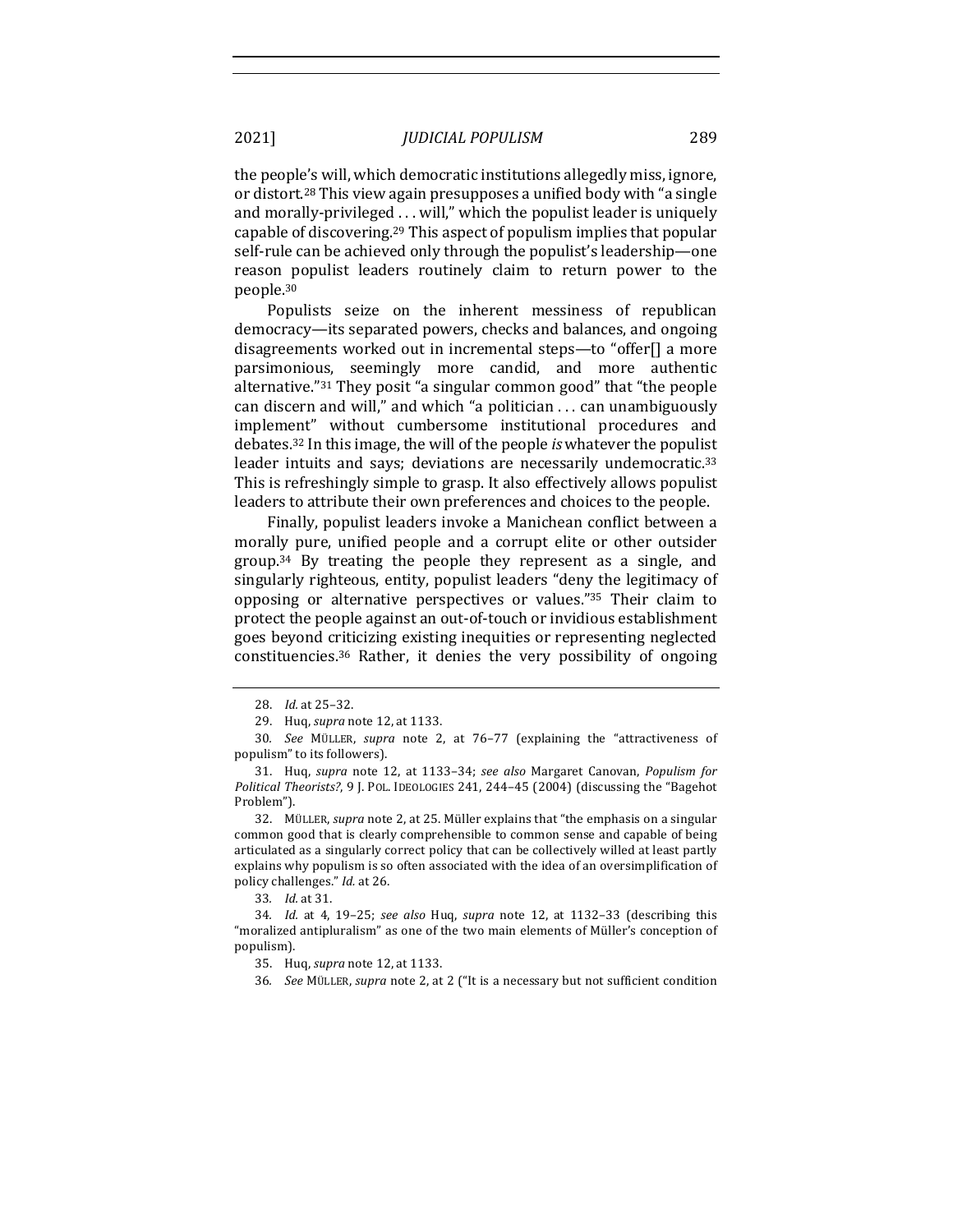the people's will, which democratic institutions allegedly miss, ignore, or distort.[28] This view again presupposes a unified body with "a single and morally-privileged . . . will," which the populist leader is uniquely capable of discovering.[29] This aspect of populism implies that popular self-rule can be achieved only through the populist's leadership—one reason populist leaders routinely claim to return power to the people.[30]

Populists seize on the inherent messiness of republican democracy—its separated powers, checks and balances, and ongoing disagreements worked out in incremental steps—to "offer[] a more parsimonious, seemingly more candid, and more authentic alternative."[31] They posit "a singular common good" that "the people can discern and will," and which "a politician . . . can unambiguously implement" without cumbersome institutional procedures and debates.[32] In this image, the will of the people *is* whatever the populist leader intuits and says; deviations are necessarily undemocratic.[33] This is refreshingly simple to grasp. It also effectively allows populist leaders to attribute their own preferences and choices to the people.

Finally, populist leaders invoke a Manichean conflict between a morally pure, unified people and a corrupt elite or other outsider group.[34] By treating the people they represent as a single, and singularly righteous, entity, populist leaders "deny the legitimacy of opposing or alternative perspectives or values."[35] Their claim to protect the people against an out-of-touch or invidious establishment goes beyond criticizing existing inequities or representing neglected constituencies.[36] Rather, it denies the very possibility of ongoing

---

28. *Id.* at 25–32.

29. Huq, *supra* note 12, at 1133.

30. *See* MÜLLER, *supra* note 2, at 76–77 (explaining the "attractiveness of populism" to its followers).

31. Huq, *supra* note 12, at 1133–34; *see also* Margaret Canovan, *Populism for Political Theorists?*, 9 J. POL. IDEOLOGIES 241, 244–45 (2004) (discussing the "Bagehot Problem").

32. MÜLLER, *supra* note 2, at 25. Müller explains that "the emphasis on a singular common good that is clearly comprehensible to common sense and capable of being articulated as a singularly correct policy that can be collectively willed at least partly explains why populism is so often associated with the idea of an oversimplification of policy challenges." *Id.* at 26.

33. *Id.* at 31.

34. *Id.* at 4, 19–25; *see also* Huq, *supra* note 12, at 1132–33 (describing this "moralized antipluralism" as one of the two main elements of Müller's conception of populism).

35. Huq, *supra* note 12, at 1133.

36. *See* MÜLLER, *supra* note 2, at 2 ("It is a necessary but not sufficient condition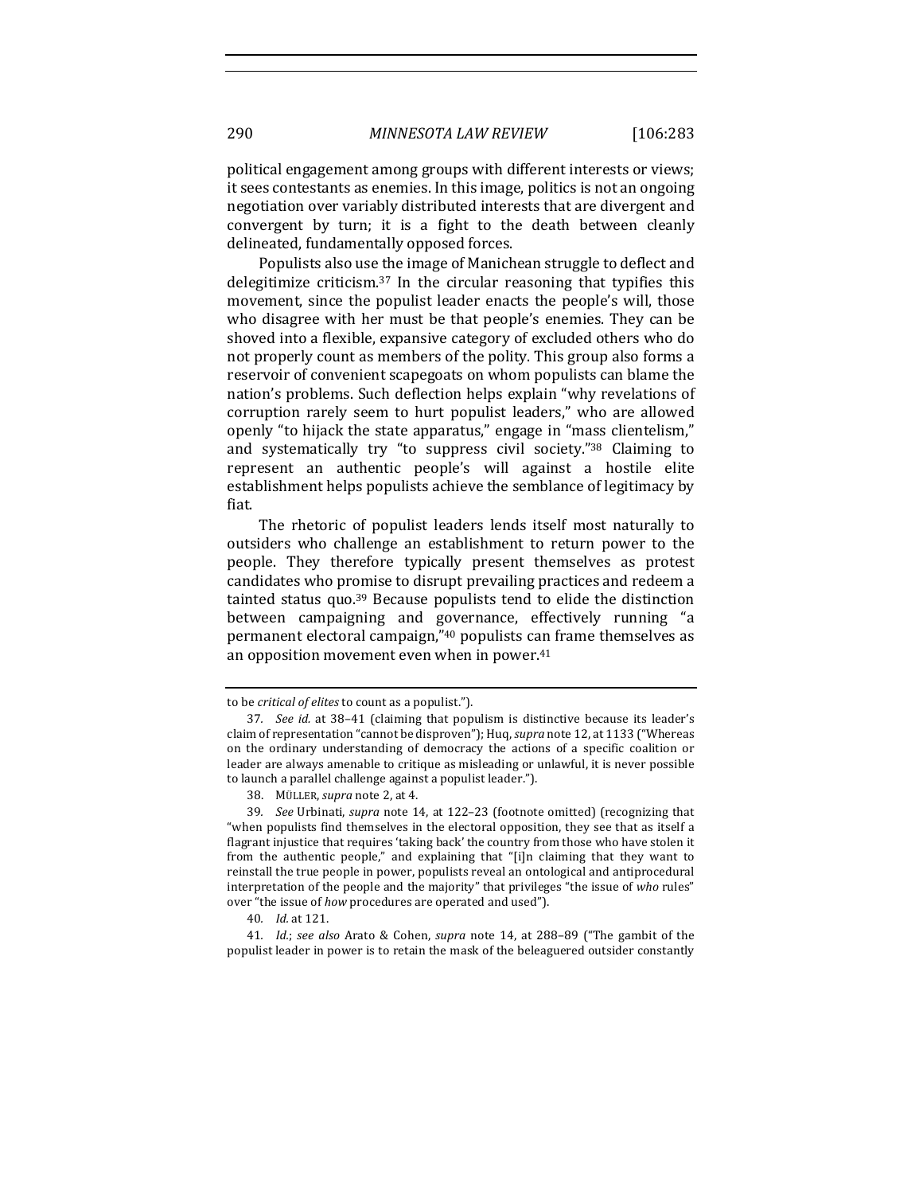political engagement among groups with different interests or views; it sees contestants as enemies. In this image, politics is not an ongoing negotiation over variably distributed interests that are divergent and convergent by turn; it is a fight to the death between cleanly delineated, fundamentally opposed forces.

Populists also use the image of Manichean struggle to deflect and delegitimize criticism.[37] In the circular reasoning that typifies this movement, since the populist leader enacts the people's will, those who disagree with her must be that people's enemies. They can be shoved into a flexible, expansive category of excluded others who do not properly count as members of the polity. This group also forms a reservoir of convenient scapegoats on whom populists can blame the nation's problems. Such deflection helps explain "why revelations of corruption rarely seem to hurt populist leaders," who are allowed openly "to hijack the state apparatus," engage in "mass clientelism," and systematically try "to suppress civil society."[38] Claiming to represent an authentic people's will against a hostile elite establishment helps populists achieve the semblance of legitimacy by fiat.

The rhetoric of populist leaders lends itself most naturally to outsiders who challenge an establishment to return power to the people. They therefore typically present themselves as protest candidates who promise to disrupt prevailing practices and redeem a tainted status quo.[39] Because populists tend to elide the distinction between campaigning and governance, effectively running "a permanent electoral campaign,"[40] populists can frame themselves as an opposition movement even when in power.[41]

---

to be *critical of elites* to count as a populist.").

37. *See id.* at 38–41 (claiming that populism is distinctive because its leader's claim of representation "cannot be disproven"); Huq, *supra* note 12, at 1133 ("Whereas on the ordinary understanding of democracy the actions of a specific coalition or leader are always amenable to critique as misleading or unlawful, it is never possible to launch a parallel challenge against a populist leader.").

38. MÜLLER, *supra* note 2, at 4.

39. *See* Urbinati, *supra* note 14, at 122–23 (footnote omitted) (recognizing that "when populists find themselves in the electoral opposition, they see that as itself a flagrant injustice that requires 'taking back' the country from those who have stolen it from the authentic people," and explaining that "[i]n claiming that they want to reinstall the true people in power, populists reveal an ontological and antiprocedural interpretation of the people and the majority" that privileges "the issue of *who* rules" over "the issue of *how* procedures are operated and used").

40. *Id.* at 121.

41. *Id.*; *see also* Arato & Cohen, *supra* note 14, at 288–89 ("The gambit of the populist leader in power is to retain the mask of the beleaguered outsider constantly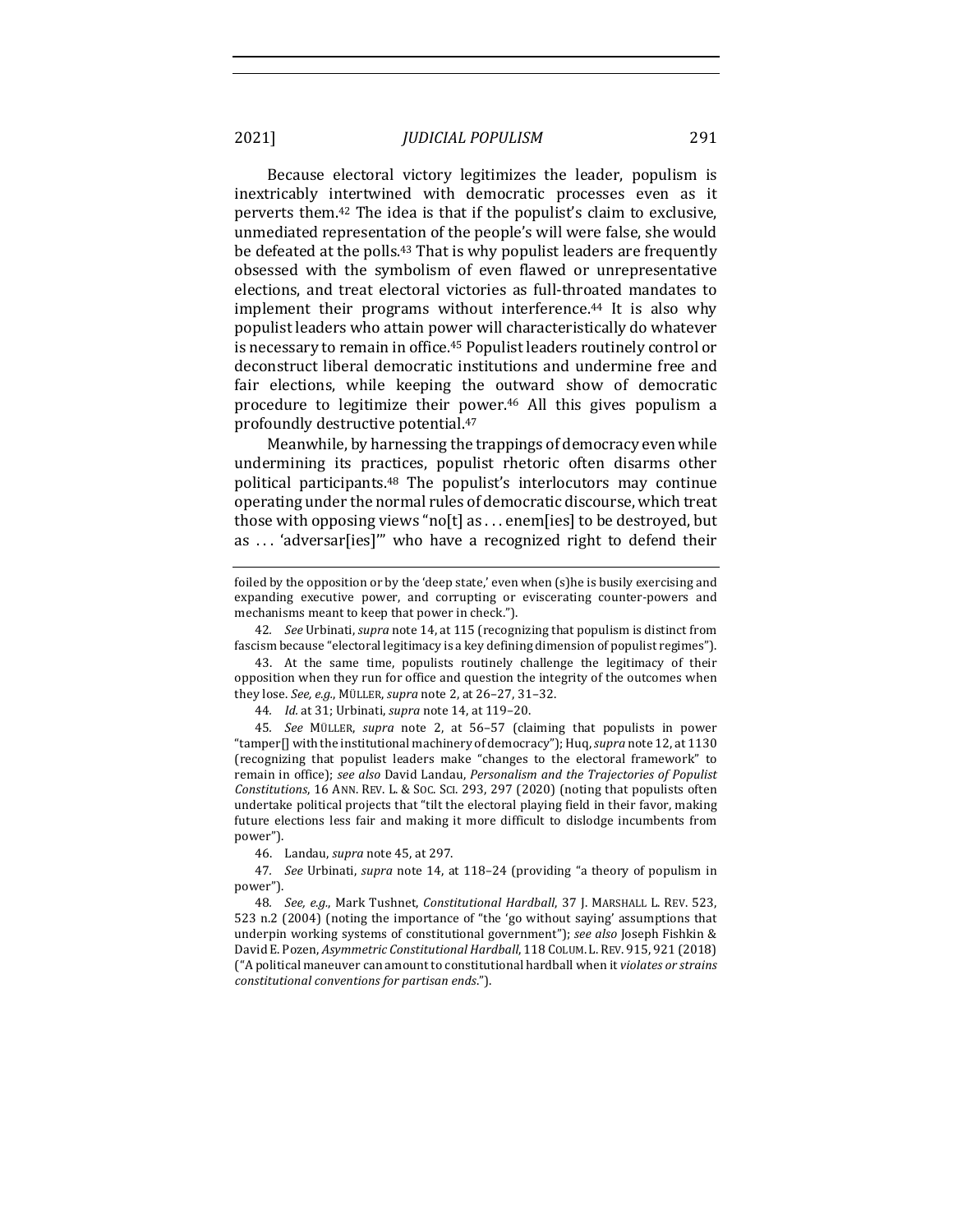Because electoral victory legitimizes the leader, populism is inextricably intertwined with democratic processes even as it perverts them.[42] The idea is that if the populist's claim to exclusive, unmediated representation of the people's will were false, she would be defeated at the polls.[43] That is why populist leaders are frequently obsessed with the symbolism of even flawed or unrepresentative elections, and treat electoral victories as full-throated mandates to implement their programs without interference.[44] It is also why populist leaders who attain power will characteristically do whatever is necessary to remain in office.[45] Populist leaders routinely control or deconstruct liberal democratic institutions and undermine free and fair elections, while keeping the outward show of democratic procedure to legitimize their power.[46] All this gives populism a profoundly destructive potential.[47]

Meanwhile, by harnessing the trappings of democracy even while undermining its practices, populist rhetoric often disarms other political participants.[48] The populist's interlocutors may continue operating under the normal rules of democratic discourse, which treat those with opposing views "no[t] as . . . enem[ies] to be destroyed, but as . . . 'adversar[ies]'" who have a recognized right to defend their

---

foiled by the opposition or by the 'deep state,' even when (s)he is busily exercising and expanding executive power, and corrupting or eviscerating counter-powers and mechanisms meant to keep that power in check.").

42. *See* Urbinati, *supra* note 14, at 115 (recognizing that populism is distinct from fascism because "electoral legitimacy is a key defining dimension of populist regimes").

43. At the same time, populists routinely challenge the legitimacy of their opposition when they run for office and question the integrity of the outcomes when they lose. *See, e.g.*, MÜLLER, *supra* note 2, at 26–27, 31–32.

44. *Id.* at 31; Urbinati, *supra* note 14, at 119–20.

45. *See* MÜLLER, *supra* note 2, at 56–57 (claiming that populists in power "tamper[] with the institutional machinery of democracy"); Huq, *supra* note 12, at 1130 (recognizing that populist leaders make "changes to the electoral framework" to remain in office); *see also* David Landau, *Personalism and the Trajectories of Populist Constitutions*, 16 ANN. REV. L. & SOC. SCI. 293, 297 (2020) (noting that populists often undertake political projects that "tilt the electoral playing field in their favor, making future elections less fair and making it more difficult to dislodge incumbents from power").

46. Landau, *supra* note 45, at 297.

47. *See* Urbinati, *supra* note 14, at 118–24 (providing "a theory of populism in power").

48. *See, e.g.*, Mark Tushnet, *Constitutional Hardball*, 37 J. MARSHALL L. REV. 523, 523 n.2 (2004) (noting the importance of "the 'go without saying' assumptions that underpin working systems of constitutional government"); *see also* Joseph Fishkin & David E. Pozen, *Asymmetric Constitutional Hardball*, 118 COLUM. L. REV. 915, 921 (2018) ("A political maneuver can amount to constitutional hardball when it *violates or strains constitutional conventions for partisan ends*.").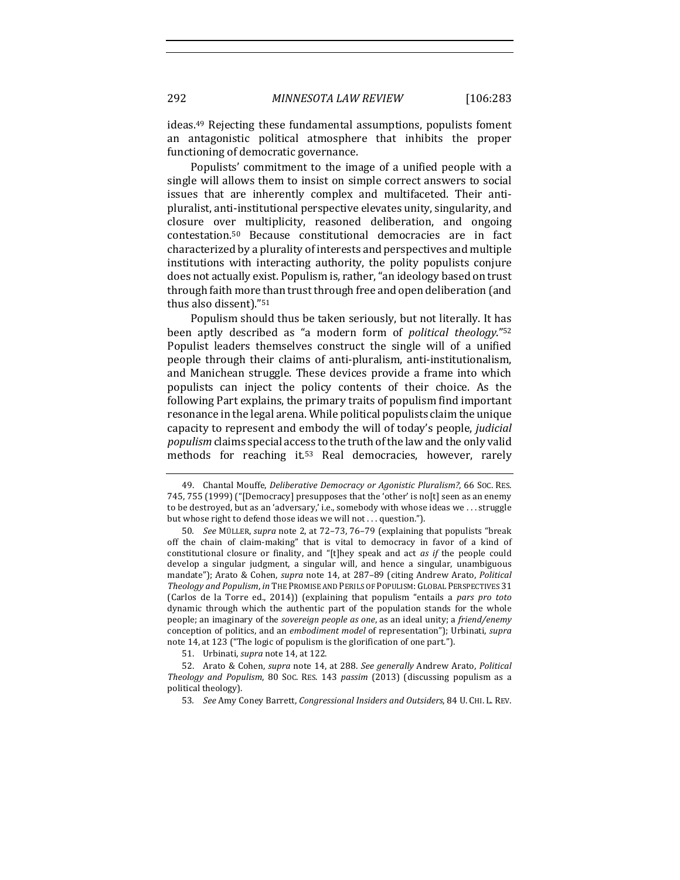ideas.[49] Rejecting these fundamental assumptions, populists foment an antagonistic political atmosphere that inhibits the proper functioning of democratic governance.

Populists' commitment to the image of a unified people with a single will allows them to insist on simple correct answers to social issues that are inherently complex and multifaceted. Their anti-pluralist, anti-institutional perspective elevates unity, singularity, and closure over multiplicity, reasoned deliberation, and ongoing contestation.[50] Because constitutional democracies are in fact characterized by a plurality of interests and perspectives and multiple institutions with interacting authority, the polity populists conjure does not actually exist. Populism is, rather, "an ideology based on trust through faith more than trust through free and open deliberation (and thus also dissent)."[51]

Populism should thus be taken seriously, but not literally. It has been aptly described as "a modern form of *political theology*."[52] Populist leaders themselves construct the single will of a unified people through their claims of anti-pluralism, anti-institutionalism, and Manichean struggle. These devices provide a frame into which populists can inject the policy contents of their choice. As the following Part explains, the primary traits of populism find important resonance in the legal arena. While political populists claim the unique capacity to represent and embody the will of today's people, *judicial populism* claims special access to the truth of the law and the only valid methods for reaching it.[53] Real democracies, however, rarely

---

49. Chantal Mouffe, *Deliberative Democracy or Agonistic Pluralism?*, 66 SOC. RES. 745, 755 (1999) ("[Democracy] presupposes that the 'other' is no[t] seen as an enemy to be destroyed, but as an 'adversary,' i.e., somebody with whose ideas we . . . struggle but whose right to defend those ideas we will not . . . question.").

50. *See* MÜLLER, *supra* note 2, at 72–73, 76–79 (explaining that populists "break off the chain of claim-making" that is vital to democracy in favor of a kind of constitutional closure or finality, and "[t]hey speak and act *as if* the people could develop a singular judgment, a singular will, and hence a singular, unambiguous mandate"); Arato & Cohen, *supra* note 14, at 287–89 (citing Andrew Arato, *Political Theology and Populism*, *in* THE PROMISE AND PERILS OF POPULISM: GLOBAL PERSPECTIVES 31 (Carlos de la Torre ed., 2014)) (explaining that populism "entails a *pars pro toto* dynamic through which the authentic part of the population stands for the whole people; an imaginary of the *sovereign people as one*, as an ideal unity; a *friend/enemy* conception of politics, and an *embodiment model* of representation"); Urbinati, *supra* note 14, at 123 ("The logic of populism is the glorification of one part.").

51. Urbinati, *supra* note 14, at 122.

52. Arato & Cohen, *supra* note 14, at 288. *See generally* Andrew Arato, *Political Theology and Populism*, 80 SOC. RES. 143 *passim* (2013) (discussing populism as a political theology).

53. *See* Amy Coney Barrett, *Congressional Insiders and Outsiders*, 84 U. CHI. L. REV.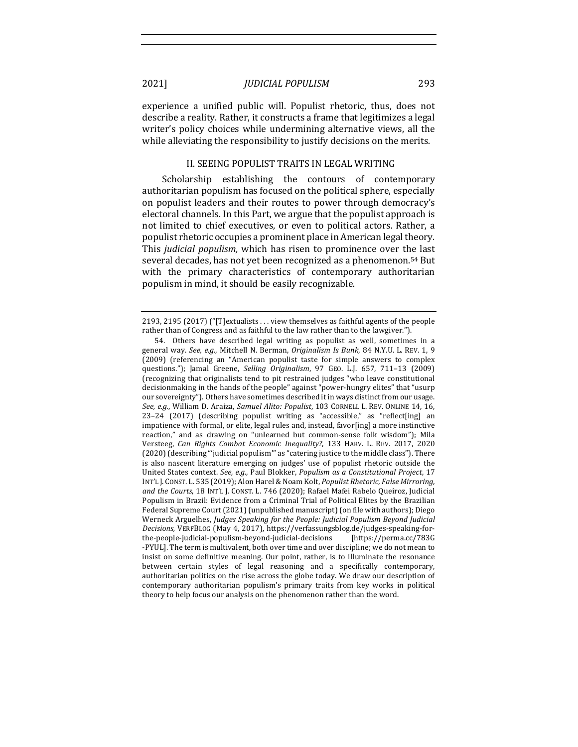experience a unified public will. Populist rhetoric, thus, does not describe a reality. Rather, it constructs a frame that legitimizes a legal writer's policy choices while undermining alternative views, all the while alleviating the responsibility to justify decisions on the merits.

## II. SEEING POPULIST TRAITS IN LEGAL WRITING

Scholarship establishing the contours of contemporary authoritarian populism has focused on the political sphere, especially on populist leaders and their routes to power through democracy's electoral channels. In this Part, we argue that the populist approach is not limited to chief executives, or even to political actors. Rather, a populist rhetoric occupies a prominent place in American legal theory. This *judicial populism,* which has risen to prominence over the last several decades, has not yet been recognized as a phenomenon.[54] But with the primary characteristics of contemporary authoritarian populism in mind, it should be easily recognizable.

---

2193, 2195 (2017) ("[T]extualists . . . view themselves as faithful agents of the people rather than of Congress and as faithful to the law rather than to the lawgiver.").

54. Others have described legal writing as populist as well, sometimes in a general way. *See, e.g.*, Mitchell N. Berman, *Originalism Is Bunk*, 84 N.Y.U. L. REV. 1, 9 (2009) (referencing an "American populist taste for simple answers to complex questions."); Jamal Greene, *Selling Originalism*, 97 GEO. L.J. 657, 711–13 (2009) (recognizing that originalists tend to pit restrained judges "who leave constitutional decisionmaking in the hands of the people" against "power-hungry elites" that "usurp our sovereignty"). Others have sometimes described it in ways distinct from our usage. *See, e.g.*, William D. Araiza, *Samuel Alito: Populist*, 103 CORNELL L. REV. ONLINE 14, 16, 23–24 (2017) (describing populist writing as "accessible," as "reflect[ing] an impatience with formal, or elite, legal rules and, instead, favor[ing] a more instinctive reaction," and as drawing on "unlearned but common-sense folk wisdom"); Mila Versteeg, *Can Rights Combat Economic Inequality?*, 133 HARV. L. REV. 2017, 2020 (2020) (describing "'judicial populism'" as "catering justice to the middle class"). There is also nascent literature emerging on judges' use of populist rhetoric outside the United States context. *See, e.g.*, Paul Blokker, *Populism as a Constitutional Project*, 17 INT'L J. CONST. L. 535 (2019); Alon Harel & Noam Kolt, *Populist Rhetoric, False Mirroring, and the Courts*, 18 INT'L J. CONST. L. 746 (2020); Rafael Mafei Rabelo Queiroz, Judicial Populism in Brazil: Evidence from a Criminal Trial of Political Elites by the Brazilian Federal Supreme Court (2021) (unpublished manuscript) (on file with authors); Diego Werneck Arguelhes, *Judges Speaking for the People: Judicial Populism Beyond Judicial Decisions*, VERFBLOG (May 4, 2017), https://verfassungsblog.de/judges-speaking-for-the-people-judicial-populism-beyond-judicial-decisions [https://perma.cc/783G-PYUL]. The term is multivalent, both over time and over discipline; we do not mean to insist on some definitive meaning. Our point, rather, is to illuminate the resonance between certain styles of legal reasoning and a specifically contemporary, authoritarian politics on the rise across the globe today. We draw our description of contemporary authoritarian populism's primary traits from key works in political theory to help focus our analysis on the phenomenon rather than the word.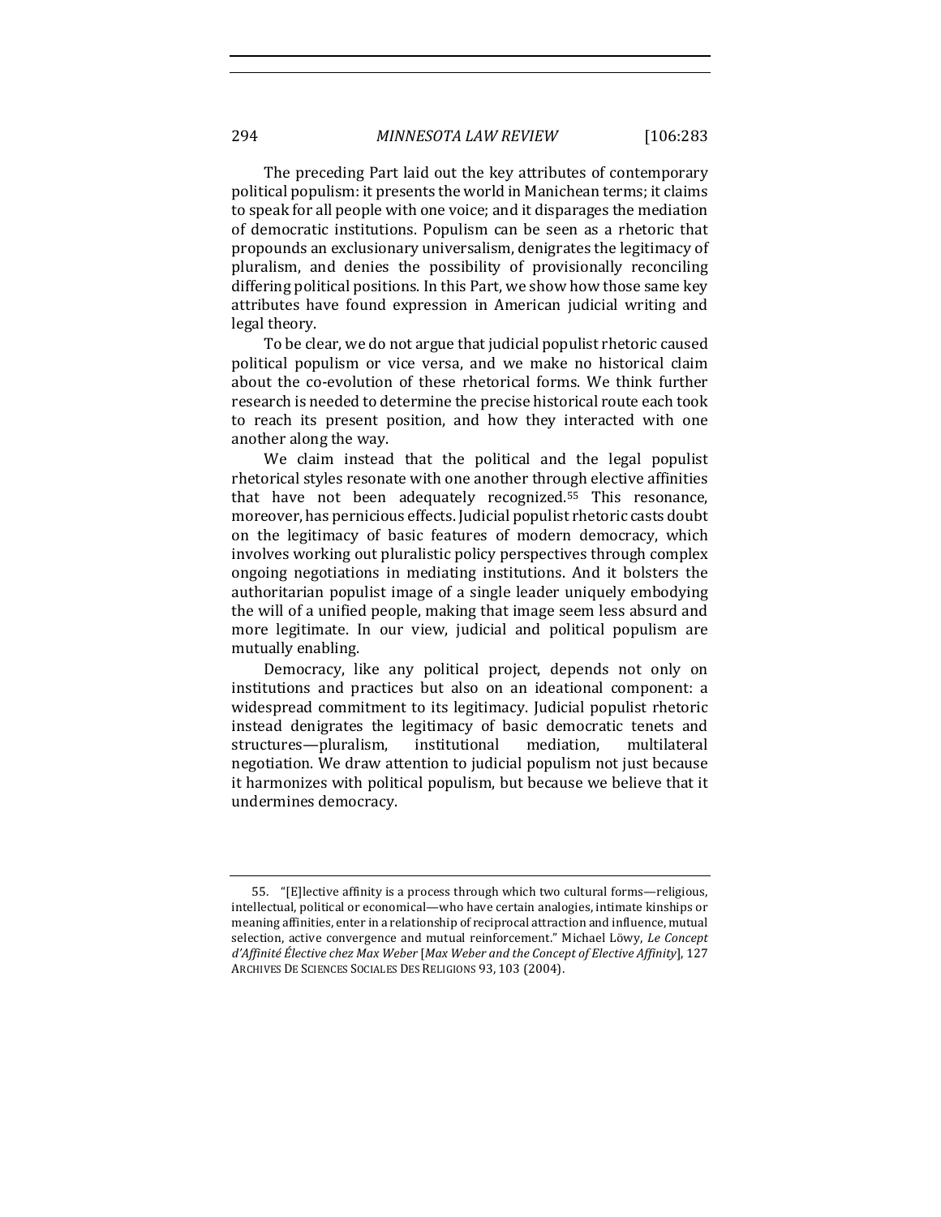The preceding Part laid out the key attributes of contemporary political populism: it presents the world in Manichean terms; it claims to speak for all people with one voice; and it disparages the mediation of democratic institutions. Populism can be seen as a rhetoric that propounds an exclusionary universalism, denigrates the legitimacy of pluralism, and denies the possibility of provisionally reconciling differing political positions. In this Part, we show how those same key attributes have found expression in American judicial writing and legal theory.

To be clear, we do not argue that judicial populist rhetoric caused political populism or vice versa, and we make no historical claim about the co-evolution of these rhetorical forms. We think further research is needed to determine the precise historical route each took to reach its present position, and how they interacted with one another along the way.

We claim instead that the political and the legal populist rhetorical styles resonate with one another through elective affinities that have not been adequately recognized.[55] This resonance, moreover, has pernicious effects. Judicial populist rhetoric casts doubt on the legitimacy of basic features of modern democracy, which involves working out pluralistic policy perspectives through complex ongoing negotiations in mediating institutions. And it bolsters the authoritarian populist image of a single leader uniquely embodying the will of a unified people, making that image seem less absurd and more legitimate. In our view, judicial and political populism are mutually enabling.

Democracy, like any political project, depends not only on institutions and practices but also on an ideational component: a widespread commitment to its legitimacy. Judicial populist rhetoric instead denigrates the legitimacy of basic democratic tenets and structures—pluralism, institutional mediation, multilateral negotiation. We draw attention to judicial populism not just because it harmonizes with political populism, but because we believe that it undermines democracy.

---

55. "[E]lective affinity is a process through which two cultural forms—religious, intellectual, political or economical—who have certain analogies, intimate kinships or meaning affinities, enter in a relationship of reciprocal attraction and influence, mutual selection, active convergence and mutual reinforcement." Michael Löwy, *Le Concept d'Affinité Élective chez Max Weber* [*Max Weber and the Concept of Elective Affinity*], 127 ARCHIVES DE SCIENCES SOCIALES DES RELIGIONS 93, 103 (2004).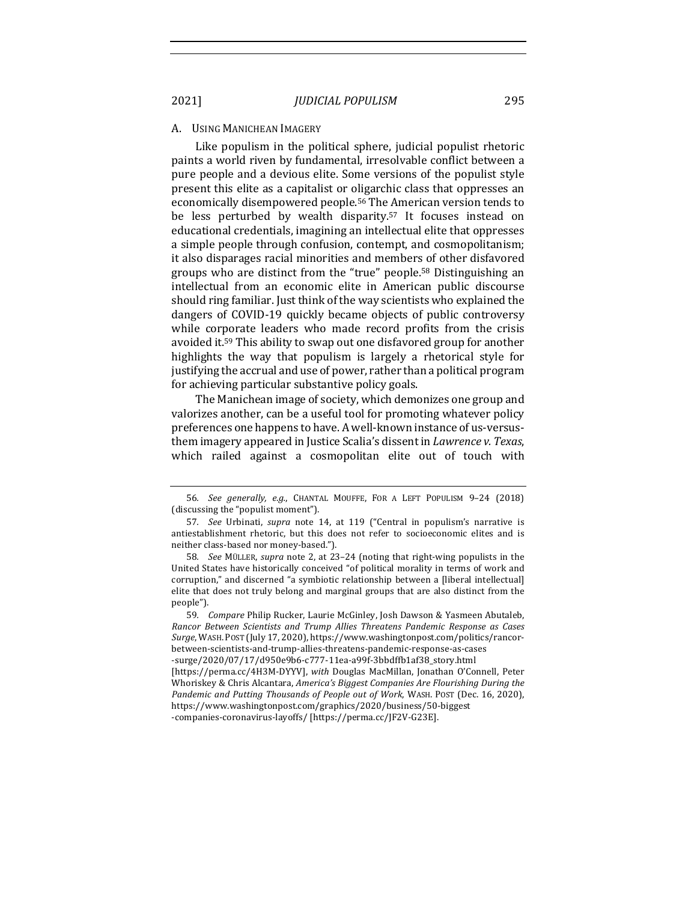### A. USING MANICHEAN IMAGERY

Like populism in the political sphere, judicial populist rhetoric paints a world riven by fundamental, irresolvable conflict between a pure people and a devious elite. Some versions of the populist style present this elite as a capitalist or oligarchic class that oppresses an economically disempowered people.[56] The American version tends to be less perturbed by wealth disparity.[57] It focuses instead on educational credentials, imagining an intellectual elite that oppresses a simple people through confusion, contempt, and cosmopolitanism; it also disparages racial minorities and members of other disfavored groups who are distinct from the "true" people.[58] Distinguishing an intellectual from an economic elite in American public discourse should ring familiar. Just think of the way scientists who explained the dangers of COVID-19 quickly became objects of public controversy while corporate leaders who made record profits from the crisis avoided it.[59] This ability to swap out one disfavored group for another highlights the way that populism is largely a rhetorical style for justifying the accrual and use of power, rather than a political program for achieving particular substantive policy goals.

The Manichean image of society, which demonizes one group and valorizes another, can be a useful tool for promoting whatever policy preferences one happens to have. A well-known instance of us-versus-them imagery appeared in Justice Scalia's dissent in *Lawrence v. Texas*, which railed against a cosmopolitan elite out of touch with

---

56. *See generally, e.g.*, CHANTAL MOUFFE, FOR A LEFT POPULISM 9–24 (2018) (discussing the "populist moment").

57. *See* Urbinati, *supra* note 14, at 119 ("Central in populism's narrative is antiestablishment rhetoric, but this does not refer to socioeconomic elites and is neither class-based nor money-based.").

58. *See* MÜLLER, *supra* note 2, at 23–24 (noting that right-wing populists in the United States have historically conceived "of political morality in terms of work and corruption," and discerned "a symbiotic relationship between a [liberal intellectual] elite that does not truly belong and marginal groups that are also distinct from the people").

59. *Compare* Philip Rucker, Laurie McGinley, Josh Dawson & Yasmeen Abutaleb, *Rancor Between Scientists and Trump Allies Threatens Pandemic Response as Cases Surge*, WASH. POST (July 17, 2020), https://www.washingtonpost.com/politics/rancor-between-scientists-and-trump-allies-threatens-pandemic-response-as-cases-surge/2020/07/17/d950e9b6-c777-11ea-a99f-3bbdffb1af38_story.html [https://perma.cc/4H3M-DYYV], *with* Douglas MacMillan, Jonathan O'Connell, Peter Whoriskey & Chris Alcantara, *America's Biggest Companies Are Flourishing During the Pandemic and Putting Thousands of People out of Work*, WASH. POST (Dec. 16, 2020), https://www.washingtonpost.com/graphics/2020/business/50-biggest-companies-coronavirus-layoffs/ [https://perma.cc/JF2V-G23E].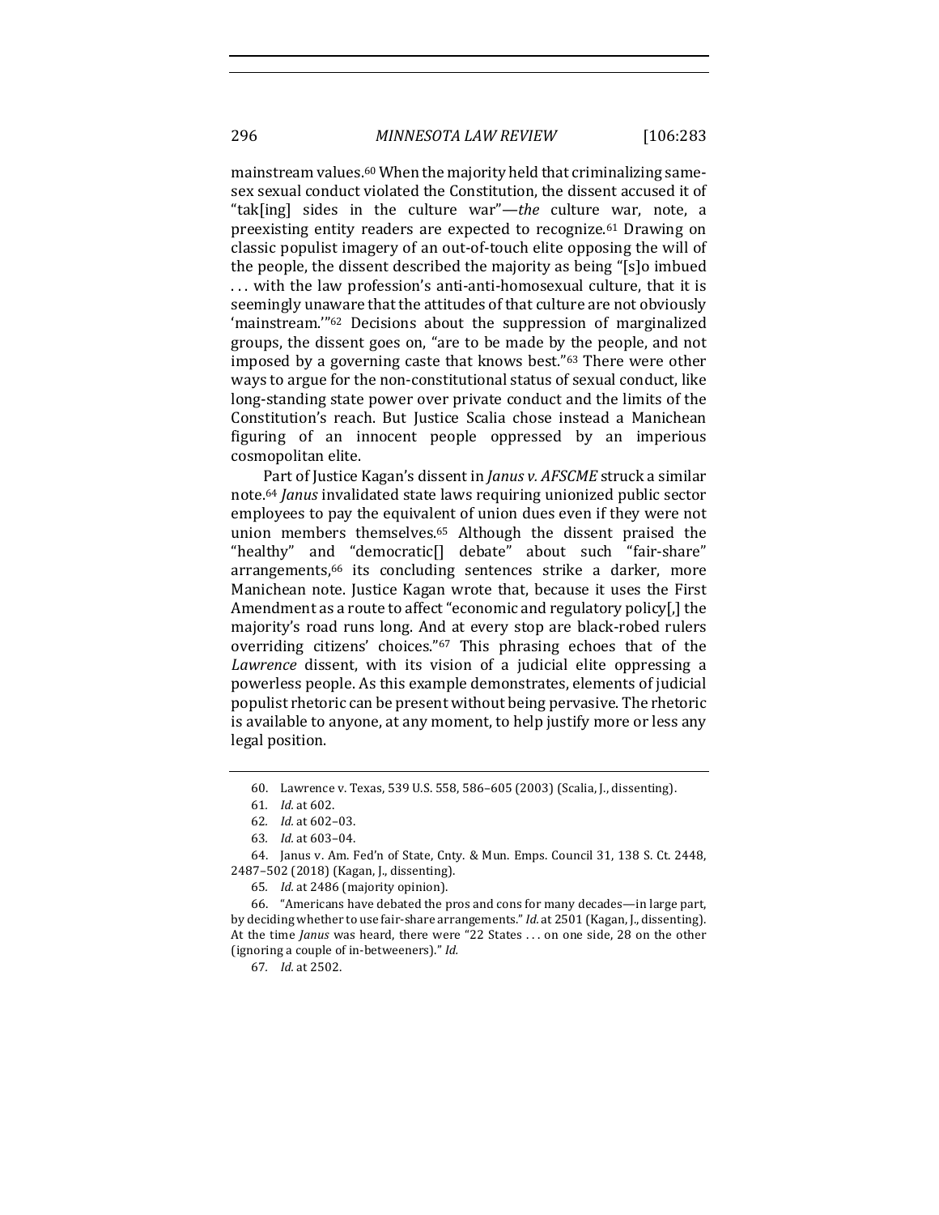mainstream values.[60] When the majority held that criminalizing same-sex sexual conduct violated the Constitution, the dissent accused it of "tak[ing] sides in the culture war"—*the* culture war, note, a preexisting entity readers are expected to recognize.[61] Drawing on classic populist imagery of an out-of-touch elite opposing the will of the people, the dissent described the majority as being "[s]o imbued . . . with the law profession's anti-anti-homosexual culture, that it is seemingly unaware that the attitudes of that culture are not obviously 'mainstream.'"[62] Decisions about the suppression of marginalized groups, the dissent goes on, "are to be made by the people, and not imposed by a governing caste that knows best."[63] There were other ways to argue for the non-constitutional status of sexual conduct, like long-standing state power over private conduct and the limits of the Constitution's reach. But Justice Scalia chose instead a Manichean figuring of an innocent people oppressed by an imperious cosmopolitan elite.

Part of Justice Kagan's dissent in *Janus v. AFSCME* struck a similar note.[64] *Janus* invalidated state laws requiring unionized public sector employees to pay the equivalent of union dues even if they were not union members themselves.[65] Although the dissent praised the "healthy" and "democratic[] debate" about such "fair-share" arrangements,[66] its concluding sentences strike a darker, more Manichean note. Justice Kagan wrote that, because it uses the First Amendment as a route to affect "economic and regulatory policy[,] the majority's road runs long. And at every stop are black-robed rulers overriding citizens' choices."[67] This phrasing echoes that of the *Lawrence* dissent, with its vision of a judicial elite oppressing a powerless people. As this example demonstrates, elements of judicial populist rhetoric can be present without being pervasive. The rhetoric is available to anyone, at any moment, to help justify more or less any legal position.

---

60. Lawrence v. Texas, 539 U.S. 558, 586–605 (2003) (Scalia, J., dissenting).

61. *Id.* at 602.

62. *Id.* at 602–03.

63. *Id.* at 603–04.

64. Janus v. Am. Fed'n of State, Cnty. & Mun. Emps. Council 31, 138 S. Ct. 2448, 2487–502 (2018) (Kagan, J., dissenting).

65. *Id.* at 2486 (majority opinion).

66. "Americans have debated the pros and cons for many decades—in large part, by deciding whether to use fair-share arrangements." *Id.* at 2501 (Kagan, J., dissenting). At the time *Janus* was heard, there were "22 States . . . on one side, 28 on the other (ignoring a couple of in-betweeners)." *Id.*

67. *Id.* at 2502.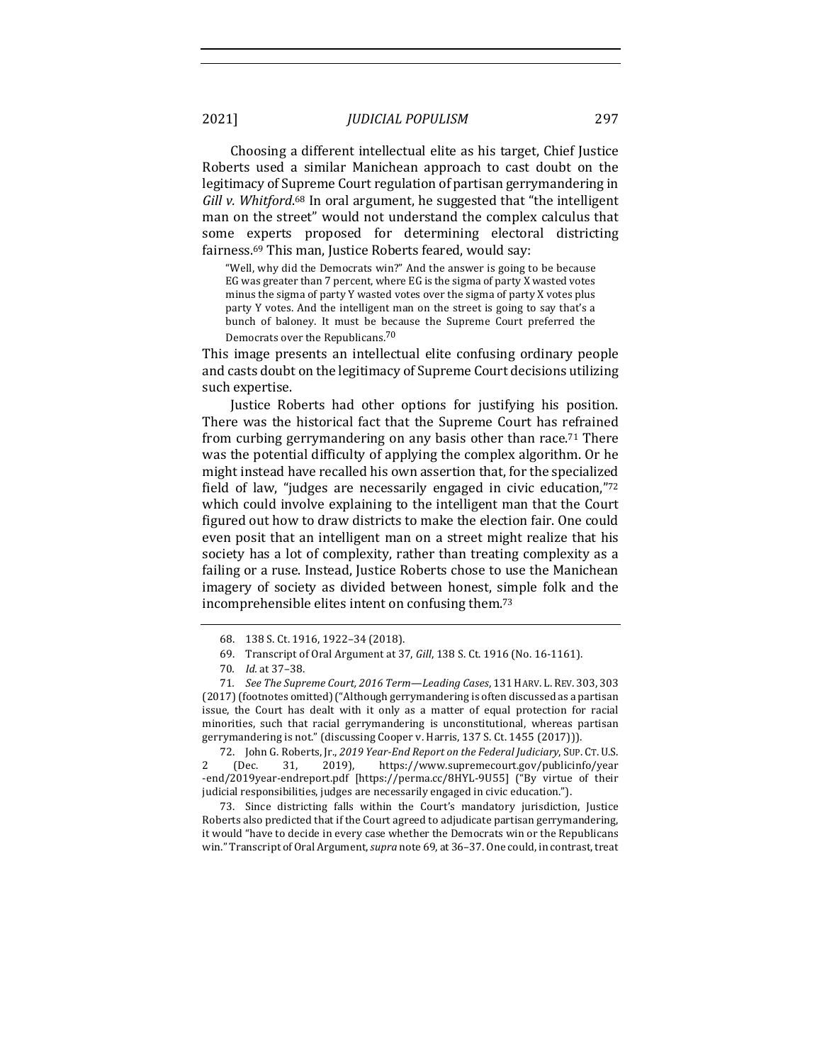Choosing a different intellectual elite as his target, Chief Justice Roberts used a similar Manichean approach to cast doubt on the legitimacy of Supreme Court regulation of partisan gerrymandering in *Gill v. Whitford*.[68] In oral argument, he suggested that "the intelligent man on the street" would not understand the complex calculus that some experts proposed for determining electoral districting fairness.[69] This man, Justice Roberts feared, would say:

> "Well, why did the Democrats win?" And the answer is going to be because EG was greater than 7 percent, where EG is the sigma of party X wasted votes minus the sigma of party Y wasted votes over the sigma of party X votes plus party Y votes. And the intelligent man on the street is going to say that's a bunch of baloney. It must be because the Supreme Court preferred the Democrats over the Republicans.[70]

This image presents an intellectual elite confusing ordinary people and casts doubt on the legitimacy of Supreme Court decisions utilizing such expertise.

Justice Roberts had other options for justifying his position. There was the historical fact that the Supreme Court has refrained from curbing gerrymandering on any basis other than race.[71] There was the potential difficulty of applying the complex algorithm. Or he might instead have recalled his own assertion that, for the specialized field of law, "judges are necessarily engaged in civic education,"[72] which could involve explaining to the intelligent man that the Court figured out how to draw districts to make the election fair. One could even posit that an intelligent man on a street might realize that his society has a lot of complexity, rather than treating complexity as a failing or a ruse. Instead, Justice Roberts chose to use the Manichean imagery of society as divided between honest, simple folk and the incomprehensible elites intent on confusing them.[73]

---

68. 138 S. Ct. 1916, 1922–34 (2018).

69. Transcript of Oral Argument at 37, *Gill*, 138 S. Ct. 1916 (No. 16-1161).

70. *Id.* at 37–38.

71. *See The Supreme Court, 2016 Term—Leading Cases*, 131 HARV. L. REV. 303, 303 (2017) (footnotes omitted) ("Although gerrymandering is often discussed as a partisan issue, the Court has dealt with it only as a matter of equal protection for racial minorities, such that racial gerrymandering is unconstitutional, whereas partisan gerrymandering is not." (discussing Cooper v. Harris, 137 S. Ct. 1455 (2017))).

72. John G. Roberts, Jr., *2019 Year-End Report on the Federal Judiciary*, SUP. CT. U.S. 2 (Dec. 31, 2019), https://www.supremecourt.gov/publicinfo/year-end/2019year-endreport.pdf [https://perma.cc/8HYL-9U55] ("By virtue of their judicial responsibilities, judges are necessarily engaged in civic education.").

73. Since districting falls within the Court's mandatory jurisdiction, Justice Roberts also predicted that if the Court agreed to adjudicate partisan gerrymandering, it would "have to decide in every case whether the Democrats win or the Republicans win." Transcript of Oral Argument, *supra* note 69, at 36–37. One could, in contrast, treat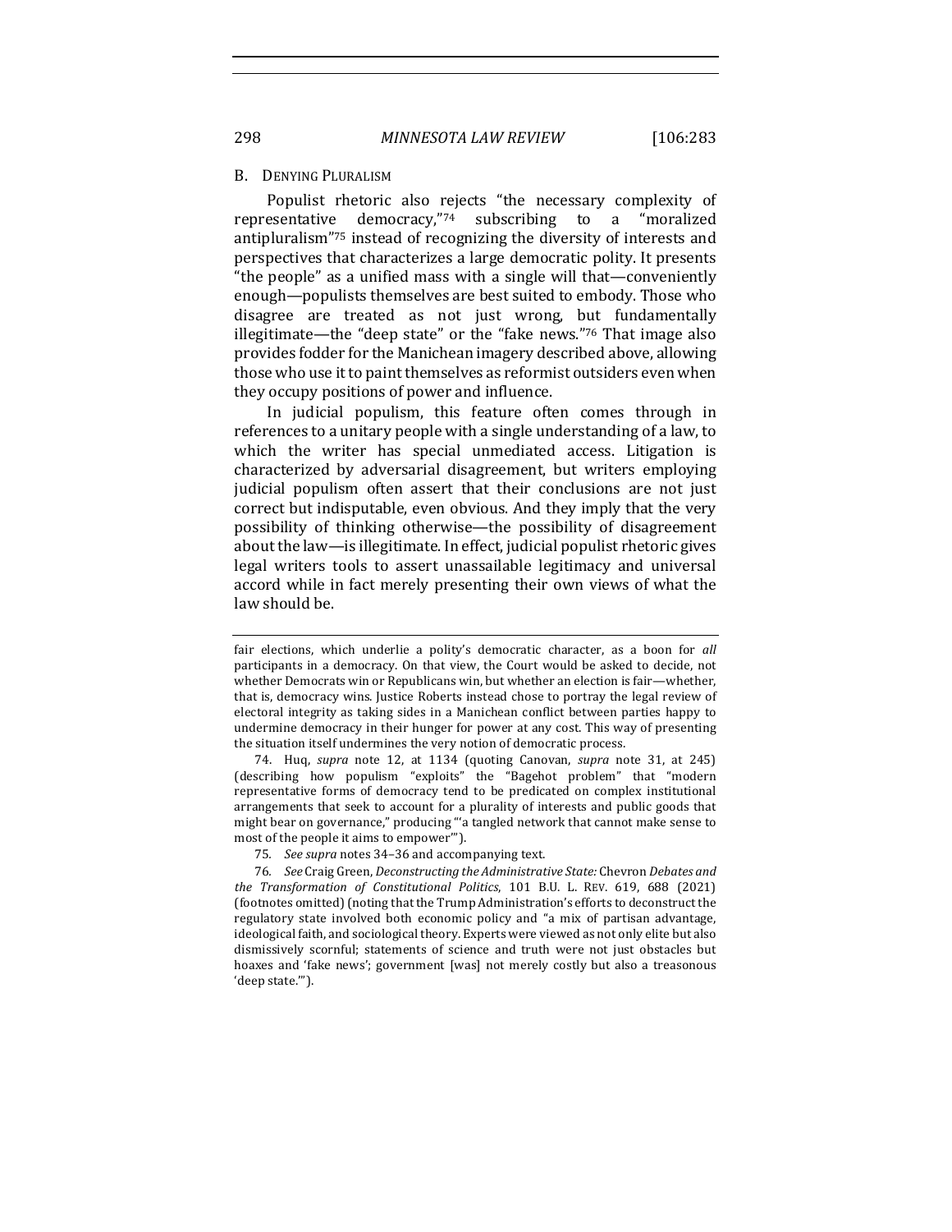## B. Denying Pluralism

Populist rhetoric also rejects "the necessary complexity of representative democracy,"[74] subscribing to a "moralized antipluralism"[75] instead of recognizing the diversity of interests and perspectives that characterizes a large democratic polity. It presents "the people" as a unified mass with a single will that—conveniently enough—populists themselves are best suited to embody. Those who disagree are treated as not just wrong, but fundamentally illegitimate—the "deep state" or the "fake news."[76] That image also provides fodder for the Manichean imagery described above, allowing those who use it to paint themselves as reformist outsiders even when they occupy positions of power and influence.

In judicial populism, this feature often comes through in references to a unitary people with a single understanding of a law, to which the writer has special unmediated access. Litigation is characterized by adversarial disagreement, but writers employing judicial populism often assert that their conclusions are not just correct but indisputable, even obvious. And they imply that the very possibility of thinking otherwise—the possibility of disagreement about the law—is illegitimate. In effect, judicial populist rhetoric gives legal writers tools to assert unassailable legitimacy and universal accord while in fact merely presenting their own views of what the law should be.

---

fair elections, which underlie a polity's democratic character, as a boon for *all* participants in a democracy. On that view, the Court would be asked to decide, not whether Democrats win or Republicans win, but whether an election is fair—whether, that is, democracy wins. Justice Roberts instead chose to portray the legal review of electoral integrity as taking sides in a Manichean conflict between parties happy to undermine democracy in their hunger for power at any cost. This way of presenting the situation itself undermines the very notion of democratic process.

74. Huq, *supra* note 12, at 1134 (quoting Canovan, *supra* note 31, at 245) (describing how populism "exploits" the "Bagehot problem" that "modern representative forms of democracy tend to be predicated on complex institutional arrangements that seek to account for a plurality of interests and public goods that might bear on governance," producing "'a tangled network that cannot make sense to most of the people it aims to empower'").

75. *See supra* notes 34–36 and accompanying text.

76. *See* Craig Green, *Deconstructing the Administrative State:* Chevron *Debates and the Transformation of Constitutional Politics*, 101 B.U. L. REV. 619, 688 (2021) (footnotes omitted) (noting that the Trump Administration's efforts to deconstruct the regulatory state involved both economic policy and "a mix of partisan advantage, ideological faith, and sociological theory. Experts were viewed as not only elite but also dismissively scornful; statements of science and truth were not just obstacles but hoaxes and 'fake news'; government [was] not merely costly but also a treasonous 'deep state.'").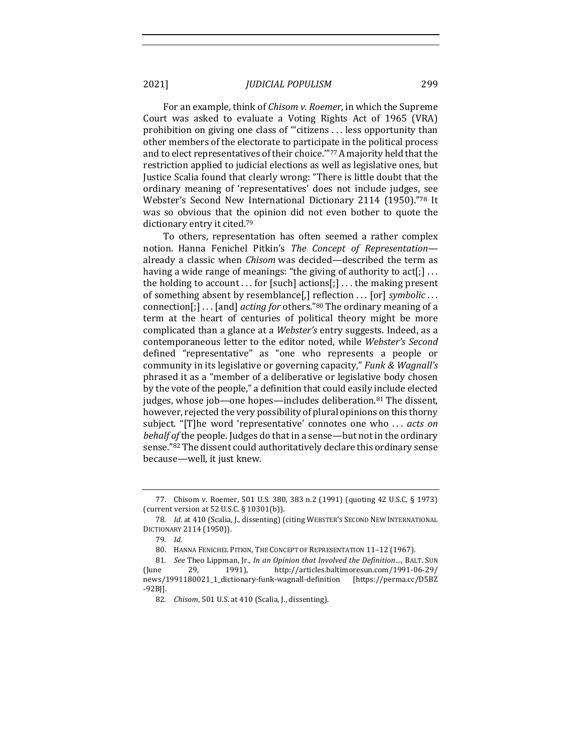For an example, think of *Chisom v. Roemer*, in which the Supreme Court was asked to evaluate a Voting Rights Act of 1965 (VRA) prohibition on giving one class of "'citizens . . . less opportunity than other members of the electorate to participate in the political process and to elect representatives of their choice.'"[77] A majority held that the restriction applied to judicial elections as well as legislative ones, but Justice Scalia found that clearly wrong: "There is little doubt that the ordinary meaning of 'representatives' does not include judges, see Webster's Second New International Dictionary 2114 (1950)."[78] It was so obvious that the opinion did not even bother to quote the dictionary entry it cited.[79]

To others, representation has often seemed a rather complex notion. Hanna Fenichel Pitkin's *The Concept of Representation*—already a classic when *Chisom* was decided—described the term as having a wide range of meanings: "the giving of authority to act[;] . . . the holding to account . . . for [such] actions[;] . . . the making present of something absent by resemblance[,] reflection . . . [or] *symbolic* . . . connection[;] . . . [and] *acting for* others."[80] The ordinary meaning of a term at the heart of centuries of political theory might be more complicated than a glance at a *Webster's* entry suggests. Indeed, as a contemporaneous letter to the editor noted, while *Webster's Second* defined "representative" as "one who represents a people or community in its legislative or governing capacity," *Funk & Wagnall's* phrased it as a "member of a deliberative or legislative body chosen by the vote of the people," a definition that could easily include elected judges, whose job—one hopes—includes deliberation.[81] The dissent, however, rejected the very possibility of plural opinions on this thorny subject. "[T]he word 'representative' connotes one who . . . *acts on behalf of* the people. Judges do that in a sense—but not in the ordinary sense."[82] The dissent could authoritatively declare this ordinary sense because—well, it just knew.

---

77. Chisom v. Roemer, 501 U.S. 380, 383 n.2 (1991) (quoting 42 U.S.C. § 1973) (current version at 52 U.S.C. § 10301(b)).

78. *Id.* at 410 (Scalia, J., dissenting) (citing WEBSTER'S SECOND NEW INTERNATIONAL DICTIONARY 2114 (1950)).

79. *Id.*

80. HANNA FENICHEL PITKIN, THE CONCEPT OF REPRESENTATION 11–12 (1967).

81. *See* Theo Lippman, Jr., *In an Opinion that Involved the Definition...*, BALT. SUN (June 29, 1991), http://articles.baltimoresun.com/1991-06-29/news/1991180021_1_dictionary-funk-wagnall-definition [https://perma.cc/D5BZ-92BJ].

82. *Chisom*, 501 U.S. at 410 (Scalia, J., dissenting).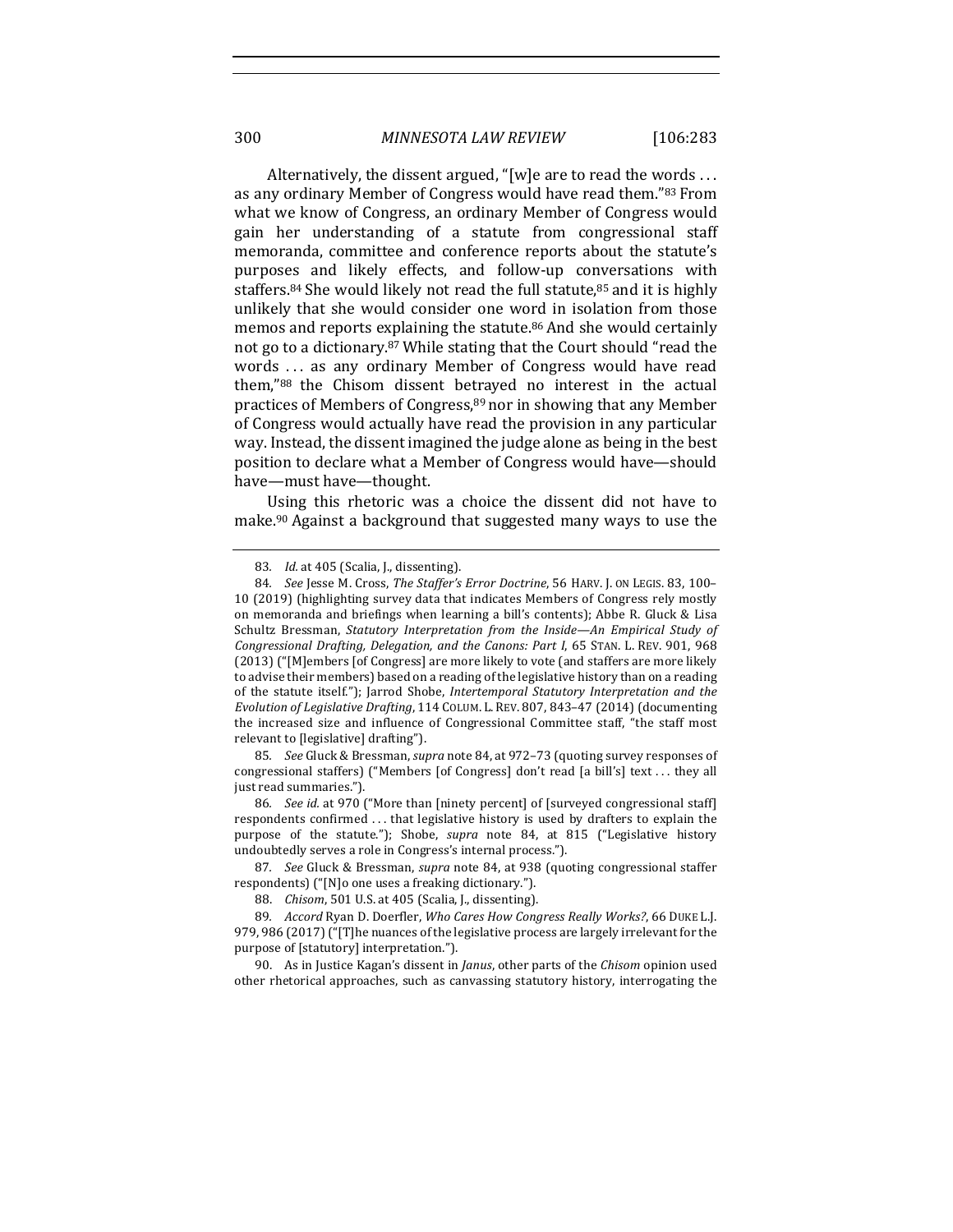Alternatively, the dissent argued, "[w]e are to read the words . . . as any ordinary Member of Congress would have read them."[83] From what we know of Congress, an ordinary Member of Congress would gain her understanding of a statute from congressional staff memoranda, committee and conference reports about the statute's purposes and likely effects, and follow-up conversations with staffers.[84] She would likely not read the full statute,[85] and it is highly unlikely that she would consider one word in isolation from those memos and reports explaining the statute.[86] And she would certainly not go to a dictionary.[87] While stating that the Court should "read the words . . . as any ordinary Member of Congress would have read them,"[88] the Chisom dissent betrayed no interest in the actual practices of Members of Congress,[89] nor in showing that any Member of Congress would actually have read the provision in any particular way. Instead, the dissent imagined the judge alone as being in the best position to declare what a Member of Congress would have—should have—must have—thought.

Using this rhetoric was a choice the dissent did not have to make.[90] Against a background that suggested many ways to use the

---

83. *Id.* at 405 (Scalia, J., dissenting).

84. *See* Jesse M. Cross, *The Staffer's Error Doctrine*, 56 HARV. J. ON LEGIS. 83, 100–10 (2019) (highlighting survey data that indicates Members of Congress rely mostly on memoranda and briefings when learning a bill's contents); Abbe R. Gluck & Lisa Schultz Bressman, *Statutory Interpretation from the Inside—An Empirical Study of Congressional Drafting, Delegation, and the Canons: Part I*, 65 STAN. L. REV. 901, 968 (2013) ("[M]embers [of Congress] are more likely to vote (and staffers are more likely to advise their members) based on a reading of the legislative history than on a reading of the statute itself."); Jarrod Shobe, *Intertemporal Statutory Interpretation and the Evolution of Legislative Drafting*, 114 COLUM. L. REV. 807, 843–47 (2014) (documenting the increased size and influence of Congressional Committee staff, "the staff most relevant to [legislative] drafting").

85. *See* Gluck & Bressman, *supra* note 84, at 972–73 (quoting survey responses of congressional staffers) ("Members [of Congress] don't read [a bill's] text . . . they all just read summaries.").

86. *See id.* at 970 ("More than [ninety percent] of [surveyed congressional staff] respondents confirmed . . . that legislative history is used by drafters to explain the purpose of the statute."); Shobe, *supra* note 84, at 815 ("Legislative history undoubtedly serves a role in Congress's internal process.").

87. *See* Gluck & Bressman, *supra* note 84, at 938 (quoting congressional staffer respondents) ("[N]o one uses a freaking dictionary.").

88. *Chisom*, 501 U.S. at 405 (Scalia, J., dissenting).

89. *Accord* Ryan D. Doerfler, *Who Cares How Congress Really Works?*, 66 DUKE L.J. 979, 986 (2017) ("[T]he nuances of the legislative process are largely irrelevant for the purpose of [statutory] interpretation.").

90. As in Justice Kagan's dissent in *Janus*, other parts of the *Chisom* opinion used other rhetorical approaches, such as canvassing statutory history, interrogating the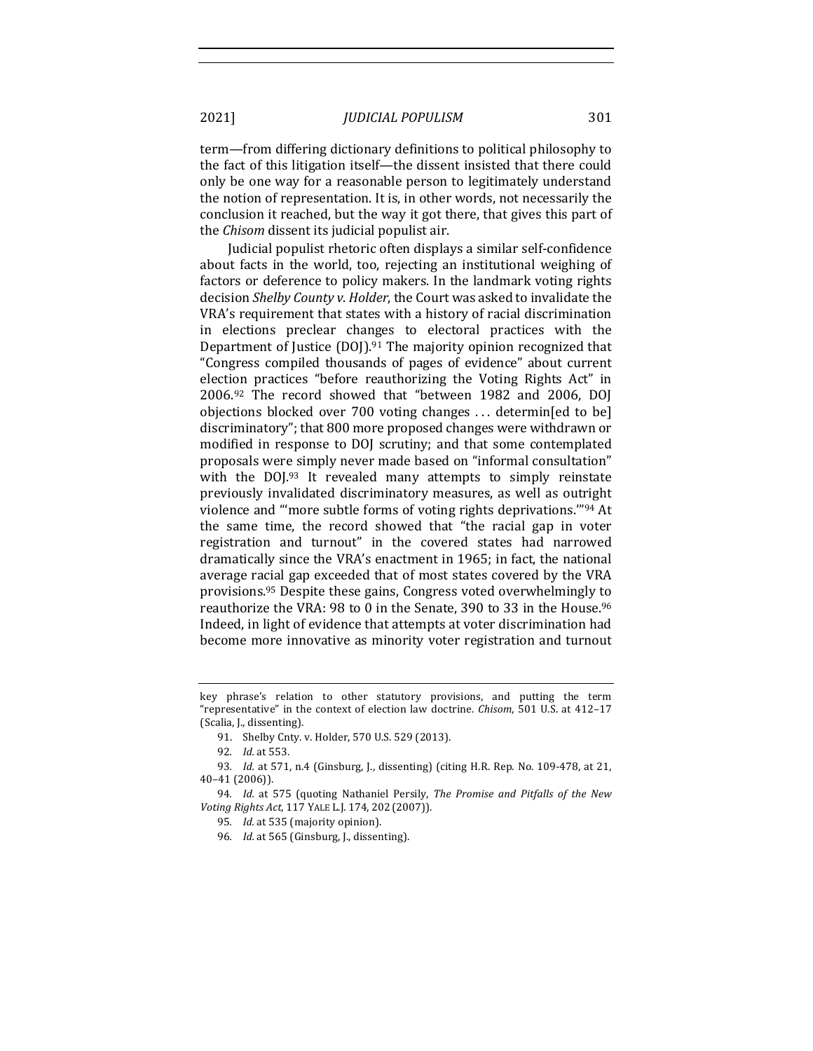term—from differing dictionary definitions to political philosophy to the fact of this litigation itself—the dissent insisted that there could only be one way for a reasonable person to legitimately understand the notion of representation. It is, in other words, not necessarily the conclusion it reached, but the way it got there, that gives this part of the *Chisom* dissent its judicial populist air.

Judicial populist rhetoric often displays a similar self-confidence about facts in the world, too, rejecting an institutional weighing of factors or deference to policy makers. In the landmark voting rights decision *Shelby County v. Holder*, the Court was asked to invalidate the VRA's requirement that states with a history of racial discrimination in elections preclear changes to electoral practices with the Department of Justice (DOJ).[91] The majority opinion recognized that "Congress compiled thousands of pages of evidence" about current election practices "before reauthorizing the Voting Rights Act" in 2006.[92] The record showed that "between 1982 and 2006, DOJ objections blocked over 700 voting changes . . . determin[ed to be] discriminatory"; that 800 more proposed changes were withdrawn or modified in response to DOJ scrutiny; and that some contemplated proposals were simply never made based on "informal consultation" with the DOJ.[93] It revealed many attempts to simply reinstate previously invalidated discriminatory measures, as well as outright violence and "'more subtle forms of voting rights deprivations.'"[94] At the same time, the record showed that "the racial gap in voter registration and turnout" in the covered states had narrowed dramatically since the VRA's enactment in 1965; in fact, the national average racial gap exceeded that of most states covered by the VRA provisions.[95] Despite these gains, Congress voted overwhelmingly to reauthorize the VRA: 98 to 0 in the Senate, 390 to 33 in the House.[96] Indeed, in light of evidence that attempts at voter discrimination had become more innovative as minority voter registration and turnout

---

key phrase's relation to other statutory provisions, and putting the term "representative" in the context of election law doctrine. *Chisom*, 501 U.S. at 412–17 (Scalia, J., dissenting).

91. Shelby Cnty. v. Holder, 570 U.S. 529 (2013).

92. *Id.* at 553.

93. *Id.* at 571, n.4 (Ginsburg, J., dissenting) (citing H.R. Rep. No. 109-478, at 21, 40–41 (2006)).

94. *Id.* at 575 (quoting Nathaniel Persily, *The Promise and Pitfalls of the New Voting Rights Act*, 117 YALE L.J. 174, 202 (2007)).

95. *Id.* at 535 (majority opinion).

96. *Id.* at 565 (Ginsburg, J., dissenting).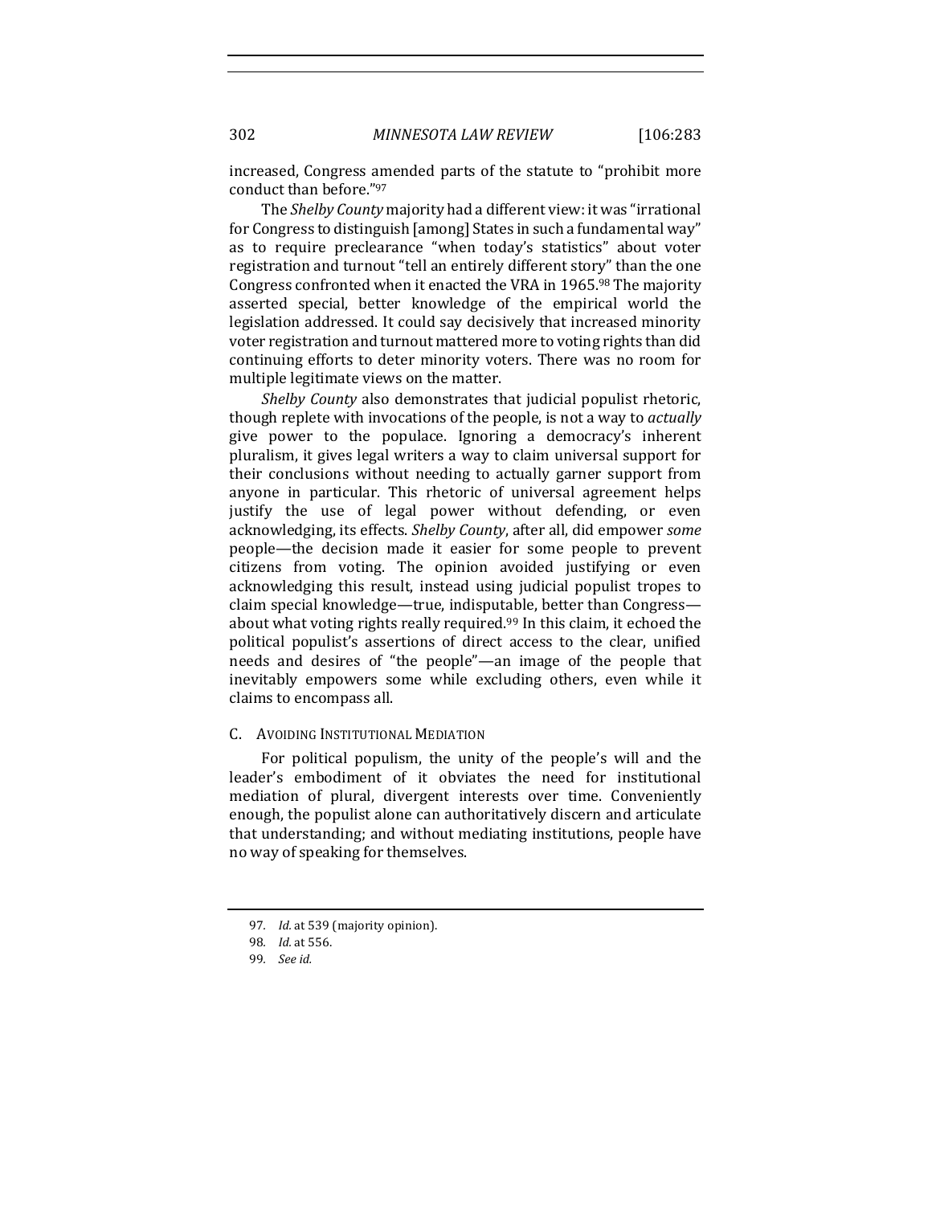increased, Congress amended parts of the statute to "prohibit more conduct than before."[97]

The *Shelby County* majority had a different view: it was "irrational for Congress to distinguish [among] States in such a fundamental way" as to require preclearance "when today's statistics" about voter registration and turnout "tell an entirely different story" than the one Congress confronted when it enacted the VRA in 1965.[98] The majority asserted special, better knowledge of the empirical world the legislation addressed. It could say decisively that increased minority voter registration and turnout mattered more to voting rights than did continuing efforts to deter minority voters. There was no room for multiple legitimate views on the matter.

*Shelby County* also demonstrates that judicial populist rhetoric, though replete with invocations of the people, is not a way to *actually* give power to the populace. Ignoring a democracy's inherent pluralism, it gives legal writers a way to claim universal support for their conclusions without needing to actually garner support from anyone in particular. This rhetoric of universal agreement helps justify the use of legal power without defending, or even acknowledging, its effects. *Shelby County*, after all, did empower *some* people—the decision made it easier for some people to prevent citizens from voting. The opinion avoided justifying or even acknowledging this result, instead using judicial populist tropes to claim special knowledge—true, indisputable, better than Congress—about what voting rights really required.[99] In this claim, it echoed the political populist's assertions of direct access to the clear, unified needs and desires of "the people"—an image of the people that inevitably empowers some while excluding others, even while it claims to encompass all.

### C. Avoiding Institutional Mediation

For political populism, the unity of the people's will and the leader's embodiment of it obviates the need for institutional mediation of plural, divergent interests over time. Conveniently enough, the populist alone can authoritatively discern and articulate that understanding; and without mediating institutions, people have no way of speaking for themselves.

---

97. *Id.* at 539 (majority opinion).

98. *Id.* at 556.

99. *See id.*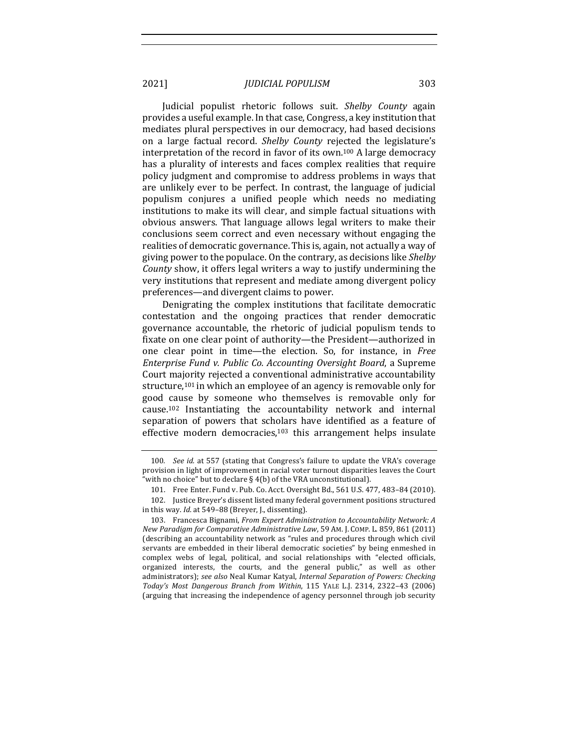Judicial populist rhetoric follows suit. *Shelby County* again provides a useful example. In that case, Congress, a key institution that mediates plural perspectives in our democracy, had based decisions on a large factual record. *Shelby County* rejected the legislature's interpretation of the record in favor of its own.[100] A large democracy has a plurality of interests and faces complex realities that require policy judgment and compromise to address problems in ways that are unlikely ever to be perfect. In contrast, the language of judicial populism conjures a unified people which needs no mediating institutions to make its will clear, and simple factual situations with obvious answers. That language allows legal writers to make their conclusions seem correct and even necessary without engaging the realities of democratic governance. This is, again, not actually a way of giving power to the populace. On the contrary, as decisions like *Shelby County* show, it offers legal writers a way to justify undermining the very institutions that represent and mediate among divergent policy preferences—and divergent claims to power.

Denigrating the complex institutions that facilitate democratic contestation and the ongoing practices that render democratic governance accountable, the rhetoric of judicial populism tends to fixate on one clear point of authority—the President—authorized in one clear point in time—the election. So, for instance, in *Free Enterprise Fund v. Public Co. Accounting Oversight Board*, a Supreme Court majority rejected a conventional administrative accountability structure,[101] in which an employee of an agency is removable only for good cause by someone who themselves is removable only for cause.[102] Instantiating the accountability network and internal separation of powers that scholars have identified as a feature of effective modern democracies,[103] this arrangement helps insulate

---

100. *See id.* at 557 (stating that Congress's failure to update the VRA's coverage provision in light of improvement in racial voter turnout disparities leaves the Court "with no choice" but to declare § 4(b) of the VRA unconstitutional).

101. Free Enter. Fund v. Pub. Co. Acct. Oversight Bd., 561 U.S. 477, 483–84 (2010).

102. Justice Breyer's dissent listed many federal government positions structured in this way. *Id.* at 549–88 (Breyer, J., dissenting).

103. Francesca Bignami, *From Expert Administration to Accountability Network: A New Paradigm for Comparative Administrative Law*, 59 AM. J. COMP. L. 859, 861 (2011) (describing an accountability network as "rules and procedures through which civil servants are embedded in their liberal democratic societies" by being enmeshed in complex webs of legal, political, and social relationships with "elected officials, organized interests, the courts, and the general public," as well as other administrators); *see also* Neal Kumar Katyal, *Internal Separation of Powers: Checking Today's Most Dangerous Branch from Within*, 115 YALE L.J. 2314, 2322–43 (2006) (arguing that increasing the independence of agency personnel through job security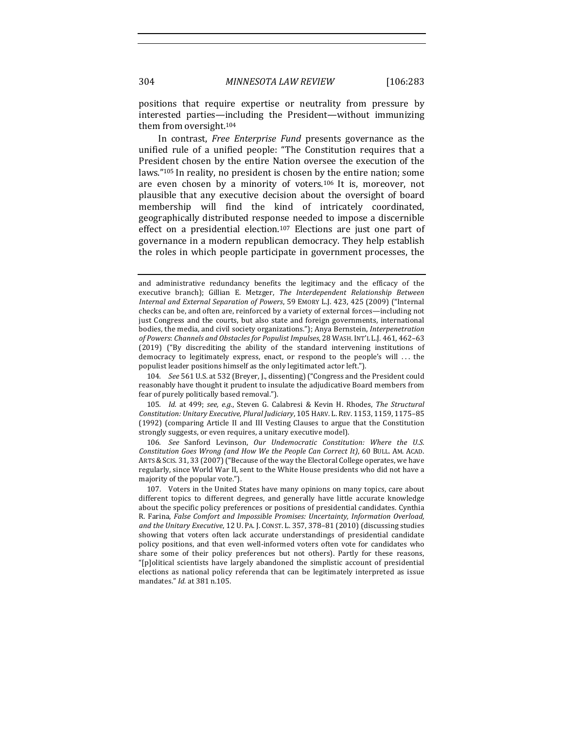positions that require expertise or neutrality from pressure by interested parties—including the President—without immunizing them from oversight.[104]

In contrast, *Free Enterprise Fund* presents governance as the unified rule of a unified people: "The Constitution requires that a President chosen by the entire Nation oversee the execution of the laws."[105] In reality, no president is chosen by the entire nation; some are even chosen by a minority of voters.[106] It is, moreover, not plausible that any executive decision about the oversight of board membership will find the kind of intricately coordinated, geographically distributed response needed to impose a discernible effect on a presidential election.[107] Elections are just one part of governance in a modern republican democracy. They help establish the roles in which people participate in government processes, the

---

and administrative redundancy benefits the legitimacy and the efficacy of the executive branch); Gillian E. Metzger, *The Interdependent Relationship Between Internal and External Separation of Powers*, 59 EMORY L.J. 423, 425 (2009) ("Internal checks can be, and often are, reinforced by a variety of external forces—including not just Congress and the courts, but also state and foreign governments, international bodies, the media, and civil society organizations."); Anya Bernstein, *Interpenetration of Powers*: *Channels and Obstacles for Populist Impulses*, 28 WASH. INT'L L.J. 461, 462–63 (2019) ("By discrediting the ability of the standard intervening institutions of democracy to legitimately express, enact, or respond to the people's will . . . the populist leader positions himself as the only legitimated actor left.").

104. *See* 561 U.S. at 532 (Breyer, J., dissenting) ("Congress and the President could reasonably have thought it prudent to insulate the adjudicative Board members from fear of purely politically based removal.").

105. *Id.* at 499; *see, e.g.*, Steven G. Calabresi & Kevin H. Rhodes, *The Structural Constitution: Unitary Executive, Plural Judiciary*, 105 HARV. L. REV. 1153, 1159, 1175–85 (1992) (comparing Article II and III Vesting Clauses to argue that the Constitution strongly suggests, or even requires, a unitary executive model).

106. *See* Sanford Levinson, *Our Undemocratic Constitution: Where the U.S. Constitution Goes Wrong (and How We the People Can Correct It)*, 60 BULL. AM. ACAD. ARTS & SCIS. 31, 33 (2007) ("Because of the way the Electoral College operates, we have regularly, since World War II, sent to the White House presidents who did not have a majority of the popular vote.").

107. Voters in the United States have many opinions on many topics, care about different topics to different degrees, and generally have little accurate knowledge about the specific policy preferences or positions of presidential candidates. Cynthia R. Farina, *False Comfort and Impossible Promises: Uncertainty, Information Overload, and the Unitary Executive*, 12 U. PA. J. CONST. L. 357, 378–81 (2010) (discussing studies showing that voters often lack accurate understandings of presidential candidate policy positions, and that even well-informed voters often vote for candidates who share some of their policy preferences but not others). Partly for these reasons, "[p]olitical scientists have largely abandoned the simplistic account of presidential elections as national policy referenda that can be legitimately interpreted as issue mandates." *Id.* at 381 n.105.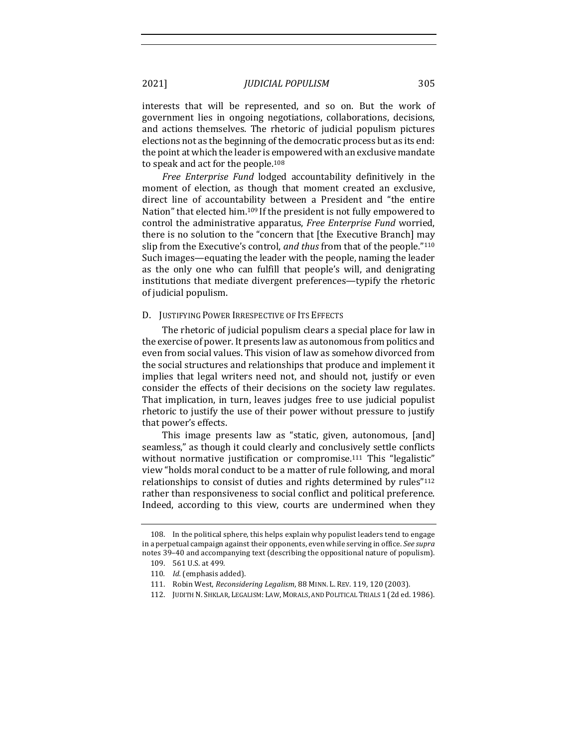interests that will be represented, and so on. But the work of government lies in ongoing negotiations, collaborations, decisions, and actions themselves. The rhetoric of judicial populism pictures elections not as the beginning of the democratic process but as its end: the point at which the leader is empowered with an exclusive mandate to speak and act for the people.[108]

*Free Enterprise Fund* lodged accountability definitively in the moment of election, as though that moment created an exclusive, direct line of accountability between a President and "the entire Nation" that elected him.[109] If the president is not fully empowered to control the administrative apparatus, *Free Enterprise Fund* worried, there is no solution to the "concern that [the Executive Branch] may slip from the Executive's control, *and thus* from that of the people."[110] Such images—equating the leader with the people, naming the leader as the only one who can fulfill that people's will, and denigrating institutions that mediate divergent preferences—typify the rhetoric of judicial populism.

### D. Justifying Power Irrespective of Its Effects

The rhetoric of judicial populism clears a special place for law in the exercise of power. It presents law as autonomous from politics and even from social values. This vision of law as somehow divorced from the social structures and relationships that produce and implement it implies that legal writers need not, and should not, justify or even consider the effects of their decisions on the society law regulates. That implication, in turn, leaves judges free to use judicial populist rhetoric to justify the use of their power without pressure to justify that power's effects.

This image presents law as "static, given, autonomous, [and] seamless," as though it could clearly and conclusively settle conflicts without normative justification or compromise.[111] This "legalistic" view "holds moral conduct to be a matter of rule following, and moral relationships to consist of duties and rights determined by rules"[112] rather than responsiveness to social conflict and political preference. Indeed, according to this view, courts are undermined when they

108. In the political sphere, this helps explain why populist leaders tend to engage in a perpetual campaign against their opponents, even while serving in office. *See supra* notes 39–40 and accompanying text (describing the oppositional nature of populism).

109. 561 U.S. at 499.

110. *Id.* (emphasis added).

111. Robin West, *Reconsidering Legalism*, 88 MINN. L. REV. 119, 120 (2003).

112. JUDITH N. SHKLAR, LEGALISM: LAW, MORALS, AND POLITICAL TRIALS 1 (2d ed. 1986).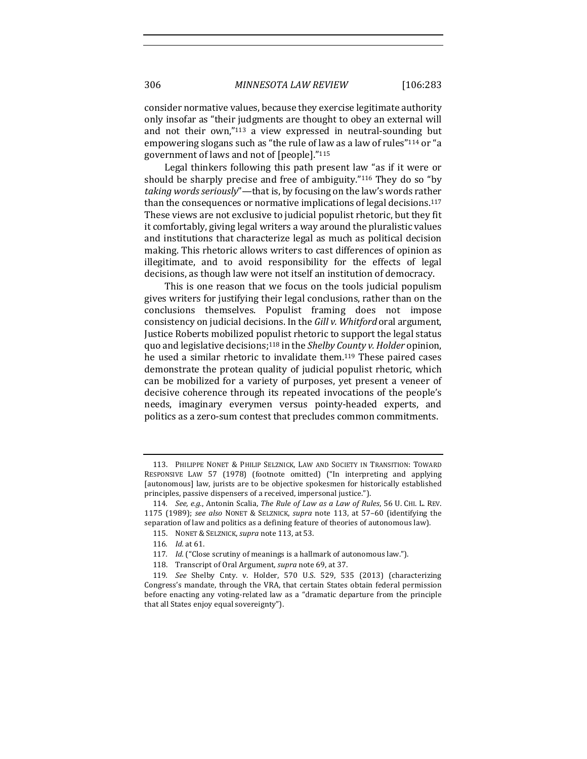consider normative values, because they exercise legitimate authority only insofar as "their judgments are thought to obey an external will and not their own,"[113] a view expressed in neutral-sounding but empowering slogans such as "the rule of law as a law of rules"[114] or "a government of laws and not of [people]."[115]

Legal thinkers following this path present law "as if it were or should be sharply precise and free of ambiguity."[116] They do so "by *taking words seriously*"—that is, by focusing on the law's words rather than the consequences or normative implications of legal decisions.[117] These views are not exclusive to judicial populist rhetoric, but they fit it comfortably, giving legal writers a way around the pluralistic values and institutions that characterize legal as much as political decision making. This rhetoric allows writers to cast differences of opinion as illegitimate, and to avoid responsibility for the effects of legal decisions, as though law were not itself an institution of democracy.

This is one reason that we focus on the tools judicial populism gives writers for justifying their legal conclusions, rather than on the conclusions themselves. Populist framing does not impose consistency on judicial decisions. In the *Gill v. Whitford* oral argument, Justice Roberts mobilized populist rhetoric to support the legal status quo and legislative decisions;[118] in the *Shelby County v. Holder* opinion, he used a similar rhetoric to invalidate them.[119] These paired cases demonstrate the protean quality of judicial populist rhetoric, which can be mobilized for a variety of purposes, yet present a veneer of decisive coherence through its repeated invocations of the people's needs, imaginary everymen versus pointy-headed experts, and politics as a zero-sum contest that precludes common commitments.

---

113. PHILIPPE NONET & PHILIP SELZNICK, LAW AND SOCIETY IN TRANSITION: TOWARD RESPONSIVE LAW 57 (1978) (footnote omitted) ("In interpreting and applying [autonomous] law, jurists are to be objective spokesmen for historically established principles, passive dispensers of a received, impersonal justice.").

114. *See, e.g.*, Antonin Scalia, *The Rule of Law as a Law of Rules*, 56 U. CHI. L. REV. 1175 (1989); *see also* NONET & SELZNICK, *supra* note 113, at 57–60 (identifying the separation of law and politics as a defining feature of theories of autonomous law).

115. NONET & SELZNICK, *supra* note 113, at 53.

116. *Id.* at 61.

117. *Id.* ("Close scrutiny of meanings is a hallmark of autonomous law.").

118. Transcript of Oral Argument, *supra* note 69, at 37.

119. *See* Shelby Cnty. v. Holder, 570 U.S. 529, 535 (2013) (characterizing Congress's mandate, through the VRA, that certain States obtain federal permission before enacting any voting-related law as a "dramatic departure from the principle that all States enjoy equal sovereignty").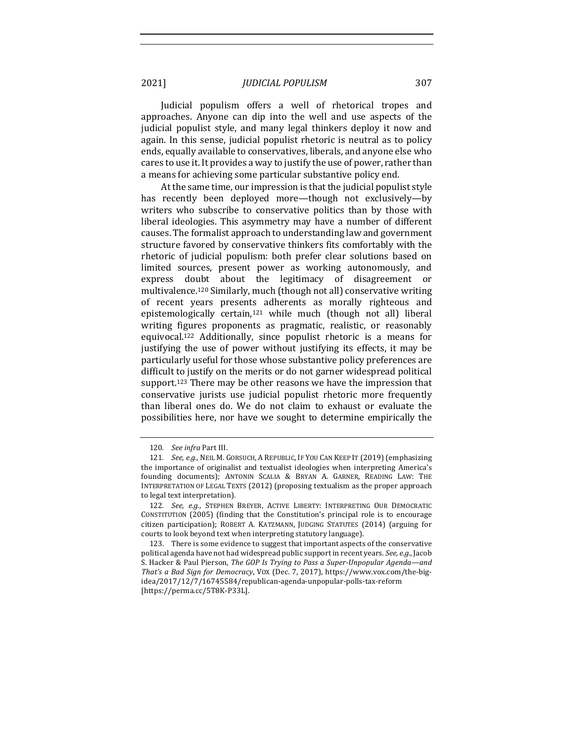Judicial populism offers a well of rhetorical tropes and approaches. Anyone can dip into the well and use aspects of the judicial populist style, and many legal thinkers deploy it now and again. In this sense, judicial populist rhetoric is neutral as to policy ends, equally available to conservatives, liberals, and anyone else who cares to use it. It provides a way to justify the use of power, rather than a means for achieving some particular substantive policy end.

At the same time, our impression is that the judicial populist style has recently been deployed more—though not exclusively—by writers who subscribe to conservative politics than by those with liberal ideologies. This asymmetry may have a number of different causes. The formalist approach to understanding law and government structure favored by conservative thinkers fits comfortably with the rhetoric of judicial populism: both prefer clear solutions based on limited sources, present power as working autonomously, and express doubt about the legitimacy of disagreement or multivalence.[120] Similarly, much (though not all) conservative writing of recent years presents adherents as morally righteous and epistemologically certain,[121] while much (though not all) liberal writing figures proponents as pragmatic, realistic, or reasonably equivocal.[122] Additionally, since populist rhetoric is a means for justifying the use of power without justifying its effects, it may be particularly useful for those whose substantive policy preferences are difficult to justify on the merits or do not garner widespread political support.[123] There may be other reasons we have the impression that conservative jurists use judicial populist rhetoric more frequently than liberal ones do. We do not claim to exhaust or evaluate the possibilities here, nor have we sought to determine empirically the

---

120. *See infra* Part III.

121. *See, e.g.*, NEIL M. GORSUCH, A REPUBLIC, IF YOU CAN KEEP IT (2019) (emphasizing the importance of originalist and textualist ideologies when interpreting America's founding documents); ANTONIN SCALIA & BRYAN A. GARNER, READING LAW: THE INTERPRETATION OF LEGAL TEXTS (2012) (proposing textualism as the proper approach to legal text interpretation).

122. *See, e.g.*, STEPHEN BREYER, ACTIVE LIBERTY: INTERPRETING OUR DEMOCRATIC CONSTITUTION (2005) (finding that the Constitution's principal role is to encourage citizen participation); ROBERT A. KATZMANN, JUDGING STATUTES (2014) (arguing for courts to look beyond text when interpreting statutory language).

123. There is some evidence to suggest that important aspects of the conservative political agenda have not had widespread public support in recent years. *See, e.g.*, Jacob S. Hacker & Paul Pierson, *The GOP Is Trying to Pass a Super-Unpopular Agenda—and That's a Bad Sign for Democracy*, VOX (Dec. 7, 2017), https://www.vox.com/the-big-idea/2017/12/7/16745584/republican-agenda-unpopular-polls-tax-reform [https://perma.cc/5T8K-P33L].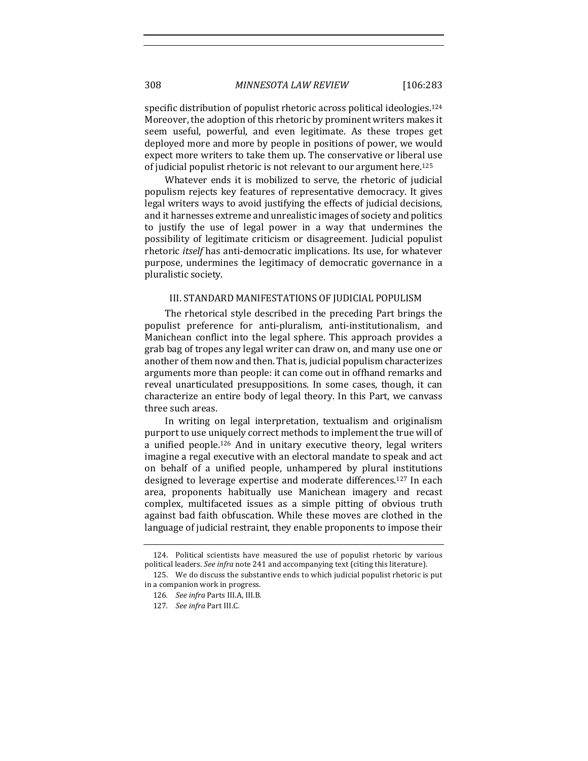specific distribution of populist rhetoric across political ideologies.[124] Moreover, the adoption of this rhetoric by prominent writers makes it seem useful, powerful, and even legitimate. As these tropes get deployed more and more by people in positions of power, we would expect more writers to take them up. The conservative or liberal use of judicial populist rhetoric is not relevant to our argument here.[125]

Whatever ends it is mobilized to serve, the rhetoric of judicial populism rejects key features of representative democracy. It gives legal writers ways to avoid justifying the effects of judicial decisions, and it harnesses extreme and unrealistic images of society and politics to justify the use of legal power in a way that undermines the possibility of legitimate criticism or disagreement. Judicial populist rhetoric *itself* has anti-democratic implications. Its use, for whatever purpose, undermines the legitimacy of democratic governance in a pluralistic society.

## III. STANDARD MANIFESTATIONS OF JUDICIAL POPULISM

The rhetorical style described in the preceding Part brings the populist preference for anti-pluralism, anti-institutionalism, and Manichean conflict into the legal sphere. This approach provides a grab bag of tropes any legal writer can draw on, and many use one or another of them now and then. That is, judicial populism characterizes arguments more than people: it can come out in offhand remarks and reveal unarticulated presuppositions. In some cases, though, it can characterize an entire body of legal theory. In this Part, we canvass three such areas.

In writing on legal interpretation, textualism and originalism purport to use uniquely correct methods to implement the true will of a unified people.[126] And in unitary executive theory, legal writers imagine a regal executive with an electoral mandate to speak and act on behalf of a unified people, unhampered by plural institutions designed to leverage expertise and moderate differences.[127] In each area, proponents habitually use Manichean imagery and recast complex, multifaceted issues as a simple pitting of obvious truth against bad faith obfuscation. While these moves are clothed in the language of judicial restraint, they enable proponents to impose their

---

124. Political scientists have measured the use of populist rhetoric by various political leaders. *See infra* note 241 and accompanying text (citing this literature).

125. We do discuss the substantive ends to which judicial populist rhetoric is put in a companion work in progress.

126. *See infra* Parts III.A, III.B.

127. *See infra* Part III.C.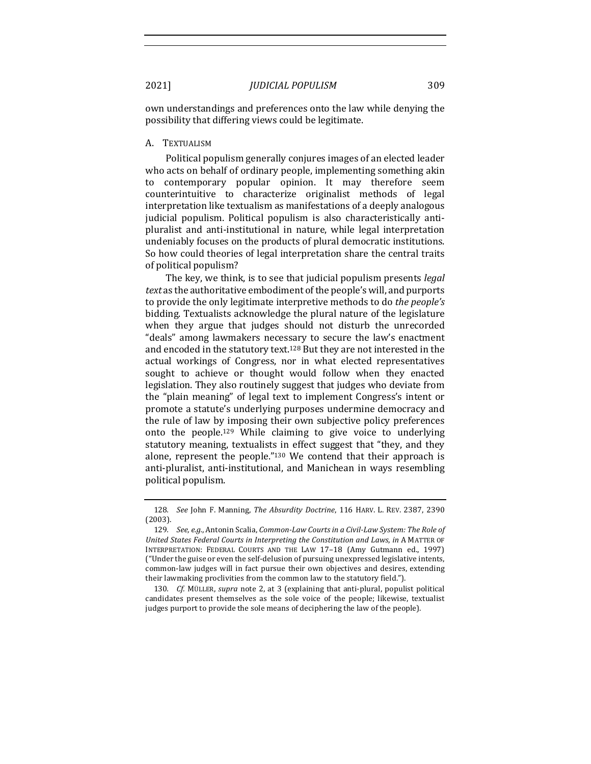own understandings and preferences onto the law while denying the possibility that differing views could be legitimate.

### A. Textualism

Political populism generally conjures images of an elected leader who acts on behalf of ordinary people, implementing something akin to contemporary popular opinion. It may therefore seem counterintuitive to characterize originalist methods of legal interpretation like textualism as manifestations of a deeply analogous judicial populism. Political populism is also characteristically anti-pluralist and anti-institutional in nature, while legal interpretation undeniably focuses on the products of plural democratic institutions. So how could theories of legal interpretation share the central traits of political populism?

The key, we think, is to see that judicial populism presents *legal text* as the authoritative embodiment of the people's will, and purports to provide the only legitimate interpretive methods to do *the people's* bidding. Textualists acknowledge the plural nature of the legislature when they argue that judges should not disturb the unrecorded "deals" among lawmakers necessary to secure the law's enactment and encoded in the statutory text.[128] But they are not interested in the actual workings of Congress, nor in what elected representatives sought to achieve or thought would follow when they enacted legislation. They also routinely suggest that judges who deviate from the "plain meaning" of legal text to implement Congress's intent or promote a statute's underlying purposes undermine democracy and the rule of law by imposing their own subjective policy preferences onto the people.[129] While claiming to give voice to underlying statutory meaning, textualists in effect suggest that "they, and they alone, represent the people."[130] We contend that their approach is anti-pluralist, anti-institutional, and Manichean in ways resembling political populism.

---

128. *See* John F. Manning, *The Absurdity Doctrine*, 116 HARV. L. REV. 2387, 2390 (2003).

129. *See, e.g.*, Antonin Scalia, *Common-Law Courts in a Civil-Law System: The Role of United States Federal Courts in Interpreting the Constitution and Laws*, *in* A MATTER OF INTERPRETATION: FEDERAL COURTS AND THE LAW 17–18 (Amy Gutmann ed., 1997) ("Under the guise or even the self-delusion of pursuing unexpressed legislative intents, common-law judges will in fact pursue their own objectives and desires, extending their lawmaking proclivities from the common law to the statutory field.").

130. *Cf.* MÜLLER, *supra* note 2, at 3 (explaining that anti-plural, populist political candidates present themselves as the sole voice of the people; likewise, textualist judges purport to provide the sole means of deciphering the law of the people).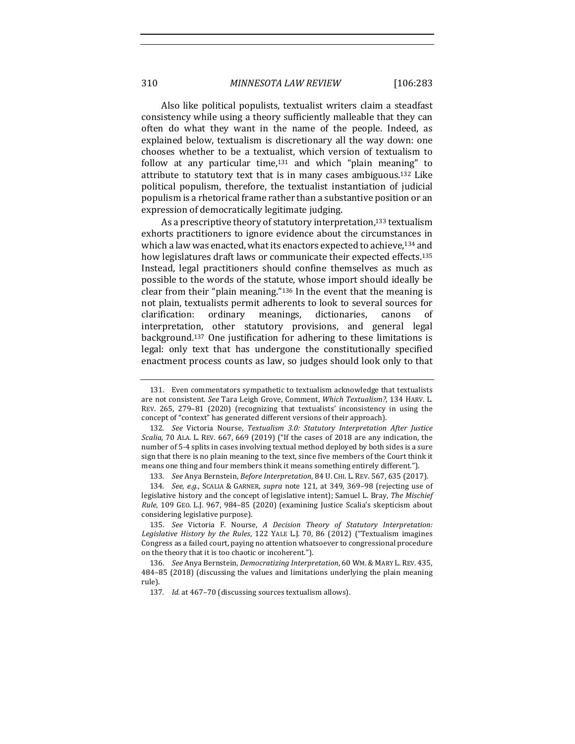Also like political populists, textualist writers claim a steadfast consistency while using a theory sufficiently malleable that they can often do what they want in the name of the people. Indeed, as explained below, textualism is discretionary all the way down: one chooses whether to be a textualist, which version of textualism to follow at any particular time,[131] and which "plain meaning" to attribute to statutory text that is in many cases ambiguous.[132] Like political populism, therefore, the textualist instantiation of judicial populism is a rhetorical frame rather than a substantive position or an expression of democratically legitimate judging.

As a prescriptive theory of statutory interpretation,[133] textualism exhorts practitioners to ignore evidence about the circumstances in which a law was enacted, what its enactors expected to achieve,[134] and how legislatures draft laws or communicate their expected effects.[135] Instead, legal practitioners should confine themselves as much as possible to the words of the statute, whose import should ideally be clear from their "plain meaning."[136] In the event that the meaning is not plain, textualists permit adherents to look to several sources for clarification: ordinary meanings, dictionaries, canons of interpretation, other statutory provisions, and general legal background.[137] One justification for adhering to these limitations is legal: only text that has undergone the constitutionally specified enactment process counts as law, so judges should look only to that

---

131. Even commentators sympathetic to textualism acknowledge that textualists are not consistent. *See* Tara Leigh Grove, Comment, *Which Textualism?*, 134 HARV. L. REV. 265, 279–81 (2020) (recognizing that textualists' inconsistency in using the concept of "context" has generated different versions of their approach).

132. *See* Victoria Nourse, *Textualism 3.0: Statutory Interpretation After Justice Scalia*, 70 ALA. L. REV. 667, 669 (2019) ("If the cases of 2018 are any indication, the number of 5-4 splits in cases involving textual method deployed by both sides is a sure sign that there is no plain meaning to the text, since five members of the Court think it means one thing and four members think it means something entirely different.").

133. *See* Anya Bernstein, *Before Interpretation*, 84 U. CHI. L. REV. 567, 635 (2017).

134. *See, e.g.*, SCALIA & GARNER, *supra* note 121, at 349, 369–98 (rejecting use of legislative history and the concept of legislative intent); Samuel L. Bray, *The Mischief Rule*, 109 GEO. L.J. 967, 984–85 (2020) (examining Justice Scalia's skepticism about considering legislative purpose).

135. *See* Victoria F. Nourse, *A Decision Theory of Statutory Interpretation: Legislative History by the Rules*, 122 YALE L.J. 70, 86 (2012) ("Textualism imagines Congress as a failed court, paying no attention whatsoever to congressional procedure on the theory that it is too chaotic or incoherent.").

136. *See* Anya Bernstein, *Democratizing Interpretation*, 60 WM. & MARY L. REV. 435, 484–85 (2018) (discussing the values and limitations underlying the plain meaning rule).

137. *Id.* at 467–70 (discussing sources textualism allows).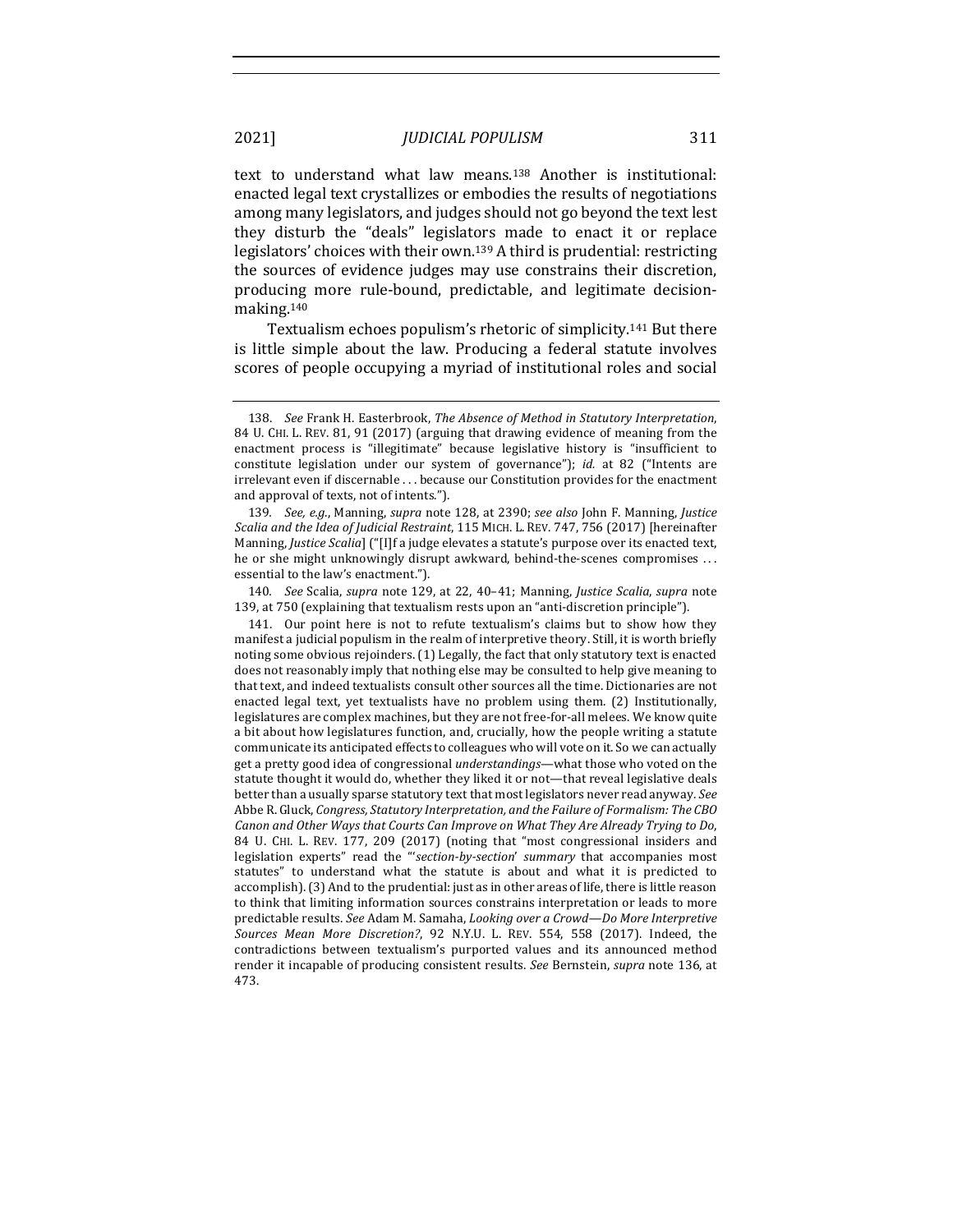text to understand what law means.[138] Another is institutional: enacted legal text crystallizes or embodies the results of negotiations among many legislators, and judges should not go beyond the text lest they disturb the "deals" legislators made to enact it or replace legislators' choices with their own.[139] A third is prudential: restricting the sources of evidence judges may use constrains their discretion, producing more rule-bound, predictable, and legitimate decision-making.[140]

Textualism echoes populism's rhetoric of simplicity.[141] But there is little simple about the law. Producing a federal statute involves scores of people occupying a myriad of institutional roles and social

---

138. *See* Frank H. Easterbrook, *The Absence of Method in Statutory Interpretation*, 84 U. CHI. L. REV. 81, 91 (2017) (arguing that drawing evidence of meaning from the enactment process is "illegitimate" because legislative history is "insufficient to constitute legislation under our system of governance"); *id.* at 82 ("Intents are irrelevant even if discernable . . . because our Constitution provides for the enactment and approval of texts, not of intents.").

139. *See, e.g.*, Manning, *supra* note 128, at 2390; *see also* John F. Manning, *Justice Scalia and the Idea of Judicial Restraint*, 115 MICH. L. REV. 747, 756 (2017) [hereinafter Manning, *Justice Scalia*] ("[I]f a judge elevates a statute's purpose over its enacted text, he or she might unknowingly disrupt awkward, behind-the-scenes compromises . . . essential to the law's enactment.").

140. *See* Scalia, *supra* note 129, at 22, 40–41; Manning, *Justice Scalia*, *supra* note 139, at 750 (explaining that textualism rests upon an "anti-discretion principle").

141. Our point here is not to refute textualism's claims but to show how they manifest a judicial populism in the realm of interpretive theory. Still, it is worth briefly noting some obvious rejoinders. (1) Legally, the fact that only statutory text is enacted does not reasonably imply that nothing else may be consulted to help give meaning to that text, and indeed textualists consult other sources all the time. Dictionaries are not enacted legal text, yet textualists have no problem using them. (2) Institutionally, legislatures are complex machines, but they are not free-for-all melees. We know quite a bit about how legislatures function, and, crucially, how the people writing a statute communicate its anticipated effects to colleagues who will vote on it. So we can actually get a pretty good idea of congressional *understandings*—what those who voted on the statute thought it would do, whether they liked it or not—that reveal legislative deals better than a usually sparse statutory text that most legislators never read anyway. *See* Abbe R. Gluck, *Congress, Statutory Interpretation, and the Failure of Formalism: The CBO Canon and Other Ways that Courts Can Improve on What They Are Already Trying to Do*, 84 U. CHI. L. REV. 177, 209 (2017) (noting that "most congressional insiders and legislation experts" read the "'*section-by-section*' *summary* that accompanies most statutes" to understand what the statute is about and what it is predicted to accomplish). (3) And to the prudential: just as in other areas of life, there is little reason to think that limiting information sources constrains interpretation or leads to more predictable results. *See* Adam M. Samaha, *Looking over a Crowd—Do More Interpretive Sources Mean More Discretion?*, 92 N.Y.U. L. REV. 554, 558 (2017). Indeed, the contradictions between textualism's purported values and its announced method render it incapable of producing consistent results. *See* Bernstein, *supra* note 136, at 473.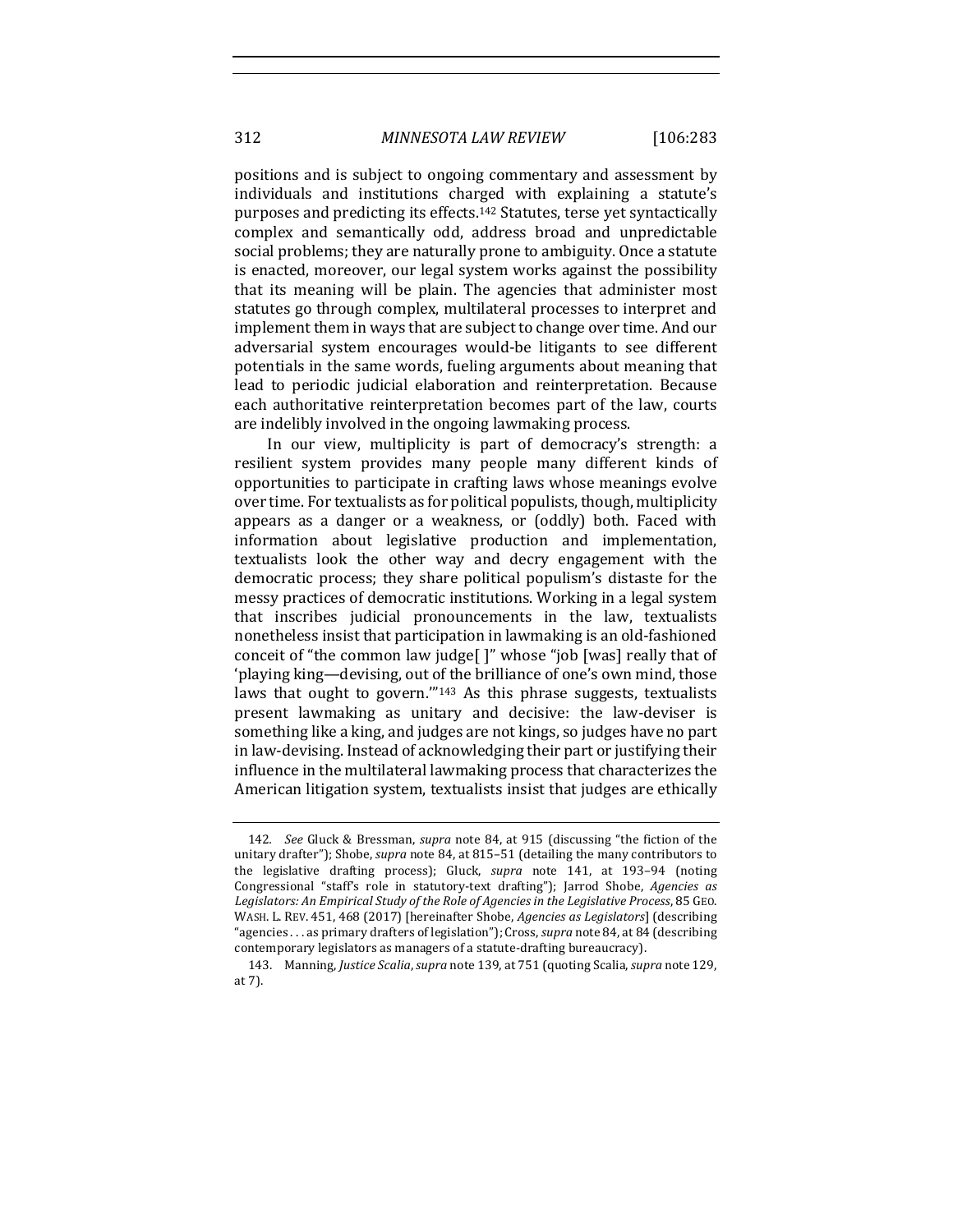positions and is subject to ongoing commentary and assessment by individuals and institutions charged with explaining a statute's purposes and predicting its effects.[142] Statutes, terse yet syntactically complex and semantically odd, address broad and unpredictable social problems; they are naturally prone to ambiguity. Once a statute is enacted, moreover, our legal system works against the possibility that its meaning will be plain. The agencies that administer most statutes go through complex, multilateral processes to interpret and implement them in ways that are subject to change over time. And our adversarial system encourages would-be litigants to see different potentials in the same words, fueling arguments about meaning that lead to periodic judicial elaboration and reinterpretation. Because each authoritative reinterpretation becomes part of the law, courts are indelibly involved in the ongoing lawmaking process.

In our view, multiplicity is part of democracy's strength: a resilient system provides many people many different kinds of opportunities to participate in crafting laws whose meanings evolve over time. For textualists as for political populists, though, multiplicity appears as a danger or a weakness, or (oddly) both. Faced with information about legislative production and implementation, textualists look the other way and decry engagement with the democratic process; they share political populism's distaste for the messy practices of democratic institutions. Working in a legal system that inscribes judicial pronouncements in the law, textualists nonetheless insist that participation in lawmaking is an old-fashioned conceit of "the common law judge[ ]" whose "job [was] really that of 'playing king—devising, out of the brilliance of one's own mind, those laws that ought to govern.'"[143] As this phrase suggests, textualists present lawmaking as unitary and decisive: the law-deviser is something like a king, and judges are not kings, so judges have no part in law-devising. Instead of acknowledging their part or justifying their influence in the multilateral lawmaking process that characterizes the American litigation system, textualists insist that judges are ethically

---

142. *See* Gluck & Bressman, *supra* note 84, at 915 (discussing "the fiction of the unitary drafter"); Shobe, *supra* note 84, at 815–51 (detailing the many contributors to the legislative drafting process); Gluck, *supra* note 141, at 193–94 (noting Congressional "staff's role in statutory-text drafting"); Jarrod Shobe, *Agencies as Legislators: An Empirical Study of the Role of Agencies in the Legislative Process*, 85 GEO. WASH. L. REV. 451, 468 (2017) [hereinafter Shobe, *Agencies as Legislators*] (describing "agencies . . . as primary drafters of legislation"); Cross, *supra* note 84, at 84 (describing contemporary legislators as managers of a statute-drafting bureaucracy).

143. Manning, *Justice Scalia*, *supra* note 139, at 751 (quoting Scalia, *supra* note 129, at 7).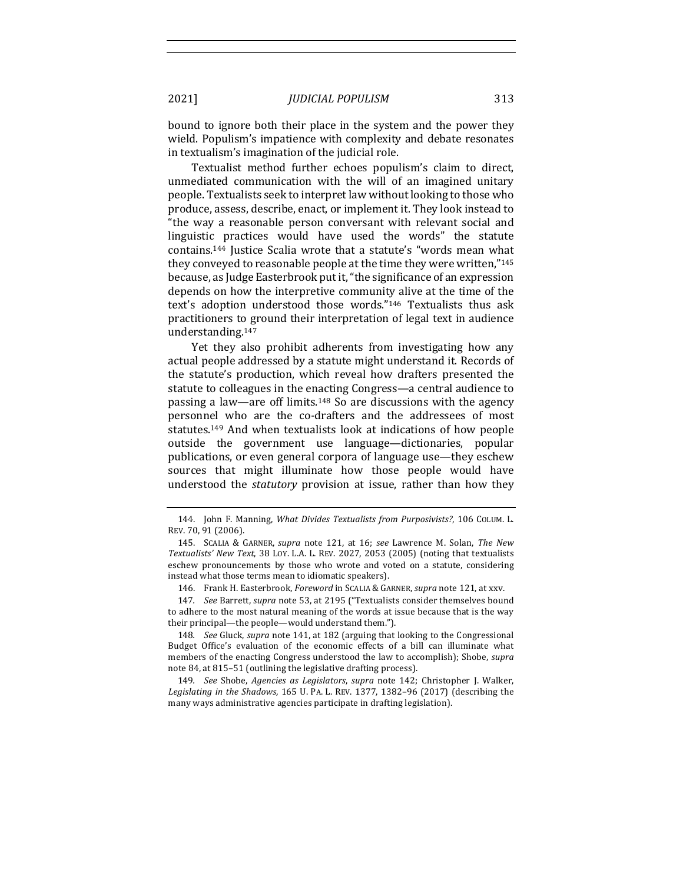bound to ignore both their place in the system and the power they wield. Populism's impatience with complexity and debate resonates in textualism's imagination of the judicial role.

Textualist method further echoes populism's claim to direct, unmediated communication with the will of an imagined unitary people. Textualists seek to interpret law without looking to those who produce, assess, describe, enact, or implement it. They look instead to "the way a reasonable person conversant with relevant social and linguistic practices would have used the words" the statute contains.[144] Justice Scalia wrote that a statute's "words mean what they conveyed to reasonable people at the time they were written,"[145] because, as Judge Easterbrook put it, "the significance of an expression depends on how the interpretive community alive at the time of the text's adoption understood those words."[146] Textualists thus ask practitioners to ground their interpretation of legal text in audience understanding.[147]

Yet they also prohibit adherents from investigating how any actual people addressed by a statute might understand it. Records of the statute's production, which reveal how drafters presented the statute to colleagues in the enacting Congress—a central audience to passing a law—are off limits.[148] So are discussions with the agency personnel who are the co-drafters and the addressees of most statutes.[149] And when textualists look at indications of how people outside the government use language—dictionaries, popular publications, or even general corpora of language use—they eschew sources that might illuminate how those people would have understood the *statutory* provision at issue, rather than how they

---

144. John F. Manning, *What Divides Textualists from Purposivists?*, 106 COLUM. L. REV. 70, 91 (2006).

145. SCALIA & GARNER, *supra* note 121, at 16; *see* Lawrence M. Solan, *The New Textualists' New Text*, 38 LOY. L.A. L. REV. 2027, 2053 (2005) (noting that textualists eschew pronouncements by those who wrote and voted on a statute, considering instead what those terms mean to idiomatic speakers).

146. Frank H. Easterbrook, *Foreword* in SCALIA & GARNER, *supra* note 121, at xxv.

147. *See* Barrett, *supra* note 53, at 2195 ("Textualists consider themselves bound to adhere to the most natural meaning of the words at issue because that is the way their principal—the people—would understand them.").

148. *See* Gluck, *supra* note 141, at 182 (arguing that looking to the Congressional Budget Office's evaluation of the economic effects of a bill can illuminate what members of the enacting Congress understood the law to accomplish); Shobe, *supra* note 84, at 815–51 (outlining the legislative drafting process).

149. *See* Shobe, *Agencies as Legislators*, *supra* note 142; Christopher J. Walker, *Legislating in the Shadows*, 165 U. PA. L. REV. 1377, 1382–96 (2017) (describing the many ways administrative agencies participate in drafting legislation).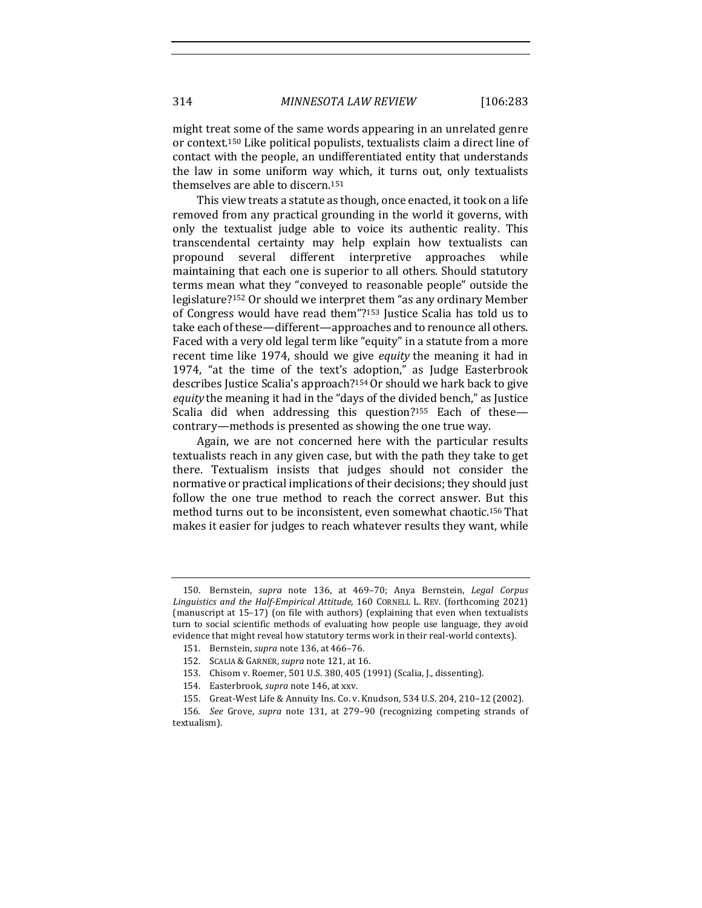might treat some of the same words appearing in an unrelated genre or context.[150] Like political populists, textualists claim a direct line of contact with the people, an undifferentiated entity that understands the law in some uniform way which, it turns out, only textualists themselves are able to discern.[151]

This view treats a statute as though, once enacted, it took on a life removed from any practical grounding in the world it governs, with only the textualist judge able to voice its authentic reality. This transcendental certainty may help explain how textualists can propound several different interpretive approaches while maintaining that each one is superior to all others. Should statutory terms mean what they "conveyed to reasonable people" outside the legislature?[152] Or should we interpret them "as any ordinary Member of Congress would have read them"?[153] Justice Scalia has told us to take each of these—different—approaches and to renounce all others. Faced with a very old legal term like "equity" in a statute from a more recent time like 1974, should we give *equity* the meaning it had in 1974, "at the time of the text's adoption," as Judge Easterbrook describes Justice Scalia's approach?[154] Or should we hark back to give *equity* the meaning it had in the "days of the divided bench," as Justice Scalia did when addressing this question?[155] Each of these—contrary—methods is presented as showing the one true way.

Again, we are not concerned here with the particular results textualists reach in any given case, but with the path they take to get there. Textualism insists that judges should not consider the normative or practical implications of their decisions; they should just follow the one true method to reach the correct answer. But this method turns out to be inconsistent, even somewhat chaotic.[156] That makes it easier for judges to reach whatever results they want, while

---

150. Bernstein, *supra* note 136, at 469–70; Anya Bernstein, *Legal Corpus Linguistics and the Half-Empirical Attitude*, 160 CORNELL L. REV. (forthcoming 2021) (manuscript at 15–17) (on file with authors) (explaining that even when textualists turn to social scientific methods of evaluating how people use language, they avoid evidence that might reveal how statutory terms work in their real-world contexts).

151. Bernstein, *supra* note 136, at 466–76.

152. SCALIA & GARNER, *supra* note 121, at 16.

153. Chisom v. Roemer, 501 U.S. 380, 405 (1991) (Scalia, J., dissenting).

154. Easterbrook, *supra* note 146, at xxv.

155. Great-West Life & Annuity Ins. Co. v. Knudson, 534 U.S. 204, 210–12 (2002).

156. *See* Grove, *supra* note 131, at 279–90 (recognizing competing strands of textualism).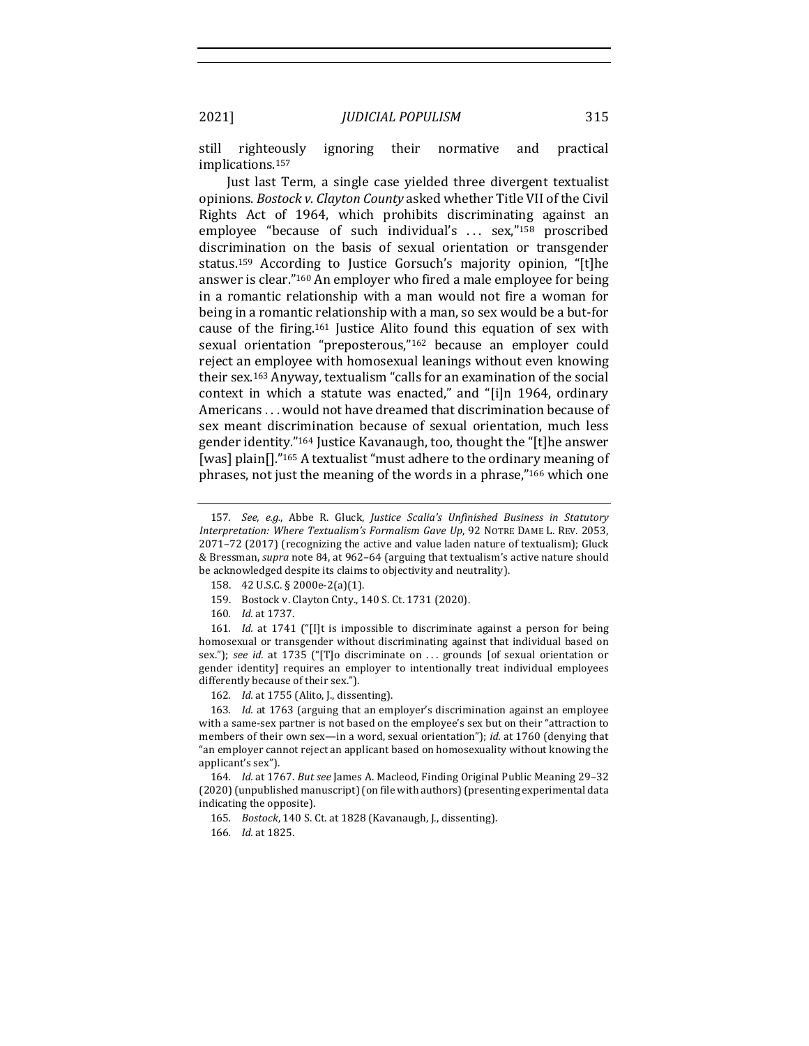still righteously ignoring their normative and practical implications.[157]

Just last Term, a single case yielded three divergent textualist opinions. *Bostock v. Clayton County* asked whether Title VII of the Civil Rights Act of 1964, which prohibits discriminating against an employee "because of such individual's . . . sex,"[158] proscribed discrimination on the basis of sexual orientation or transgender status.[159] According to Justice Gorsuch's majority opinion, "[t]he answer is clear."[160] An employer who fired a male employee for being in a romantic relationship with a man would not fire a woman for being in a romantic relationship with a man, so sex would be a but-for cause of the firing.[161] Justice Alito found this equation of sex with sexual orientation "preposterous,"[162] because an employer could reject an employee with homosexual leanings without even knowing their sex.[163] Anyway, textualism "calls for an examination of the social context in which a statute was enacted," and "[i]n 1964, ordinary Americans . . . would not have dreamed that discrimination because of sex meant discrimination because of sexual orientation, much less gender identity."[164] Justice Kavanaugh, too, thought the "[t]he answer [was] plain[]."[165] A textualist "must adhere to the ordinary meaning of phrases, not just the meaning of the words in a phrase,"[166] which one

---

157. *See, e.g.*, Abbe R. Gluck, *Justice Scalia's Unfinished Business in Statutory Interpretation: Where Textualism's Formalism Gave Up*, 92 NOTRE DAME L. REV. 2053, 2071–72 (2017) (recognizing the active and value laden nature of textualism); Gluck & Bressman, *supra* note 84, at 962–64 (arguing that textualism's active nature should be acknowledged despite its claims to objectivity and neutrality).

158. 42 U.S.C. § 2000e-2(a)(1).

159. Bostock v. Clayton Cnty., 140 S. Ct. 1731 (2020).

160. *Id.* at 1737.

161. *Id.* at 1741 ("[I]t is impossible to discriminate against a person for being homosexual or transgender without discriminating against that individual based on sex."); *see id.* at 1735 ("[T]o discriminate on . . . grounds [of sexual orientation or gender identity] requires an employer to intentionally treat individual employees differently because of their sex.").

162. *Id.* at 1755 (Alito, J., dissenting).

163. *Id.* at 1763 (arguing that an employer's discrimination against an employee with a same-sex partner is not based on the employee's sex but on their "attraction to members of their own sex—in a word, sexual orientation"); *id.* at 1760 (denying that "an employer cannot reject an applicant based on homosexuality without knowing the applicant's sex").

164. *Id.* at 1767. *But see* James A. Macleod, Finding Original Public Meaning 29–32 (2020) (unpublished manuscript) (on file with authors) (presenting experimental data indicating the opposite).

165. *Bostock*, 140 S. Ct. at 1828 (Kavanaugh, J., dissenting).

166. *Id.* at 1825.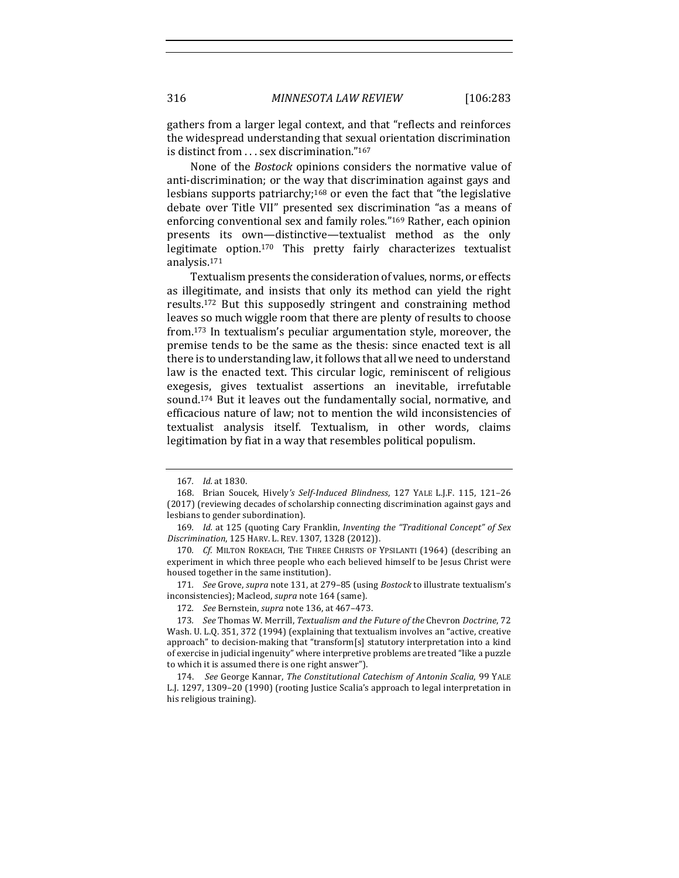gathers from a larger legal context, and that "reflects and reinforces the widespread understanding that sexual orientation discrimination is distinct from . . . sex discrimination."[167]

None of the *Bostock* opinions considers the normative value of anti-discrimination; or the way that discrimination against gays and lesbians supports patriarchy;[168] or even the fact that "the legislative debate over Title VII" presented sex discrimination "as a means of enforcing conventional sex and family roles."[169] Rather, each opinion presents its own—distinctive—textualist method as the only legitimate option.[170] This pretty fairly characterizes textualist analysis.[171]

Textualism presents the consideration of values, norms, or effects as illegitimate, and insists that only its method can yield the right results.[172] But this supposedly stringent and constraining method leaves so much wiggle room that there are plenty of results to choose from.[173] In textualism's peculiar argumentation style, moreover, the premise tends to be the same as the thesis: since enacted text is all there is to understanding law, it follows that all we need to understand law is the enacted text. This circular logic, reminiscent of religious exegesis, gives textualist assertions an inevitable, irrefutable sound.[174] But it leaves out the fundamentally social, normative, and efficacious nature of law; not to mention the wild inconsistencies of textualist analysis itself. Textualism, in other words, claims legitimation by fiat in a way that resembles political populism.

---

167. *Id.* at 1830.

168. Brian Soucek, Hively*'s Self-Induced Blindness*, 127 YALE L.J.F. 115, 121–26 (2017) (reviewing decades of scholarship connecting discrimination against gays and lesbians to gender subordination).

169. *Id.* at 125 (quoting Cary Franklin, *Inventing the "Traditional Concept" of Sex Discrimination*, 125 HARV. L. REV. 1307, 1328 (2012)).

170. *Cf.* MILTON ROKEACH, THE THREE CHRISTS OF YPSILANTI (1964) (describing an experiment in which three people who each believed himself to be Jesus Christ were housed together in the same institution).

171. *See* Grove, *supra* note 131, at 279–85 (using *Bostock* to illustrate textualism's inconsistencies); Macleod, *supra* note 164 (same).

172. *See* Bernstein, *supra* note 136, at 467–473.

173. *See* Thomas W. Merrill, *Textualism and the Future of the* Chevron *Doctrine*, 72 Wash. U. L.Q. 351, 372 (1994) (explaining that textualism involves an "active, creative approach" to decision-making that "transform[s] statutory interpretation into a kind of exercise in judicial ingenuity" where interpretive problems are treated "like a puzzle to which it is assumed there is one right answer").

174. *See* George Kannar, *The Constitutional Catechism of Antonin Scalia*, 99 YALE L.J. 1297, 1309–20 (1990) (rooting Justice Scalia's approach to legal interpretation in his religious training).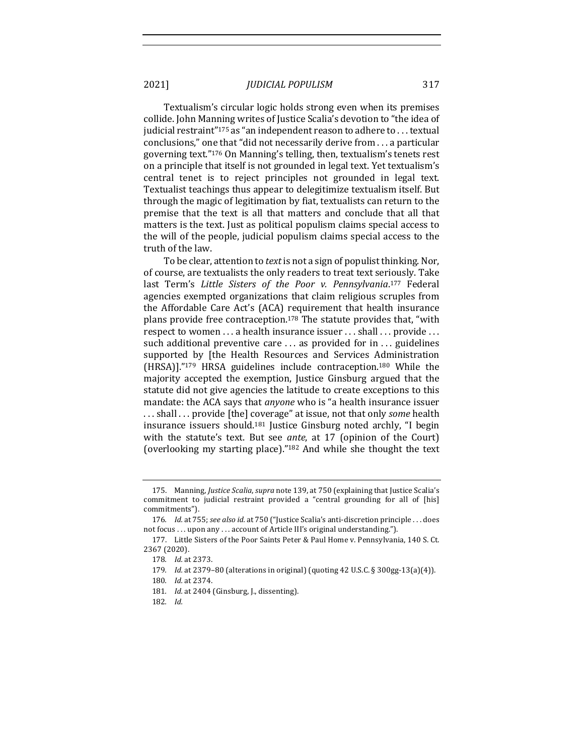Textualism's circular logic holds strong even when its premises collide. John Manning writes of Justice Scalia's devotion to "the idea of judicial restraint"[175] as "an independent reason to adhere to . . . textual conclusions," one that "did not necessarily derive from . . . a particular governing text."[176] On Manning's telling, then, textualism's tenets rest on a principle that itself is not grounded in legal text. Yet textualism's central tenet is to reject principles not grounded in legal text. Textualist teachings thus appear to delegitimize textualism itself. But through the magic of legitimation by fiat, textualists can return to the premise that the text is all that matters and conclude that all that matters is the text. Just as political populism claims special access to the will of the people, judicial populism claims special access to the truth of the law.

To be clear, attention to *text* is not a sign of populist thinking. Nor, of course, are textualists the only readers to treat text seriously. Take last Term's *Little Sisters of the Poor v. Pennsylvania*.[177] Federal agencies exempted organizations that claim religious scruples from the Affordable Care Act's (ACA) requirement that health insurance plans provide free contraception.[178] The statute provides that, "with respect to women . . . a health insurance issuer . . . shall . . . provide . . . such additional preventive care . . . as provided for in . . . guidelines supported by [the Health Resources and Services Administration (HRSA)]."[179] HRSA guidelines include contraception.[180] While the majority accepted the exemption, Justice Ginsburg argued that the statute did not give agencies the latitude to create exceptions to this mandate: the ACA says that *anyone* who is "a health insurance issuer . . . shall . . . provide [the] coverage" at issue, not that only *some* health insurance issuers should.[181] Justice Ginsburg noted archly, "I begin with the statute's text. But see *ante*, at 17 (opinion of the Court) (overlooking my starting place)."[182] And while she thought the text

---

175. Manning, *Justice Scalia*, *supra* note 139, at 750 (explaining that Justice Scalia's commitment to judicial restraint provided a "central grounding for all of [his] commitments").

176. *Id.* at 755; *see also id.* at 750 ("Justice Scalia's anti-discretion principle . . . does not focus . . . upon any . . . account of Article III's original understanding.").

177. Little Sisters of the Poor Saints Peter & Paul Home v. Pennsylvania, 140 S. Ct. 2367 (2020).

178. *Id.* at 2373.

179. *Id.* at 2379–80 (alterations in original) (quoting 42 U.S.C. § 300gg-13(a)(4)).

180. *Id.* at 2374.

181. *Id.* at 2404 (Ginsburg, J., dissenting).

182. *Id.*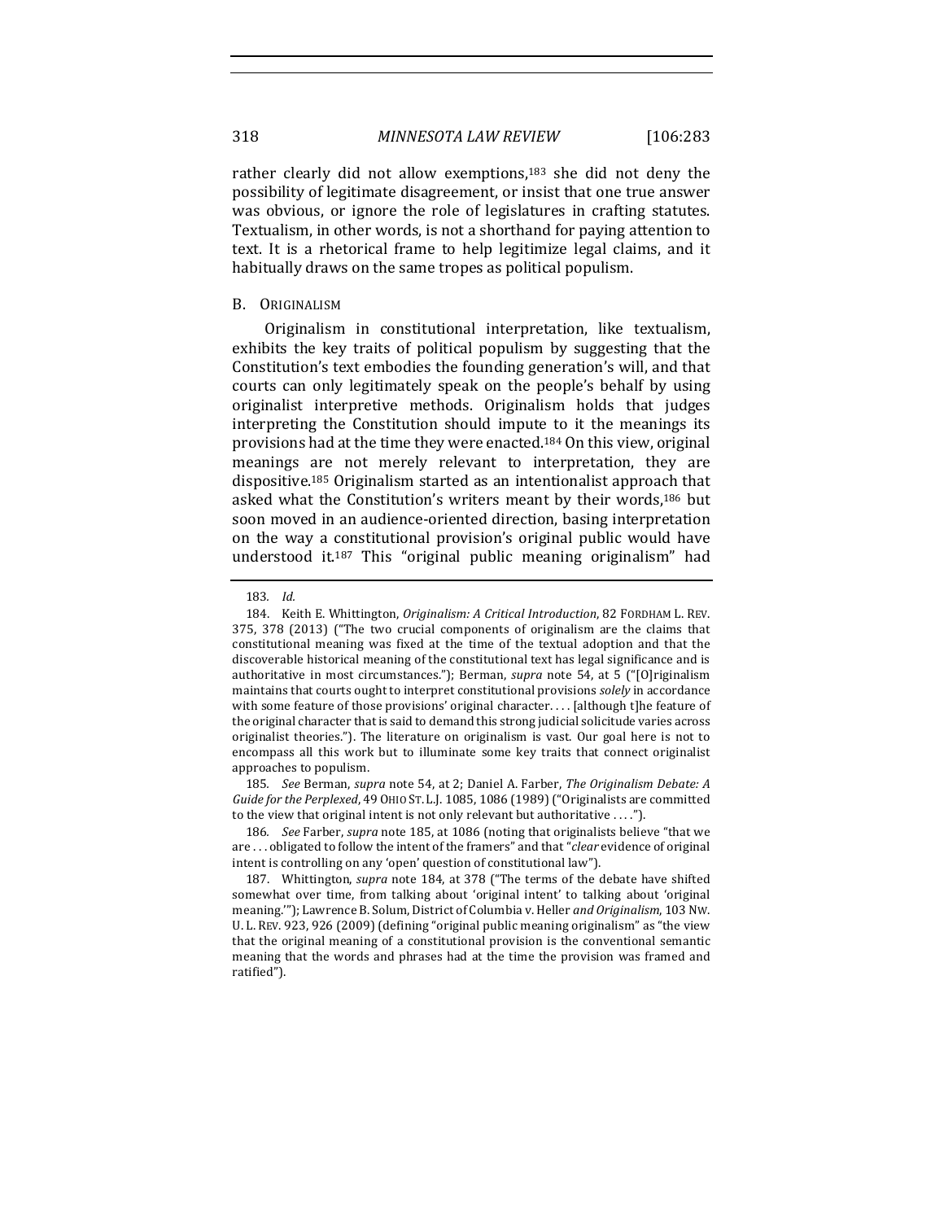rather clearly did not allow exemptions,[183] she did not deny the possibility of legitimate disagreement, or insist that one true answer was obvious, or ignore the role of legislatures in crafting statutes. Textualism, in other words, is not a shorthand for paying attention to text. It is a rhetorical frame to help legitimize legal claims, and it habitually draws on the same tropes as political populism.

### B. ORIGINALISM

Originalism in constitutional interpretation, like textualism, exhibits the key traits of political populism by suggesting that the Constitution's text embodies the founding generation's will, and that courts can only legitimately speak on the people's behalf by using originalist interpretive methods. Originalism holds that judges interpreting the Constitution should impute to it the meanings its provisions had at the time they were enacted.[184] On this view, original meanings are not merely relevant to interpretation, they are dispositive.[185] Originalism started as an intentionalist approach that asked what the Constitution's writers meant by their words,[186] but soon moved in an audience-oriented direction, basing interpretation on the way a constitutional provision's original public would have understood it.[187] This "original public meaning originalism" had

---

183. *Id.*

184. Keith E. Whittington, *Originalism: A Critical Introduction*, 82 FORDHAM L. REV. 375, 378 (2013) ("The two crucial components of originalism are the claims that constitutional meaning was fixed at the time of the textual adoption and that the discoverable historical meaning of the constitutional text has legal significance and is authoritative in most circumstances."); Berman, *supra* note 54, at 5 ("[O]riginalism maintains that courts ought to interpret constitutional provisions *solely* in accordance with some feature of those provisions' original character. . . . [although t]he feature of the original character that is said to demand this strong judicial solicitude varies across originalist theories."). The literature on originalism is vast. Our goal here is not to encompass all this work but to illuminate some key traits that connect originalist approaches to populism.

185. *See* Berman, *supra* note 54, at 2; Daniel A. Farber, *The Originalism Debate: A Guide for the Perplexed*, 49 OHIO ST. L.J. 1085, 1086 (1989) ("Originalists are committed to the view that original intent is not only relevant but authoritative . . . .").

186. *See* Farber, *supra* note 185, at 1086 (noting that originalists believe "that we are . . . obligated to follow the intent of the framers" and that "*clear* evidence of original intent is controlling on any 'open' question of constitutional law").

187. Whittington, *supra* note 184, at 378 ("The terms of the debate have shifted somewhat over time, from talking about 'original intent' to talking about 'original meaning.'"); Lawrence B. Solum, District of Columbia v. Heller *and Originalism*, 103 NW. U. L. REV. 923, 926 (2009) (defining "original public meaning originalism" as "the view that the original meaning of a constitutional provision is the conventional semantic meaning that the words and phrases had at the time the provision was framed and ratified").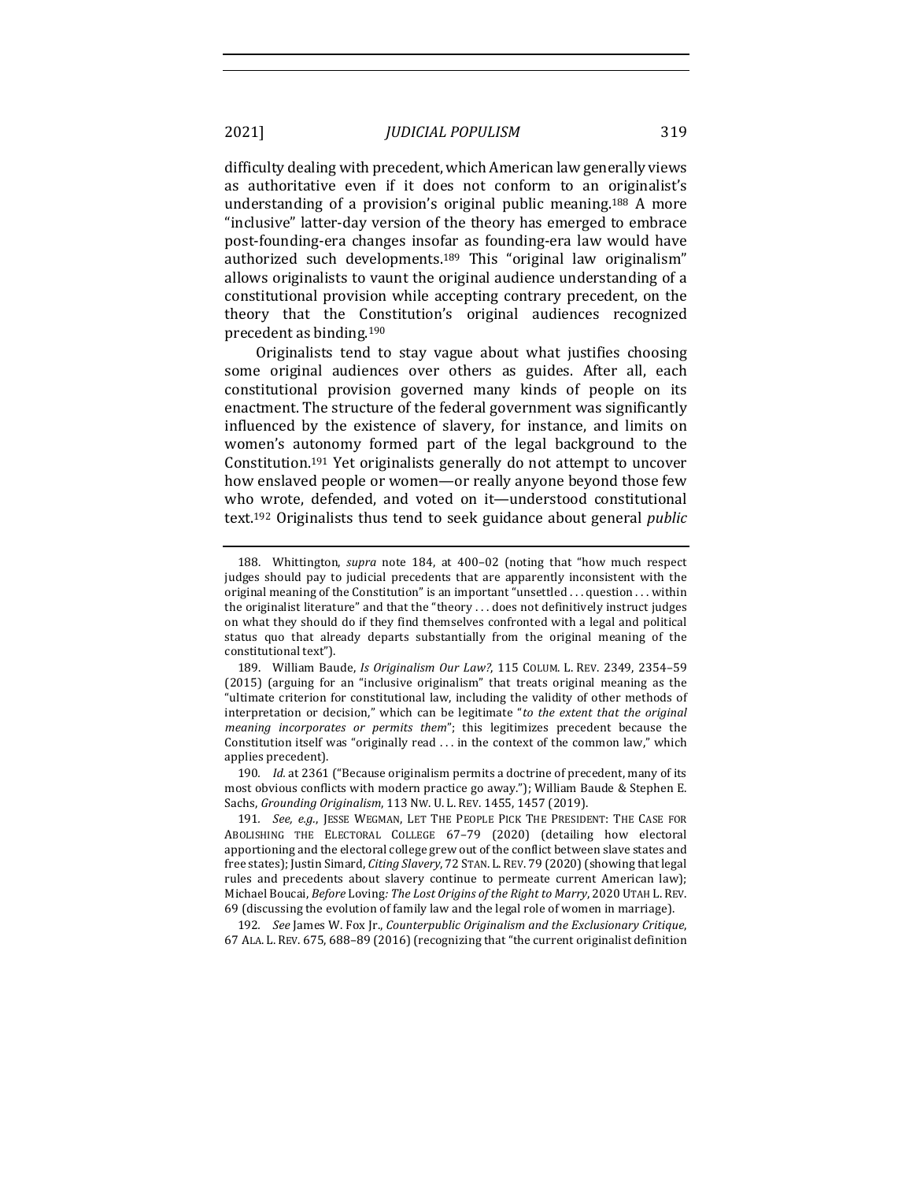difficulty dealing with precedent, which American law generally views as authoritative even if it does not conform to an originalist's understanding of a provision's original public meaning.[188] A more "inclusive" latter-day version of the theory has emerged to embrace post-founding-era changes insofar as founding-era law would have authorized such developments.[189] This "original law originalism" allows originalists to vaunt the original audience understanding of a constitutional provision while accepting contrary precedent, on the theory that the Constitution's original audiences recognized precedent as binding.[190]

Originalists tend to stay vague about what justifies choosing some original audiences over others as guides. After all, each constitutional provision governed many kinds of people on its enactment. The structure of the federal government was significantly influenced by the existence of slavery, for instance, and limits on women's autonomy formed part of the legal background to the Constitution.[191] Yet originalists generally do not attempt to uncover how enslaved people or women—or really anyone beyond those few who wrote, defended, and voted on it—understood constitutional text.[192] Originalists thus tend to seek guidance about general *public*

---

188. Whittington, *supra* note 184, at 400–02 (noting that "how much respect judges should pay to judicial precedents that are apparently inconsistent with the original meaning of the Constitution" is an important "unsettled . . . question . . . within the originalist literature" and that the "theory . . . does not definitively instruct judges on what they should do if they find themselves confronted with a legal and political status quo that already departs substantially from the original meaning of the constitutional text").

189. William Baude, *Is Originalism Our Law?*, 115 COLUM. L. REV. 2349, 2354–59 (2015) (arguing for an "inclusive originalism" that treats original meaning as the "ultimate criterion for constitutional law, including the validity of other methods of interpretation or decision," which can be legitimate "*to the extent that the original meaning incorporates or permits them*"; this legitimizes precedent because the Constitution itself was "originally read . . . in the context of the common law," which applies precedent).

190. *Id.* at 2361 ("Because originalism permits a doctrine of precedent, many of its most obvious conflicts with modern practice go away."); William Baude & Stephen E. Sachs, *Grounding Originalism*, 113 NW. U. L. REV. 1455, 1457 (2019).

191. *See, e.g.*, JESSE WEGMAN, LET THE PEOPLE PICK THE PRESIDENT: THE CASE FOR ABOLISHING THE ELECTORAL COLLEGE 67–79 (2020) (detailing how electoral apportioning and the electoral college grew out of the conflict between slave states and free states); Justin Simard, *Citing Slavery*, 72 STAN. L. REV. 79 (2020) (showing that legal rules and precedents about slavery continue to permeate current American law); Michael Boucai, *Before* Loving*: The Lost Origins of the Right to Marry*, 2020 UTAH L. REV. 69 (discussing the evolution of family law and the legal role of women in marriage).

192. *See* James W. Fox Jr., *Counterpublic Originalism and the Exclusionary Critique*, 67 ALA. L. REV. 675, 688–89 (2016) (recognizing that "the current originalist definition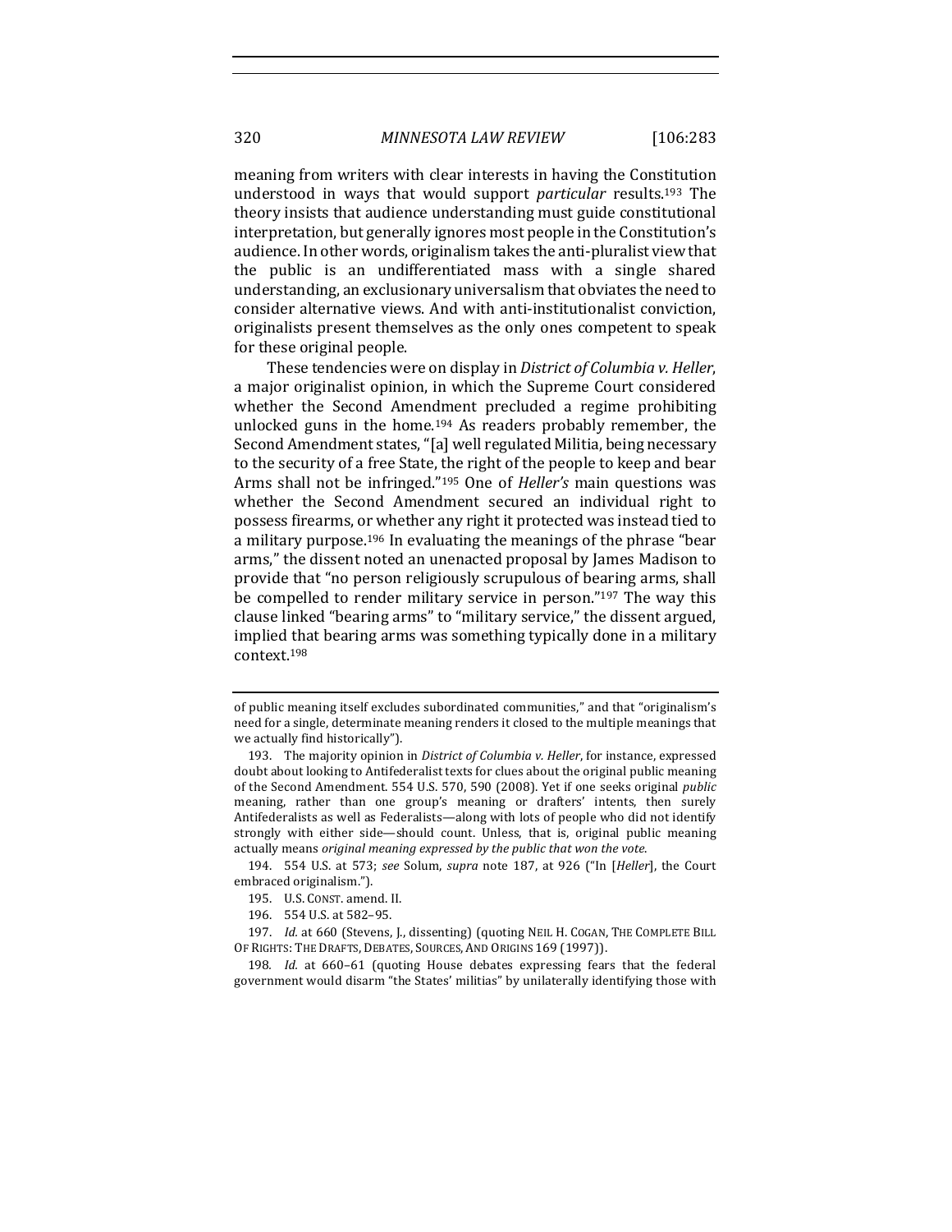meaning from writers with clear interests in having the Constitution understood in ways that would support *particular* results.[193] The theory insists that audience understanding must guide constitutional interpretation, but generally ignores most people in the Constitution's audience. In other words, originalism takes the anti-pluralist view that the public is an undifferentiated mass with a single shared understanding, an exclusionary universalism that obviates the need to consider alternative views. And with anti-institutionalist conviction, originalists present themselves as the only ones competent to speak for these original people.

These tendencies were on display in *District of Columbia v. Heller*, a major originalist opinion, in which the Supreme Court considered whether the Second Amendment precluded a regime prohibiting unlocked guns in the home.[194] As readers probably remember, the Second Amendment states, "[a] well regulated Militia, being necessary to the security of a free State, the right of the people to keep and bear Arms shall not be infringed."[195] One of *Heller's* main questions was whether the Second Amendment secured an individual right to possess firearms, or whether any right it protected was instead tied to a military purpose.[196] In evaluating the meanings of the phrase "bear arms," the dissent noted an unenacted proposal by James Madison to provide that "no person religiously scrupulous of bearing arms, shall be compelled to render military service in person."[197] The way this clause linked "bearing arms" to "military service," the dissent argued, implied that bearing arms was something typically done in a military context.[198]

---

of public meaning itself excludes subordinated communities," and that "originalism's need for a single, determinate meaning renders it closed to the multiple meanings that we actually find historically").

193. The majority opinion in *District of Columbia v. Heller*, for instance, expressed doubt about looking to Antifederalist texts for clues about the original public meaning of the Second Amendment. 554 U.S. 570, 590 (2008). Yet if one seeks original *public* meaning, rather than one group's meaning or drafters' intents, then surely Antifederalists as well as Federalists—along with lots of people who did not identify strongly with either side—should count. Unless, that is, original public meaning actually means *original meaning expressed by the public that won the vote*.

194. 554 U.S. at 573; *see* Solum, *supra* note 187, at 926 ("In [*Heller*], the Court embraced originalism.").

195. U.S. CONST. amend. II.

196. 554 U.S. at 582–95.

197. *Id.* at 660 (Stevens, J., dissenting) (quoting NEIL H. COGAN, THE COMPLETE BILL OF RIGHTS: THE DRAFTS, DEBATES, SOURCES, AND ORIGINS 169 (1997)).

198. *Id.* at 660–61 (quoting House debates expressing fears that the federal government would disarm "the States' militias" by unilaterally identifying those with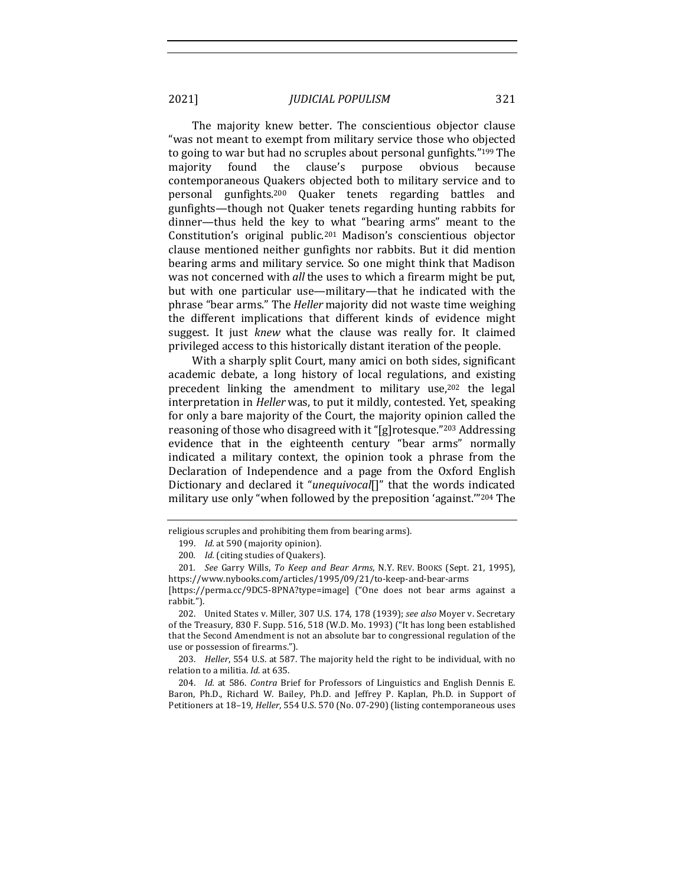The majority knew better. The conscientious objector clause "was not meant to exempt from military service those who objected to going to war but had no scruples about personal gunfights."[199] The majority found the clause's purpose obvious because contemporaneous Quakers objected both to military service and to personal gunfights.[200] Quaker tenets regarding battles and gunfights—though not Quaker tenets regarding hunting rabbits for dinner—thus held the key to what "bearing arms" meant to the Constitution's original public.[201] Madison's conscientious objector clause mentioned neither gunfights nor rabbits. But it did mention bearing arms and military service. So one might think that Madison was not concerned with *all* the uses to which a firearm might be put, but with one particular use—military—that he indicated with the phrase "bear arms." The *Heller* majority did not waste time weighing the different implications that different kinds of evidence might suggest. It just *knew* what the clause was really for. It claimed privileged access to this historically distant iteration of the people.

With a sharply split Court, many amici on both sides, significant academic debate, a long history of local regulations, and existing precedent linking the amendment to military use,[202] the legal interpretation in *Heller* was, to put it mildly, contested. Yet, speaking for only a bare majority of the Court, the majority opinion called the reasoning of those who disagreed with it "[g]rotesque."[203] Addressing evidence that in the eighteenth century "bear arms" normally indicated a military context, the opinion took a phrase from the Declaration of Independence and a page from the Oxford English Dictionary and declared it "*unequivocal*[]" that the words indicated military use only "when followed by the preposition 'against.'"[204] The

---

religious scruples and prohibiting them from bearing arms).

199. *Id.* at 590 (majority opinion).

200. *Id.* (citing studies of Quakers).

201. *See* Garry Wills, *To Keep and Bear Arms*, N.Y. REV. BOOKS (Sept. 21, 1995), https://www.nybooks.com/articles/1995/09/21/to-keep-and-bear-arms [https://perma.cc/9DC5-8PNA?type=image] ("One does not bear arms against a rabbit.").

202. United States v. Miller, 307 U.S. 174, 178 (1939); *see also* Moyer v. Secretary of the Treasury, 830 F. Supp. 516, 518 (W.D. Mo. 1993) ("It has long been established that the Second Amendment is not an absolute bar to congressional regulation of the use or possession of firearms.").

203. *Heller*, 554 U.S. at 587. The majority held the right to be individual, with no relation to a militia. *Id.* at 635.

204. *Id.* at 586. *Contra* Brief for Professors of Linguistics and English Dennis E. Baron, Ph.D., Richard W. Bailey, Ph.D. and Jeffrey P. Kaplan, Ph.D. in Support of Petitioners at 18–19, *Heller*, 554 U.S. 570 (No. 07-290) (listing contemporaneous uses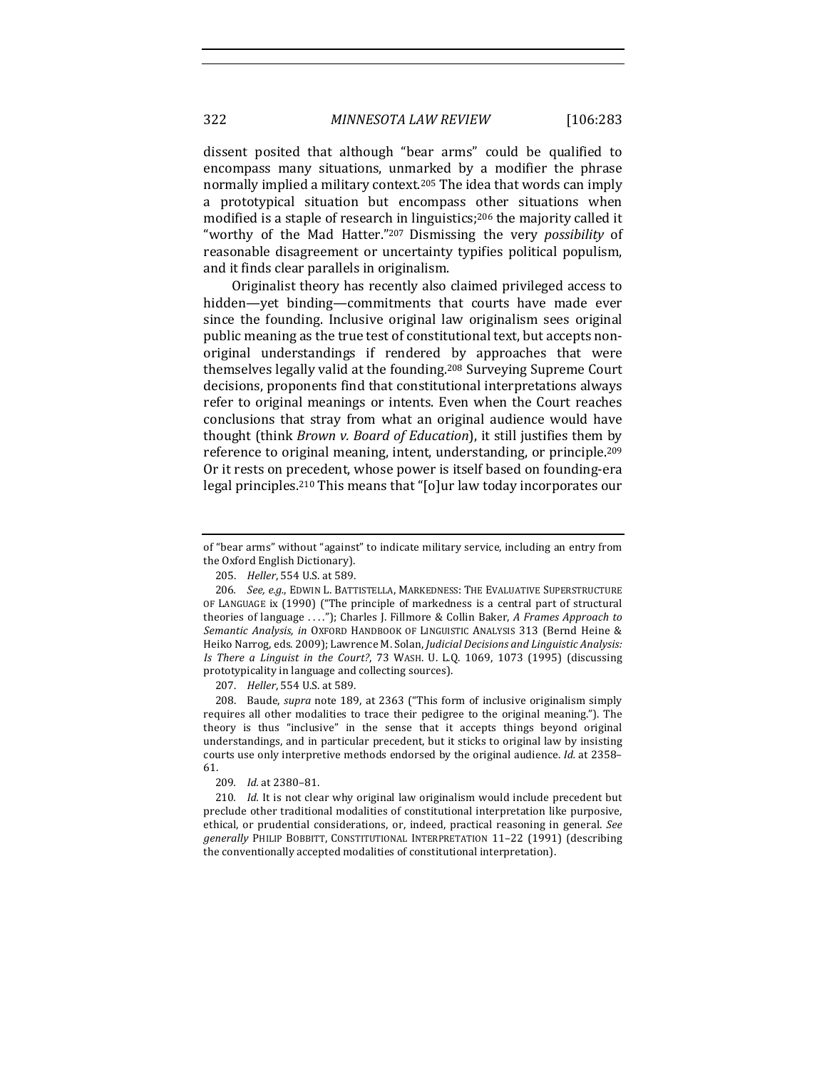dissent posited that although "bear arms" could be qualified to encompass many situations, unmarked by a modifier the phrase normally implied a military context.[205] The idea that words can imply a prototypical situation but encompass other situations when modified is a staple of research in linguistics;[206] the majority called it "worthy of the Mad Hatter."[207] Dismissing the very *possibility* of reasonable disagreement or uncertainty typifies political populism, and it finds clear parallels in originalism.

Originalist theory has recently also claimed privileged access to hidden—yet binding—commitments that courts have made ever since the founding. Inclusive original law originalism sees original public meaning as the true test of constitutional text, but accepts non-original understandings if rendered by approaches that were themselves legally valid at the founding.[208] Surveying Supreme Court decisions, proponents find that constitutional interpretations always refer to original meanings or intents. Even when the Court reaches conclusions that stray from what an original audience would have thought (think *Brown v. Board of Education*), it still justifies them by reference to original meaning, intent, understanding, or principle.[209] Or it rests on precedent, whose power is itself based on founding-era legal principles.[210] This means that "[o]ur law today incorporates our

---

of "bear arms" without "against" to indicate military service, including an entry from the Oxford English Dictionary).

205. *Heller*, 554 U.S. at 589.

206. *See, e.g.*, EDWIN L. BATTISTELLA, MARKEDNESS: THE EVALUATIVE SUPERSTRUCTURE OF LANGUAGE ix (1990) ("The principle of markedness is a central part of structural theories of language . . . ."); Charles J. Fillmore & Collin Baker, *A Frames Approach to Semantic Analysis*, *in* OXFORD HANDBOOK OF LINGUISTIC ANALYSIS 313 (Bernd Heine & Heiko Narrog, eds. 2009); Lawrence M. Solan, *Judicial Decisions and Linguistic Analysis: Is There a Linguist in the Court?*, 73 WASH. U. L.Q. 1069, 1073 (1995) (discussing prototypicality in language and collecting sources).

207. *Heller*, 554 U.S. at 589.

208. Baude, *supra* note 189, at 2363 ("This form of inclusive originalism simply requires all other modalities to trace their pedigree to the original meaning."). The theory is thus "inclusive" in the sense that it accepts things beyond original understandings, and in particular precedent, but it sticks to original law by insisting courts use only interpretive methods endorsed by the original audience. *Id.* at 2358–61.

209. *Id.* at 2380–81.

210. *Id.* It is not clear why original law originalism would include precedent but preclude other traditional modalities of constitutional interpretation like purposive, ethical, or prudential considerations, or, indeed, practical reasoning in general. *See generally* PHILIP BOBBITT, CONSTITUTIONAL INTERPRETATION 11–22 (1991) (describing the conventionally accepted modalities of constitutional interpretation).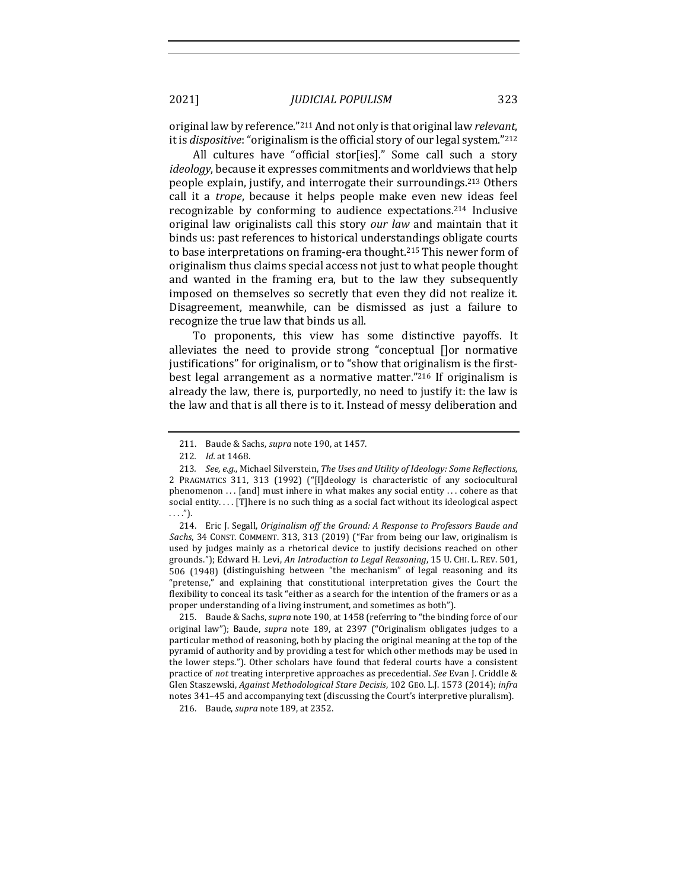original law by reference."[211] And not only is that original law *relevant*, it is *dispositive*: "originalism is the official story of our legal system."[212]

All cultures have "official stor[ies]." Some call such a story *ideology*, because it expresses commitments and worldviews that help people explain, justify, and interrogate their surroundings.[213] Others call it a *trope*, because it helps people make even new ideas feel recognizable by conforming to audience expectations.[214] Inclusive original law originalists call this story *our law* and maintain that it binds us: past references to historical understandings obligate courts to base interpretations on framing-era thought.[215] This newer form of originalism thus claims special access not just to what people thought and wanted in the framing era, but to the law they subsequently imposed on themselves so secretly that even they did not realize it. Disagreement, meanwhile, can be dismissed as just a failure to recognize the true law that binds us all.

To proponents, this view has some distinctive payoffs. It alleviates the need to provide strong "conceptual []or normative justifications" for originalism, or to "show that originalism is the first-best legal arrangement as a normative matter."[216] If originalism is already the law, there is, purportedly, no need to justify it: the law is the law and that is all there is to it. Instead of messy deliberation and

---

211. Baude & Sachs, *supra* note 190, at 1457.

212. *Id.* at 1468.

213. *See, e.g.*, Michael Silverstein, *The Uses and Utility of Ideology: Some Reflections*, 2 PRAGMATICS 311, 313 (1992) ("[I]deology is characteristic of any sociocultural phenomenon . . . [and] must inhere in what makes any social entity . . . cohere as that social entity. . . . [T]here is no such thing as a social fact without its ideological aspect . . . .").

214. Eric J. Segall, *Originalism off the Ground: A Response to Professors Baude and Sachs*, 34 CONST. COMMENT. 313, 313 (2019) ("Far from being our law, originalism is used by judges mainly as a rhetorical device to justify decisions reached on other grounds."); Edward H. Levi, *An Introduction to Legal Reasoning*, 15 U. CHI. L. REV. 501, 506 (1948) (distinguishing between "the mechanism" of legal reasoning and its "pretense," and explaining that constitutional interpretation gives the Court the flexibility to conceal its task "either as a search for the intention of the framers or as a proper understanding of a living instrument, and sometimes as both").

215. Baude & Sachs, *supra* note 190, at 1458 (referring to "the binding force of our original law"); Baude, *supra* note 189, at 2397 ("Originalism obligates judges to a particular method of reasoning, both by placing the original meaning at the top of the pyramid of authority and by providing a test for which other methods may be used in the lower steps."). Other scholars have found that federal courts have a consistent practice of *not* treating interpretive approaches as precedential. *See* Evan J. Criddle & Glen Staszewski, *Against Methodological Stare Decisis*, 102 GEO. L.J. 1573 (2014); *infra* notes 341–45 and accompanying text (discussing the Court's interpretive pluralism).

216. Baude, *supra* note 189, at 2352.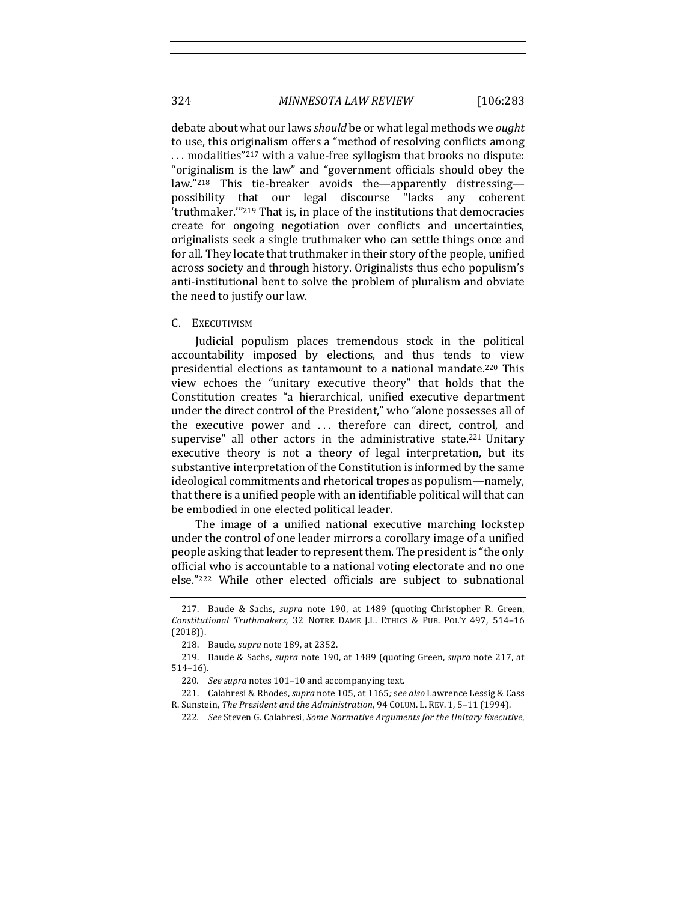debate about what our laws *should* be or what legal methods we *ought* to use, this originalism offers a "method of resolving conflicts among . . . modalities"[217] with a value-free syllogism that brooks no dispute: "originalism is the law" and "government officials should obey the law."[218] This tie-breaker avoids the—apparently distressing—possibility that our legal discourse "lacks any coherent 'truthmaker.'"[219] That is, in place of the institutions that democracies create for ongoing negotiation over conflicts and uncertainties, originalists seek a single truthmaker who can settle things once and for all. They locate that truthmaker in their story of the people, unified across society and through history. Originalists thus echo populism's anti-institutional bent to solve the problem of pluralism and obviate the need to justify our law.

## C. Executivism

Judicial populism places tremendous stock in the political accountability imposed by elections, and thus tends to view presidential elections as tantamount to a national mandate.[220] This view echoes the "unitary executive theory" that holds that the Constitution creates "a hierarchical, unified executive department under the direct control of the President," who "alone possesses all of the executive power and . . . therefore can direct, control, and supervise" all other actors in the administrative state.[221] Unitary executive theory is not a theory of legal interpretation, but its substantive interpretation of the Constitution is informed by the same ideological commitments and rhetorical tropes as populism—namely, that there is a unified people with an identifiable political will that can be embodied in one elected political leader.

The image of a unified national executive marching lockstep under the control of one leader mirrors a corollary image of a unified people asking that leader to represent them. The president is "the only official who is accountable to a national voting electorate and no one else."[222] While other elected officials are subject to subnational

---

217. Baude & Sachs, *supra* note 190, at 1489 (quoting Christopher R. Green, *Constitutional Truthmakers*, 32 NOTRE DAME J.L. ETHICS & PUB. POL'Y 497, 514–16 (2018)).

218. Baude, *supra* note 189, at 2352.

219. Baude & Sachs, *supra* note 190, at 1489 (quoting Green, *supra* note 217, at 514–16).

220. *See supra* notes 101–10 and accompanying text.

221. Calabresi & Rhodes, *supra* note 105, at 1165; *see also* Lawrence Lessig & Cass R. Sunstein, *The President and the Administration*, 94 COLUM. L. REV. 1, 5–11 (1994).

222. *See* Steven G. Calabresi, *Some Normative Arguments for the Unitary Executive*,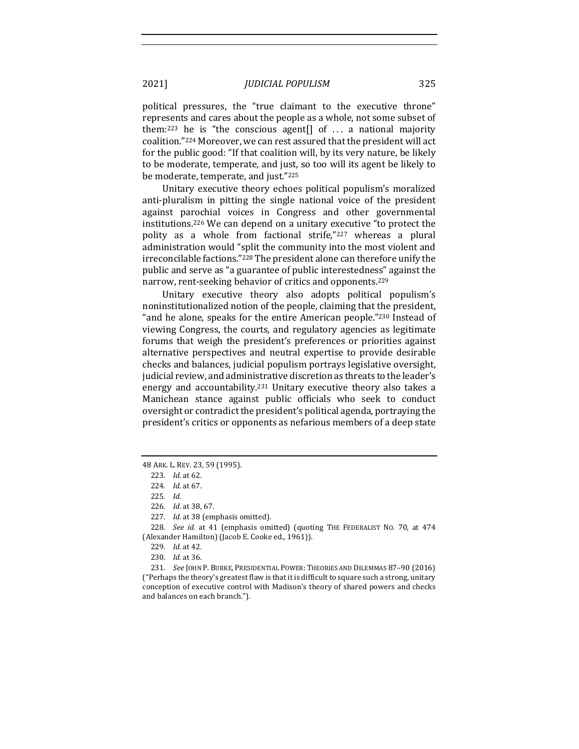political pressures, the "true claimant to the executive throne" represents and cares about the people as a whole, not some subset of them:[223] he is "the conscious agent[] of . . . a national majority coalition."[224] Moreover, we can rest assured that the president will act for the public good: "If that coalition will, by its very nature, be likely to be moderate, temperate, and just, so too will its agent be likely to be moderate, temperate, and just."[225]

Unitary executive theory echoes political populism's moralized anti-pluralism in pitting the single national voice of the president against parochial voices in Congress and other governmental institutions.[226] We can depend on a unitary executive "to protect the polity as a whole from factional strife,"[227] whereas a plural administration would "split the community into the most violent and irreconcilable factions."[228] The president alone can therefore unify the public and serve as "a guarantee of public interestedness" against the narrow, rent-seeking behavior of critics and opponents.[229]

Unitary executive theory also adopts political populism's noninstitutionalized notion of the people, claiming that the president, "and he alone, speaks for the entire American people."[230] Instead of viewing Congress, the courts, and regulatory agencies as legitimate forums that weigh the president's preferences or priorities against alternative perspectives and neutral expertise to provide desirable checks and balances, judicial populism portrays legislative oversight, judicial review, and administrative discretion as threats to the leader's energy and accountability.[231] Unitary executive theory also takes a Manichean stance against public officials who seek to conduct oversight or contradict the president's political agenda, portraying the president's critics or opponents as nefarious members of a deep state

---

48 ARK. L. REV. 23, 59 (1995).

223. *Id.* at 62.

224. *Id.* at 67.

225. *Id.*

226. *Id.* at 38, 67.

227. *Id.* at 38 (emphasis omitted).

228. *See id.* at 41 (emphasis omitted) (quoting THE FEDERALIST NO. 70, at 474 (Alexander Hamilton) (Jacob E. Cooke ed., 1961)).

229. *Id.* at 42.

230. *Id.* at 36.

231. *See* JOHN P. BURKE, PRESIDENTIAL POWER: THEORIES AND DILEMMAS 87–90 (2016) ("Perhaps the theory's greatest flaw is that it is difficult to square such a strong, unitary conception of executive control with Madison's theory of shared powers and checks and balances on each branch.").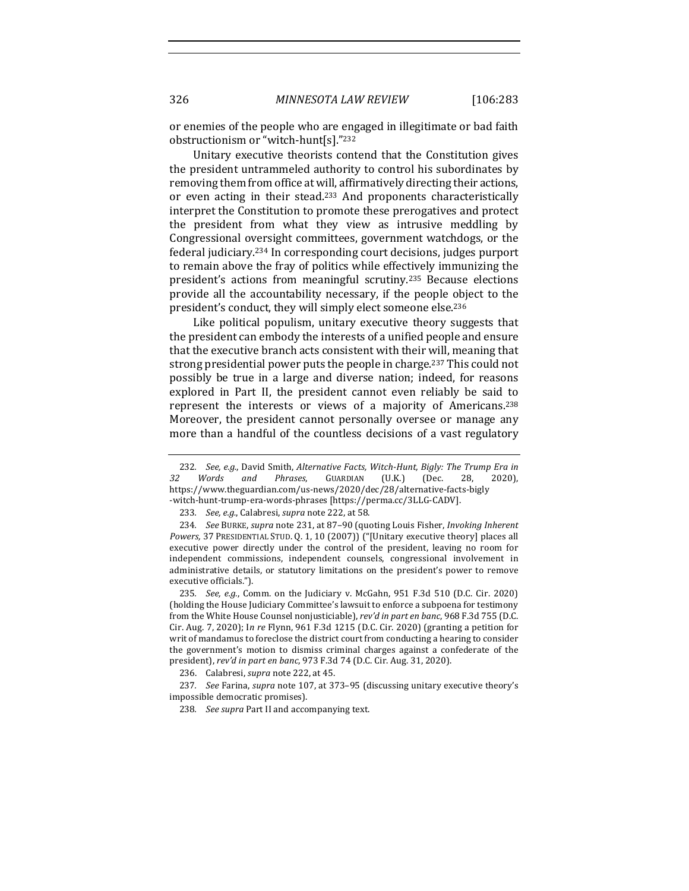or enemies of the people who are engaged in illegitimate or bad faith obstructionism or "witch-hunt[s]."[232]

Unitary executive theorists contend that the Constitution gives the president untrammeled authority to control his subordinates by removing them from office at will, affirmatively directing their actions, or even acting in their stead.[233] And proponents characteristically interpret the Constitution to promote these prerogatives and protect the president from what they view as intrusive meddling by Congressional oversight committees, government watchdogs, or the federal judiciary.[234] In corresponding court decisions, judges purport to remain above the fray of politics while effectively immunizing the president's actions from meaningful scrutiny.[235] Because elections provide all the accountability necessary, if the people object to the president's conduct, they will simply elect someone else.[236]

Like political populism, unitary executive theory suggests that the president can embody the interests of a unified people and ensure that the executive branch acts consistent with their will, meaning that strong presidential power puts the people in charge.[237] This could not possibly be true in a large and diverse nation; indeed, for reasons explored in Part II, the president cannot even reliably be said to represent the interests or views of a majority of Americans.[238] Moreover, the president cannot personally oversee or manage any more than a handful of the countless decisions of a vast regulatory

---

232. *See, e.g.*, David Smith, *Alternative Facts, Witch-Hunt, Bigly: The Trump Era in 32 Words and Phrases*, GUARDIAN (U.K.) (Dec. 28, 2020), https://www.theguardian.com/us-news/2020/dec/28/alternative-facts-bigly-witch-hunt-trump-era-words-phrases [https://perma.cc/3LLG-CADV].

233. *See, e.g.*, Calabresi, *supra* note 222, at 58.

234. *See* BURKE, *supra* note 231, at 87–90 (quoting Louis Fisher, *Invoking Inherent Powers,* 37 PRESIDENTIAL STUD. Q. 1, 10 (2007)) ("[Unitary executive theory] places all executive power directly under the control of the president, leaving no room for independent commissions, independent counsels, congressional involvement in administrative details, or statutory limitations on the president's power to remove executive officials.").

235. *See, e.g.*, Comm. on the Judiciary v. McGahn, 951 F.3d 510 (D.C. Cir. 2020) (holding the House Judiciary Committee's lawsuit to enforce a subpoena for testimony from the White House Counsel nonjusticiable), *rev'd in part en banc*, 968 F.3d 755 (D.C. Cir. Aug. 7, 2020); I*n re* Flynn, 961 F.3d 1215 (D.C. Cir. 2020) (granting a petition for writ of mandamus to foreclose the district court from conducting a hearing to consider the government's motion to dismiss criminal charges against a confederate of the president), *rev'd in part en banc*, 973 F.3d 74 (D.C. Cir. Aug. 31, 2020).

236. Calabresi, *supra* note 222, at 45.

237. *See* Farina, *supra* note 107, at 373–95 (discussing unitary executive theory's impossible democratic promises).

238. *See supra* Part II and accompanying text.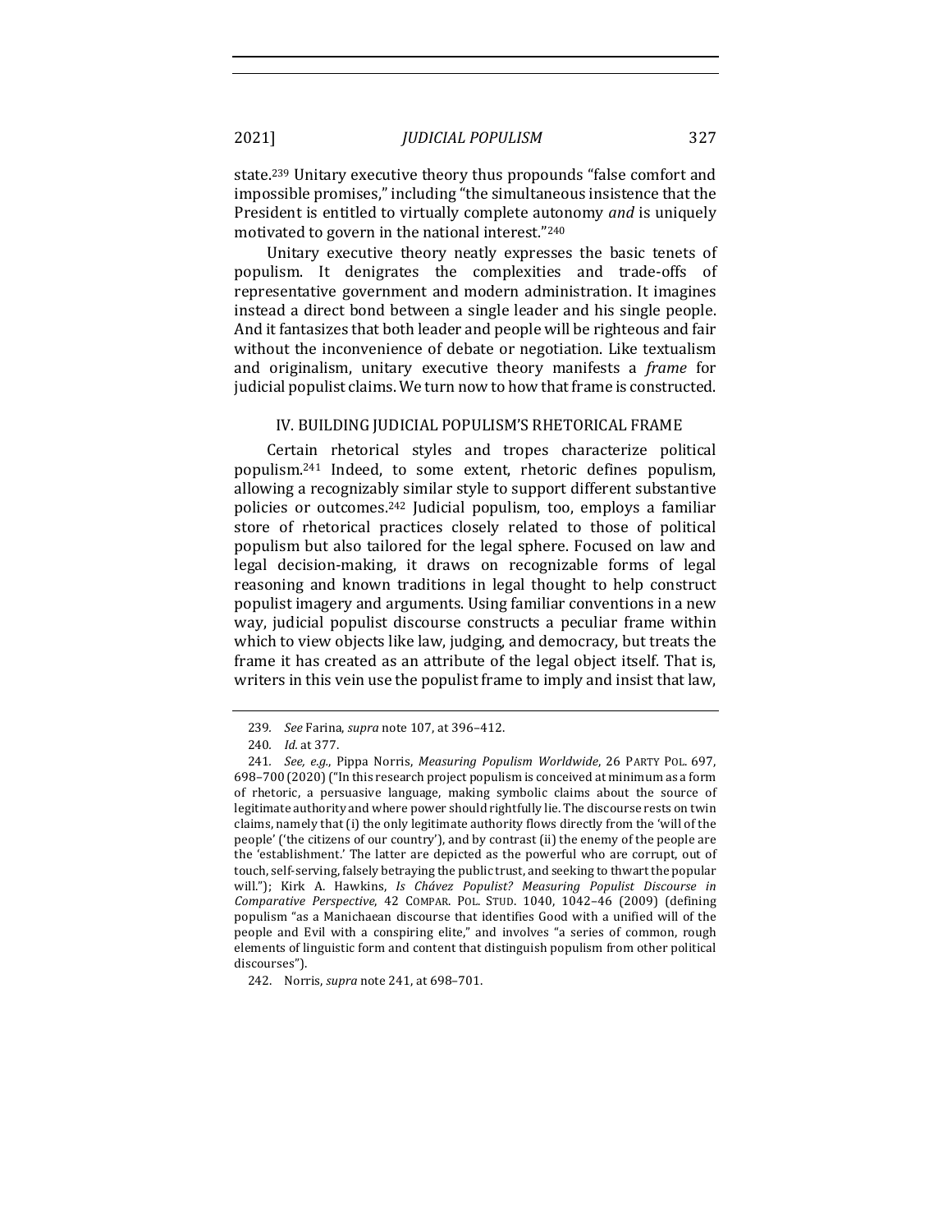state.[239] Unitary executive theory thus propounds "false comfort and impossible promises," including "the simultaneous insistence that the President is entitled to virtually complete autonomy *and* is uniquely motivated to govern in the national interest."[240]

Unitary executive theory neatly expresses the basic tenets of populism. It denigrates the complexities and trade-offs of representative government and modern administration. It imagines instead a direct bond between a single leader and his single people. And it fantasizes that both leader and people will be righteous and fair without the inconvenience of debate or negotiation. Like textualism and originalism, unitary executive theory manifests a *frame* for judicial populist claims. We turn now to how that frame is constructed.

## IV. BUILDING JUDICIAL POPULISM'S RHETORICAL FRAME

Certain rhetorical styles and tropes characterize political populism.[241] Indeed, to some extent, rhetoric defines populism, allowing a recognizably similar style to support different substantive policies or outcomes.[242] Judicial populism, too, employs a familiar store of rhetorical practices closely related to those of political populism but also tailored for the legal sphere. Focused on law and legal decision-making, it draws on recognizable forms of legal reasoning and known traditions in legal thought to help construct populist imagery and arguments. Using familiar conventions in a new way, judicial populist discourse constructs a peculiar frame within which to view objects like law, judging, and democracy, but treats the frame it has created as an attribute of the legal object itself. That is, writers in this vein use the populist frame to imply and insist that law,

---

239. *See* Farina, *supra* note 107, at 396–412.

240. *Id.* at 377.

241. *See, e.g.*, Pippa Norris, *Measuring Populism Worldwide*, 26 PARTY POL. 697, 698–700 (2020) ("In this research project populism is conceived at minimum as a form of rhetoric, a persuasive language, making symbolic claims about the source of legitimate authority and where power should rightfully lie. The discourse rests on twin claims, namely that (i) the only legitimate authority flows directly from the 'will of the people' ('the citizens of our country'), and by contrast (ii) the enemy of the people are the 'establishment.' The latter are depicted as the powerful who are corrupt, out of touch, self-serving, falsely betraying the public trust, and seeking to thwart the popular will."); Kirk A. Hawkins, *Is Chávez Populist? Measuring Populist Discourse in Comparative Perspective*, 42 COMPAR. POL. STUD. 1040, 1042–46 (2009) (defining populism "as a Manichaean discourse that identifies Good with a unified will of the people and Evil with a conspiring elite," and involves "a series of common, rough elements of linguistic form and content that distinguish populism from other political discourses").

242. Norris, *supra* note 241, at 698–701.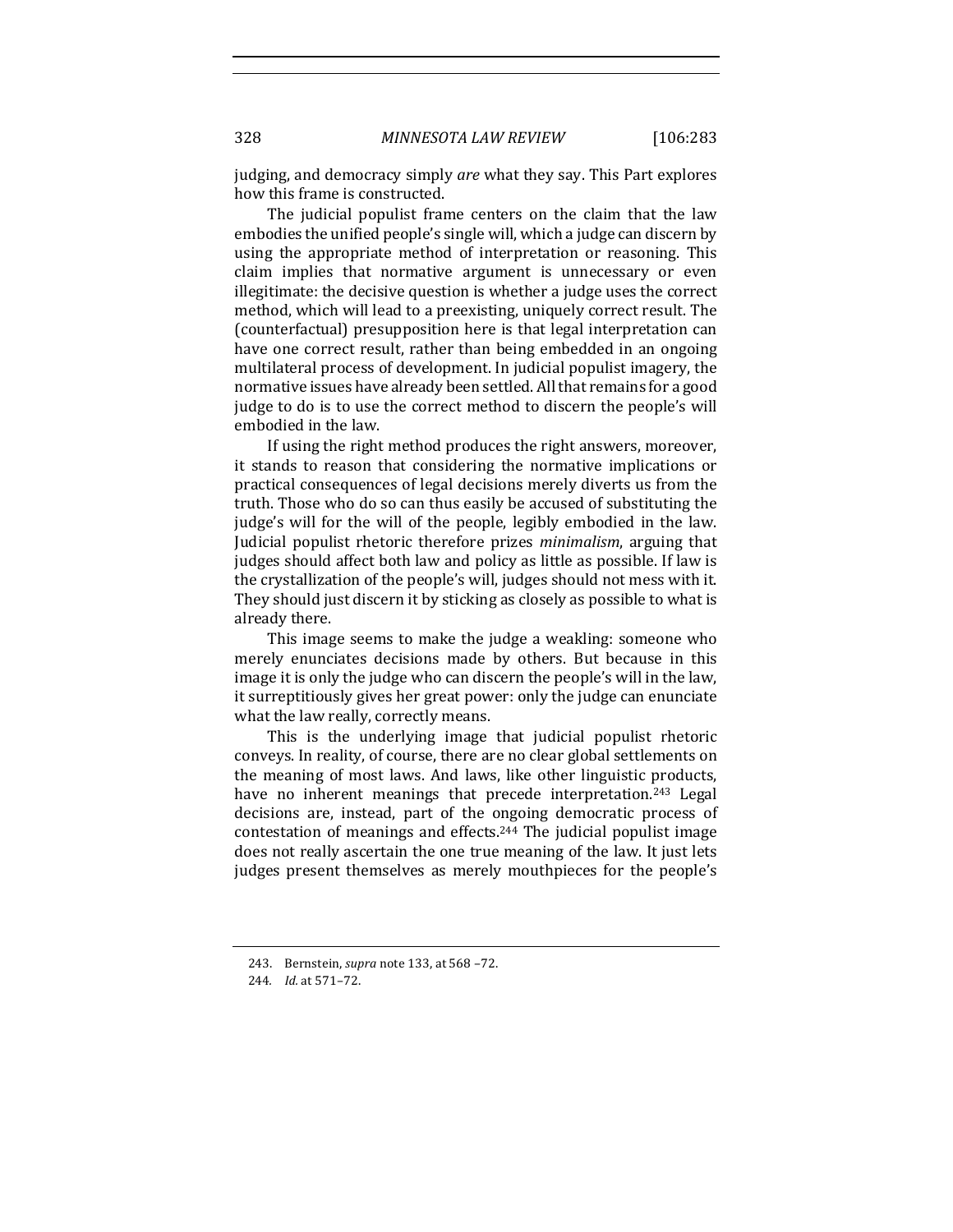judging, and democracy simply *are* what they say. This Part explores how this frame is constructed.

The judicial populist frame centers on the claim that the law embodies the unified people's single will, which a judge can discern by using the appropriate method of interpretation or reasoning. This claim implies that normative argument is unnecessary or even illegitimate: the decisive question is whether a judge uses the correct method, which will lead to a preexisting, uniquely correct result. The (counterfactual) presupposition here is that legal interpretation can have one correct result, rather than being embedded in an ongoing multilateral process of development. In judicial populist imagery, the normative issues have already been settled. All that remains for a good judge to do is to use the correct method to discern the people's will embodied in the law.

If using the right method produces the right answers, moreover, it stands to reason that considering the normative implications or practical consequences of legal decisions merely diverts us from the truth. Those who do so can thus easily be accused of substituting the judge's will for the will of the people, legibly embodied in the law. Judicial populist rhetoric therefore prizes *minimalism*, arguing that judges should affect both law and policy as little as possible. If law is the crystallization of the people's will, judges should not mess with it. They should just discern it by sticking as closely as possible to what is already there.

This image seems to make the judge a weakling: someone who merely enunciates decisions made by others. But because in this image it is only the judge who can discern the people's will in the law, it surreptitiously gives her great power: only the judge can enunciate what the law really, correctly means.

This is the underlying image that judicial populist rhetoric conveys. In reality, of course, there are no clear global settlements on the meaning of most laws. And laws, like other linguistic products, have no inherent meanings that precede interpretation.[243] Legal decisions are, instead, part of the ongoing democratic process of contestation of meanings and effects.[244] The judicial populist image does not really ascertain the one true meaning of the law. It just lets judges present themselves as merely mouthpieces for the people's

---

243. Bernstein, *supra* note 133, at 568 –72.

244. *Id.* at 571–72.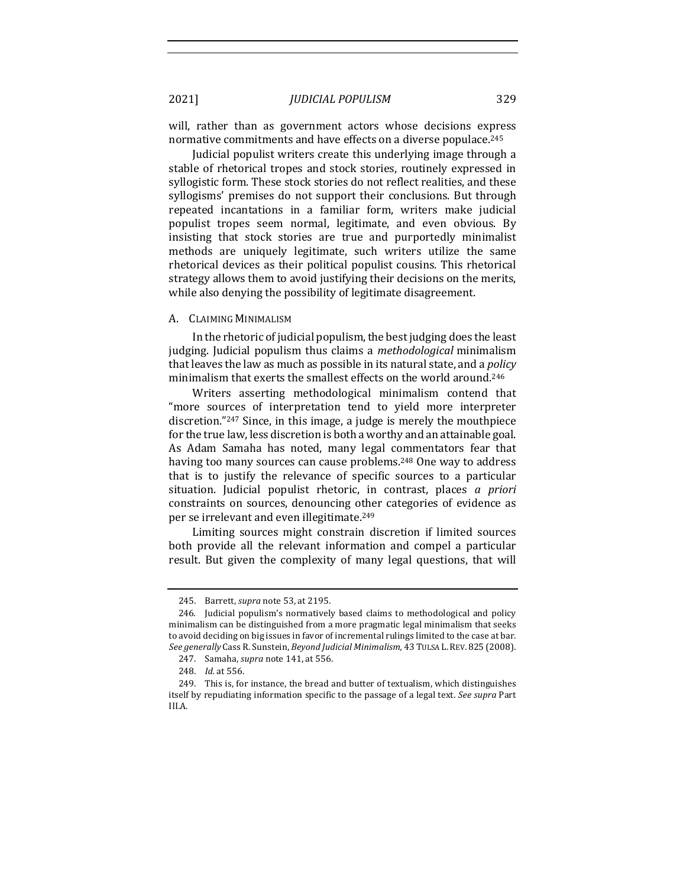will, rather than as government actors whose decisions express normative commitments and have effects on a diverse populace.[245]

Judicial populist writers create this underlying image through a stable of rhetorical tropes and stock stories, routinely expressed in syllogistic form. These stock stories do not reflect realities, and these syllogisms' premises do not support their conclusions. But through repeated incantations in a familiar form, writers make judicial populist tropes seem normal, legitimate, and even obvious. By insisting that stock stories are true and purportedly minimalist methods are uniquely legitimate, such writers utilize the same rhetorical devices as their political populist cousins. This rhetorical strategy allows them to avoid justifying their decisions on the merits, while also denying the possibility of legitimate disagreement.

### A. Claiming Minimalism

In the rhetoric of judicial populism, the best judging does the least judging. Judicial populism thus claims a *methodological* minimalism that leaves the law as much as possible in its natural state, and a *policy* minimalism that exerts the smallest effects on the world around.[246]

Writers asserting methodological minimalism contend that "more sources of interpretation tend to yield more interpreter discretion."[247] Since, in this image, a judge is merely the mouthpiece for the true law, less discretion is both a worthy and an attainable goal. As Adam Samaha has noted, many legal commentators fear that having too many sources can cause problems.[248] One way to address that is to justify the relevance of specific sources to a particular situation. Judicial populist rhetoric, in contrast, places *a priori* constraints on sources, denouncing other categories of evidence as per se irrelevant and even illegitimate.[249]

Limiting sources might constrain discretion if limited sources both provide all the relevant information and compel a particular result. But given the complexity of many legal questions, that will

---

245. Barrett, *supra* note 53, at 2195.

246. Judicial populism's normatively based claims to methodological and policy minimalism can be distinguished from a more pragmatic legal minimalism that seeks to avoid deciding on big issues in favor of incremental rulings limited to the case at bar. *See generally* Cass R. Sunstein, *Beyond Judicial Minimalism,* 43 TULSA L. REV. 825 (2008).

247. Samaha, *supra* note 141, at 556.

248. *Id.* at 556.

249. This is, for instance, the bread and butter of textualism, which distinguishes itself by repudiating information specific to the passage of a legal text. *See supra* Part III.A.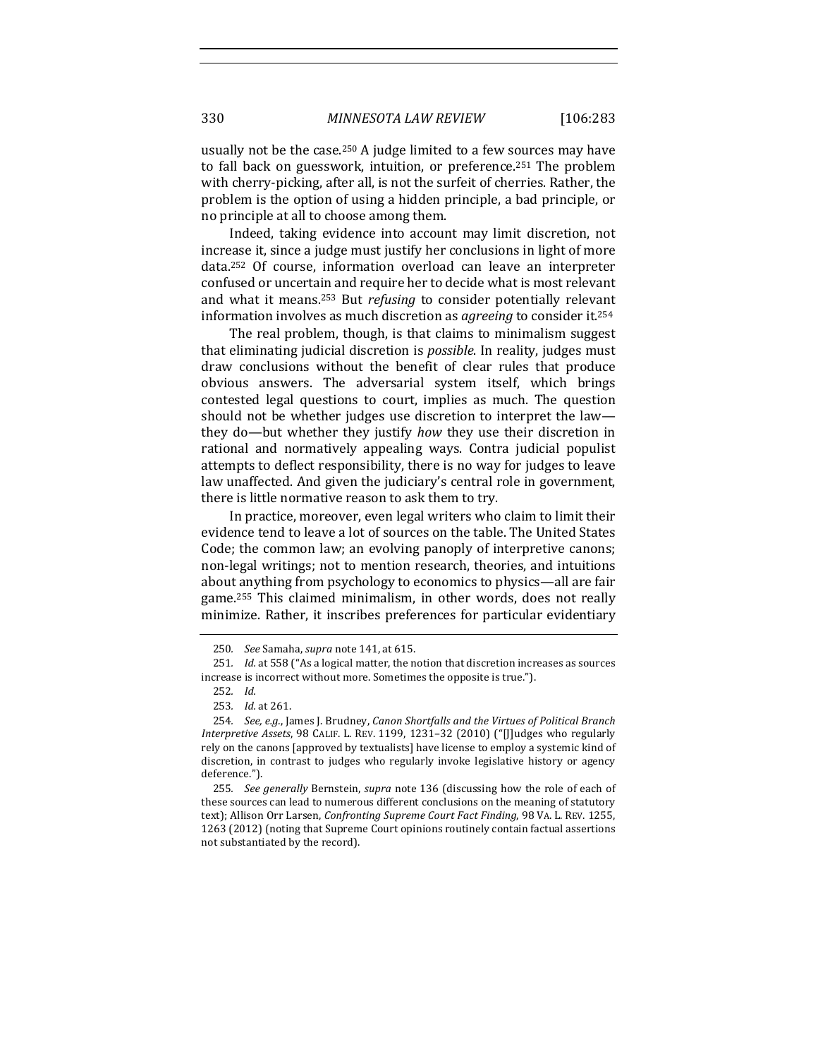usually not be the case.[250] A judge limited to a few sources may have to fall back on guesswork, intuition, or preference.[251] The problem with cherry-picking, after all, is not the surfeit of cherries. Rather, the problem is the option of using a hidden principle, a bad principle, or no principle at all to choose among them.

Indeed, taking evidence into account may limit discretion, not increase it, since a judge must justify her conclusions in light of more data.[252] Of course, information overload can leave an interpreter confused or uncertain and require her to decide what is most relevant and what it means.[253] But *refusing* to consider potentially relevant information involves as much discretion as *agreeing* to consider it.[254]

The real problem, though, is that claims to minimalism suggest that eliminating judicial discretion is *possible*. In reality, judges must draw conclusions without the benefit of clear rules that produce obvious answers. The adversarial system itself, which brings contested legal questions to court, implies as much. The question should not be whether judges use discretion to interpret the law—they do—but whether they justify *how* they use their discretion in rational and normatively appealing ways. Contra judicial populist attempts to deflect responsibility, there is no way for judges to leave law unaffected. And given the judiciary's central role in government, there is little normative reason to ask them to try.

In practice, moreover, even legal writers who claim to limit their evidence tend to leave a lot of sources on the table. The United States Code; the common law; an evolving panoply of interpretive canons; non-legal writings; not to mention research, theories, and intuitions about anything from psychology to economics to physics—all are fair game.[255] This claimed minimalism, in other words, does not really minimize. Rather, it inscribes preferences for particular evidentiary

---

250. *See* Samaha, *supra* note 141, at 615.

251. *Id.* at 558 ("As a logical matter, the notion that discretion increases as sources increase is incorrect without more. Sometimes the opposite is true.").

252. *Id.*

253. *Id.* at 261.

254. *See, e.g.*, James J. Brudney, *Canon Shortfalls and the Virtues of Political Branch Interpretive Assets*, 98 CALIF. L. REV. 1199, 1231–32 (2010) ("[J]udges who regularly rely on the canons [approved by textualists] have license to employ a systemic kind of discretion, in contrast to judges who regularly invoke legislative history or agency deference.").

255. *See generally* Bernstein, *supra* note 136 (discussing how the role of each of these sources can lead to numerous different conclusions on the meaning of statutory text); Allison Orr Larsen, *Confronting Supreme Court Fact Finding*, 98 VA. L. REV. 1255, 1263 (2012) (noting that Supreme Court opinions routinely contain factual assertions not substantiated by the record).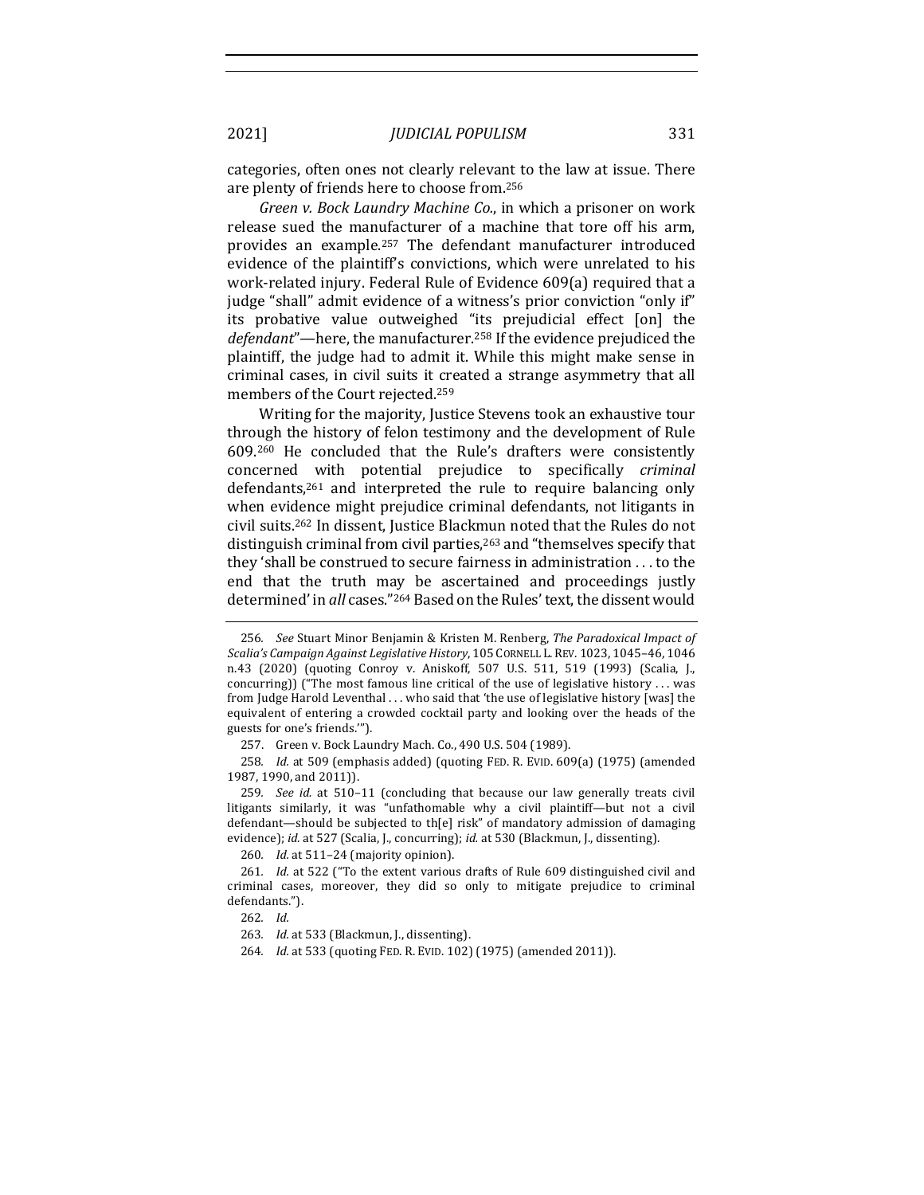categories, often ones not clearly relevant to the law at issue. There are plenty of friends here to choose from.[256]

*Green v. Bock Laundry Machine Co.*, in which a prisoner on work release sued the manufacturer of a machine that tore off his arm, provides an example.[257] The defendant manufacturer introduced evidence of the plaintiff's convictions, which were unrelated to his work-related injury. Federal Rule of Evidence 609(a) required that a judge "shall" admit evidence of a witness's prior conviction "only if" its probative value outweighed "its prejudicial effect [on] the *defendant*"—here, the manufacturer.[258] If the evidence prejudiced the plaintiff, the judge had to admit it. While this might make sense in criminal cases, in civil suits it created a strange asymmetry that all members of the Court rejected.[259]

Writing for the majority, Justice Stevens took an exhaustive tour through the history of felon testimony and the development of Rule 609.[260] He concluded that the Rule's drafters were consistently concerned with potential prejudice to specifically *criminal* defendants,[261] and interpreted the rule to require balancing only when evidence might prejudice criminal defendants, not litigants in civil suits.[262] In dissent, Justice Blackmun noted that the Rules do not distinguish criminal from civil parties,[263] and "themselves specify that they 'shall be construed to secure fairness in administration . . . to the end that the truth may be ascertained and proceedings justly determined' in *all* cases."[264] Based on the Rules' text, the dissent would

---

256. *See* Stuart Minor Benjamin & Kristen M. Renberg, *The Paradoxical Impact of Scalia's Campaign Against Legislative History*, 105 CORNELL L. REV. 1023, 1045–46, 1046 n.43 (2020) (quoting Conroy v. Aniskoff, 507 U.S. 511, 519 (1993) (Scalia, J., concurring)) ("The most famous line critical of the use of legislative history . . . was from Judge Harold Leventhal . . . who said that 'the use of legislative history [was] the equivalent of entering a crowded cocktail party and looking over the heads of the guests for one's friends.'").

257. Green v. Bock Laundry Mach. Co., 490 U.S. 504 (1989).

258. *Id.* at 509 (emphasis added) (quoting FED. R. EVID. 609(a) (1975) (amended 1987, 1990, and 2011)).

259. *See id.* at 510–11 (concluding that because our law generally treats civil litigants similarly, it was "unfathomable why a civil plaintiff—but not a civil defendant—should be subjected to th[e] risk" of mandatory admission of damaging evidence); *id.* at 527 (Scalia, J., concurring); *id.* at 530 (Blackmun, J., dissenting).

260. *Id.* at 511–24 (majority opinion).

261. *Id.* at 522 ("To the extent various drafts of Rule 609 distinguished civil and criminal cases, moreover, they did so only to mitigate prejudice to criminal defendants.").

262. *Id.*

263. *Id.* at 533 (Blackmun, J., dissenting).

264. *Id.* at 533 (quoting FED. R. EVID. 102) (1975) (amended 2011)).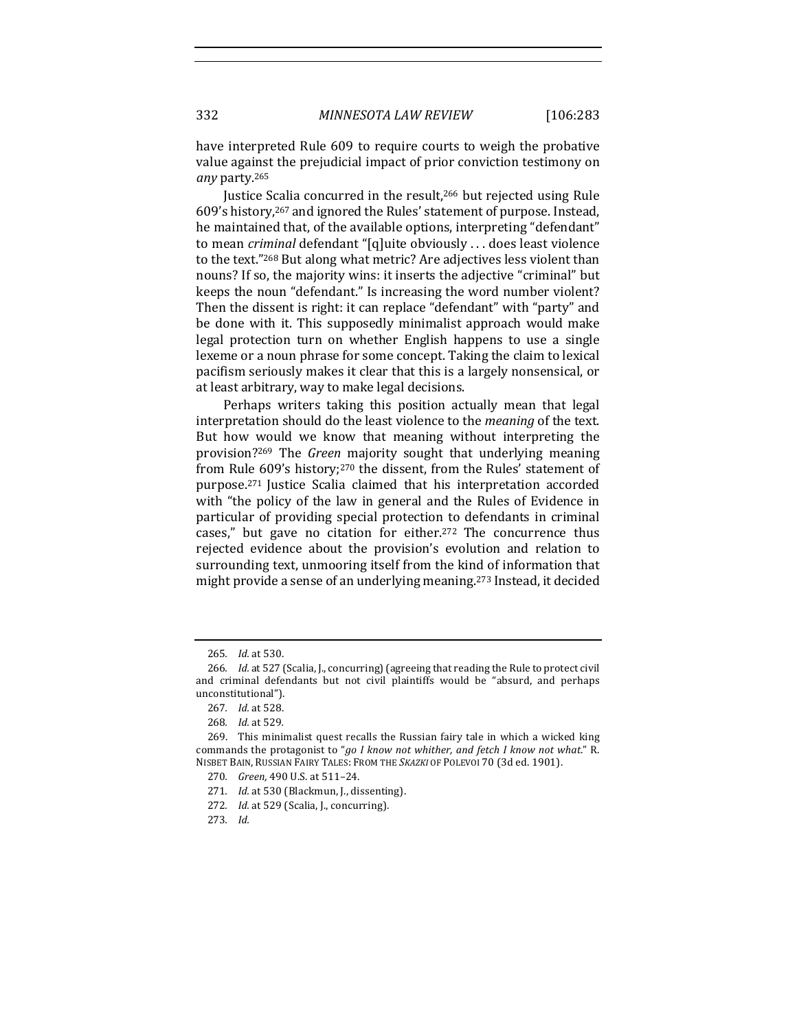have interpreted Rule 609 to require courts to weigh the probative value against the prejudicial impact of prior conviction testimony on *any* party.[265]

Justice Scalia concurred in the result,[266] but rejected using Rule 609's history,[267] and ignored the Rules' statement of purpose. Instead, he maintained that, of the available options, interpreting "defendant" to mean *criminal* defendant "[q]uite obviously . . . does least violence to the text."[268] But along what metric? Are adjectives less violent than nouns? If so, the majority wins: it inserts the adjective "criminal" but keeps the noun "defendant." Is increasing the word number violent? Then the dissent is right: it can replace "defendant" with "party" and be done with it. This supposedly minimalist approach would make legal protection turn on whether English happens to use a single lexeme or a noun phrase for some concept. Taking the claim to lexical pacifism seriously makes it clear that this is a largely nonsensical, or at least arbitrary, way to make legal decisions.

Perhaps writers taking this position actually mean that legal interpretation should do the least violence to the *meaning* of the text. But how would we know that meaning without interpreting the provision?[269] The *Green* majority sought that underlying meaning from Rule 609's history;[270] the dissent, from the Rules' statement of purpose.[271] Justice Scalia claimed that his interpretation accorded with "the policy of the law in general and the Rules of Evidence in particular of providing special protection to defendants in criminal cases," but gave no citation for either.[272] The concurrence thus rejected evidence about the provision's evolution and relation to surrounding text, unmooring itself from the kind of information that might provide a sense of an underlying meaning.[273] Instead, it decided

---

265. *Id.* at 530.

266. *Id.* at 527 (Scalia, J., concurring) (agreeing that reading the Rule to protect civil and criminal defendants but not civil plaintiffs would be "absurd, and perhaps unconstitutional").

267. *Id.* at 528.

268. *Id.* at 529.

269. This minimalist quest recalls the Russian fairy tale in which a wicked king commands the protagonist to "*go I know not whither, and fetch I know not what*." R. NISBET BAIN, RUSSIAN FAIRY TALES: FROM THE *SKAZKI* OF POLEVOI 70 (3d ed. 1901).

270. *Green*, 490 U.S. at 511–24.

271. *Id.* at 530 (Blackmun, J., dissenting).

272. *Id.* at 529 (Scalia, J., concurring).

273. *Id.*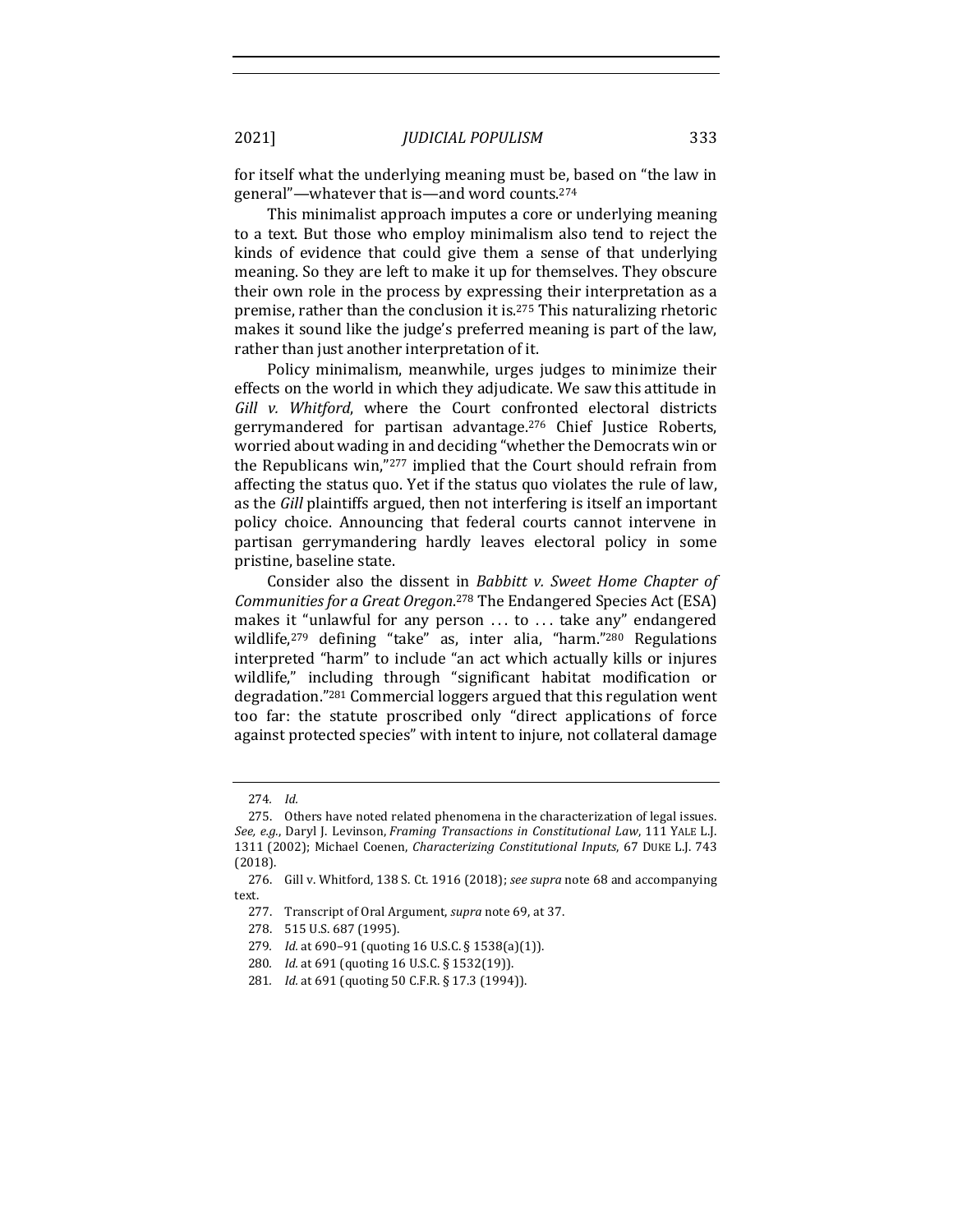for itself what the underlying meaning must be, based on "the law in general"—whatever that is—and word counts.[274]

This minimalist approach imputes a core or underlying meaning to a text. But those who employ minimalism also tend to reject the kinds of evidence that could give them a sense of that underlying meaning. So they are left to make it up for themselves. They obscure their own role in the process by expressing their interpretation as a premise, rather than the conclusion it is.[275] This naturalizing rhetoric makes it sound like the judge's preferred meaning is part of the law, rather than just another interpretation of it.

Policy minimalism, meanwhile, urges judges to minimize their effects on the world in which they adjudicate. We saw this attitude in *Gill v. Whitford*, where the Court confronted electoral districts gerrymandered for partisan advantage.[276] Chief Justice Roberts, worried about wading in and deciding "whether the Democrats win or the Republicans win,"[277] implied that the Court should refrain from affecting the status quo. Yet if the status quo violates the rule of law, as the *Gill* plaintiffs argued, then not interfering is itself an important policy choice. Announcing that federal courts cannot intervene in partisan gerrymandering hardly leaves electoral policy in some pristine, baseline state.

Consider also the dissent in *Babbitt v. Sweet Home Chapter of Communities for a Great Oregon*.[278] The Endangered Species Act (ESA) makes it "unlawful for any person . . . to . . . take any" endangered wildlife,[279] defining "take" as, inter alia, "harm."[280] Regulations interpreted "harm" to include "an act which actually kills or injures wildlife," including through "significant habitat modification or degradation."[281] Commercial loggers argued that this regulation went too far: the statute proscribed only "direct applications of force against protected species" with intent to injure, not collateral damage

---

274. *Id.*

275. Others have noted related phenomena in the characterization of legal issues. *See, e.g.*, Daryl J. Levinson, *Framing Transactions in Constitutional Law*, 111 YALE L.J. 1311 (2002); Michael Coenen, *Characterizing Constitutional Inputs*, 67 DUKE L.J. 743 (2018).

276. Gill v. Whitford, 138 S. Ct. 1916 (2018); *see supra* note 68 and accompanying text.

277. Transcript of Oral Argument, *supra* note 69, at 37.

278. 515 U.S. 687 (1995).

279. *Id.* at 690–91 (quoting 16 U.S.C. § 1538(a)(1)).

280. *Id.* at 691 (quoting 16 U.S.C. § 1532(19)).

281. *Id.* at 691 (quoting 50 C.F.R. § 17.3 (1994)).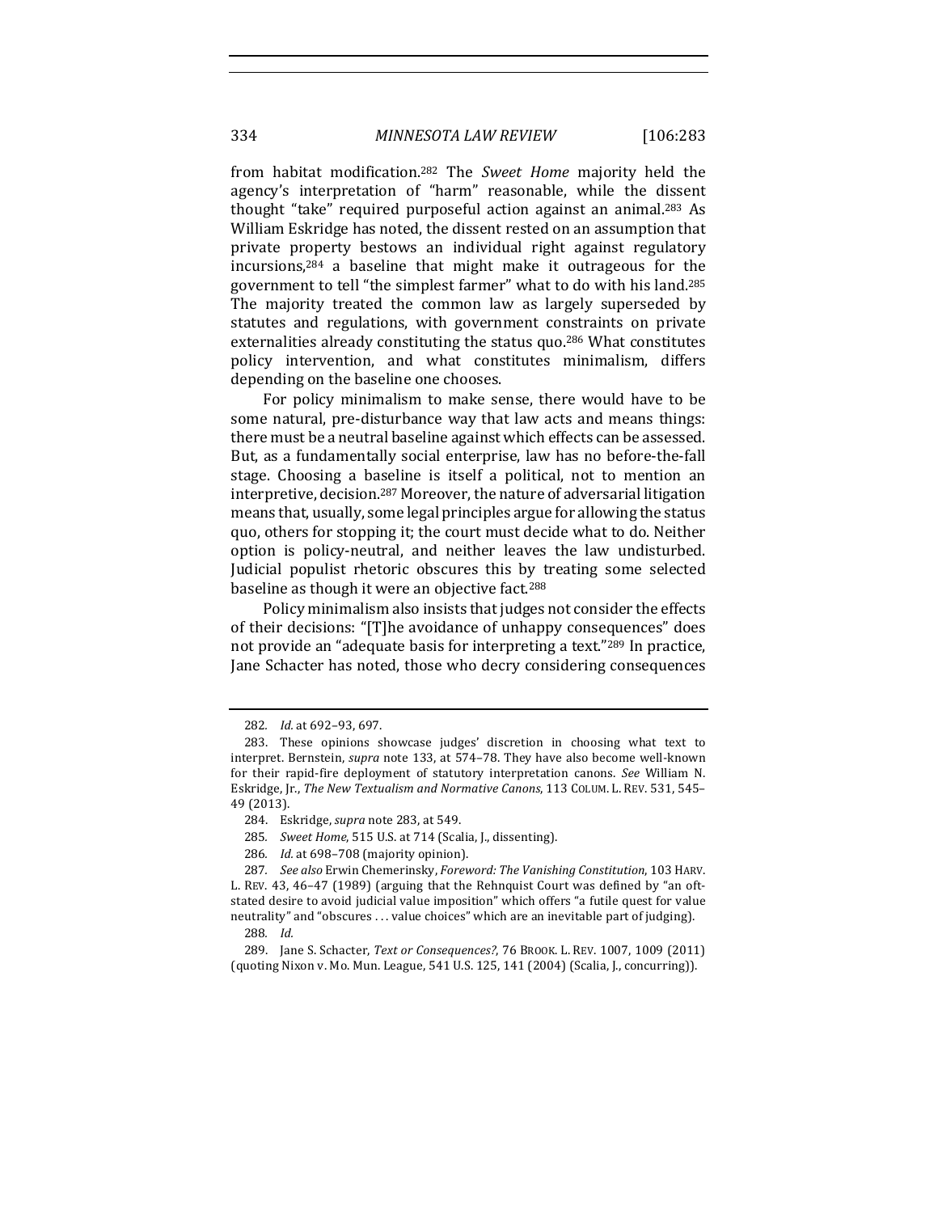from habitat modification.[282] The *Sweet Home* majority held the agency's interpretation of "harm" reasonable, while the dissent thought "take" required purposeful action against an animal.[283] As William Eskridge has noted, the dissent rested on an assumption that private property bestows an individual right against regulatory incursions,[284] a baseline that might make it outrageous for the government to tell "the simplest farmer" what to do with his land.[285] The majority treated the common law as largely superseded by statutes and regulations, with government constraints on private externalities already constituting the status quo.[286] What constitutes policy intervention, and what constitutes minimalism, differs depending on the baseline one chooses.

For policy minimalism to make sense, there would have to be some natural, pre-disturbance way that law acts and means things: there must be a neutral baseline against which effects can be assessed. But, as a fundamentally social enterprise, law has no before-the-fall stage. Choosing a baseline is itself a political, not to mention an interpretive, decision.[287] Moreover, the nature of adversarial litigation means that, usually, some legal principles argue for allowing the status quo, others for stopping it; the court must decide what to do. Neither option is policy-neutral, and neither leaves the law undisturbed. Judicial populist rhetoric obscures this by treating some selected baseline as though it were an objective fact.[288]

Policy minimalism also insists that judges not consider the effects of their decisions: "[T]he avoidance of unhappy consequences" does not provide an "adequate basis for interpreting a text."[289] In practice, Jane Schacter has noted, those who decry considering consequences

---

282. *Id.* at 692–93, 697.

283. These opinions showcase judges' discretion in choosing what text to interpret. Bernstein, *supra* note 133, at 574–78. They have also become well-known for their rapid-fire deployment of statutory interpretation canons. *See* William N. Eskridge, Jr., *The New Textualism and Normative Canons*, 113 COLUM. L. REV. 531, 545–49 (2013).

284. Eskridge, *supra* note 283, at 549.

285. *Sweet Home*, 515 U.S. at 714 (Scalia, J., dissenting).

286. *Id.* at 698–708 (majority opinion).

287. *See also* Erwin Chemerinsky, *Foreword: The Vanishing Constitution*, 103 HARV. L. REV. 43, 46–47 (1989) (arguing that the Rehnquist Court was defined by "an oft-stated desire to avoid judicial value imposition" which offers "a futile quest for value neutrality" and "obscures . . . value choices" which are an inevitable part of judging).

288. *Id.*

289. Jane S. Schacter, *Text or Consequences?*, 76 BROOK. L. REV. 1007, 1009 (2011) (quoting Nixon v. Mo. Mun. League, 541 U.S. 125, 141 (2004) (Scalia, J., concurring)).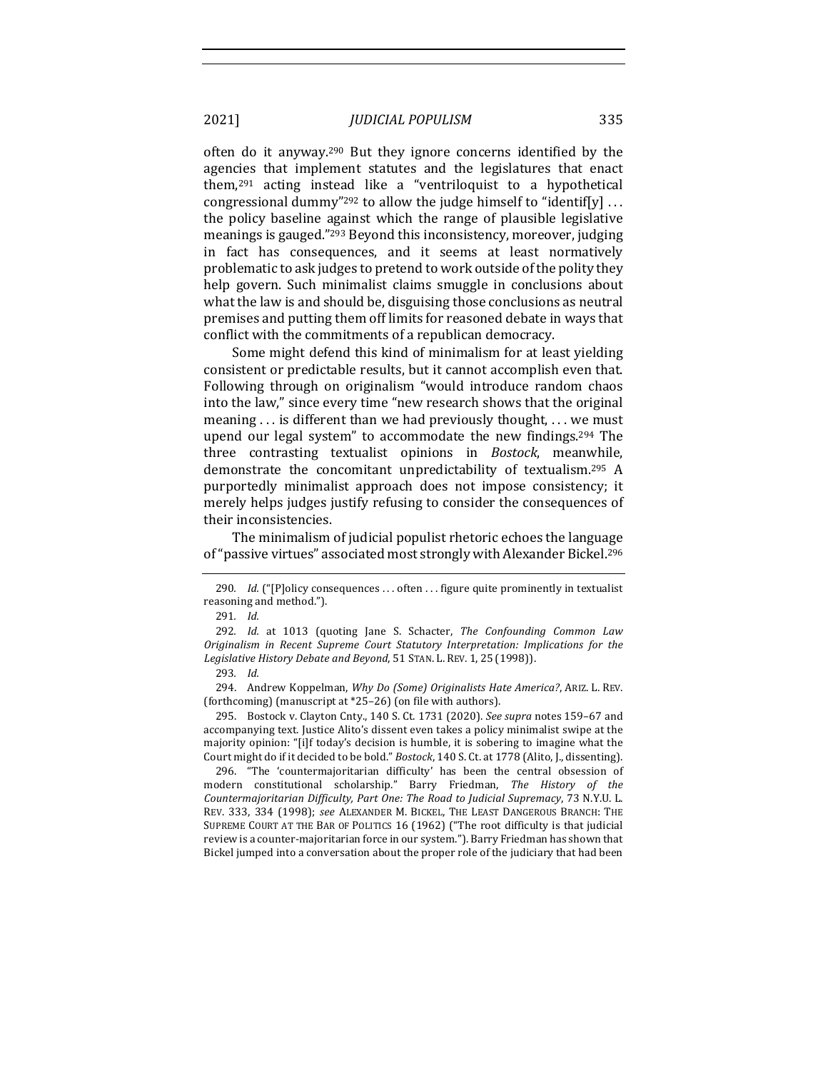often do it anyway.[290] But they ignore concerns identified by the agencies that implement statutes and the legislatures that enact them,[291] acting instead like a "ventriloquist to a hypothetical congressional dummy"[292] to allow the judge himself to "identif[y] . . . the policy baseline against which the range of plausible legislative meanings is gauged."[293] Beyond this inconsistency, moreover, judging in fact has consequences, and it seems at least normatively problematic to ask judges to pretend to work outside of the polity they help govern. Such minimalist claims smuggle in conclusions about what the law is and should be, disguising those conclusions as neutral premises and putting them off limits for reasoned debate in ways that conflict with the commitments of a republican democracy.

Some might defend this kind of minimalism for at least yielding consistent or predictable results, but it cannot accomplish even that. Following through on originalism "would introduce random chaos into the law," since every time "new research shows that the original meaning . . . is different than we had previously thought, . . . we must upend our legal system" to accommodate the new findings.[294] The three contrasting textualist opinions in *Bostock*, meanwhile, demonstrate the concomitant unpredictability of textualism.[295] A purportedly minimalist approach does not impose consistency; it merely helps judges justify refusing to consider the consequences of their inconsistencies.

The minimalism of judicial populist rhetoric echoes the language of "passive virtues" associated most strongly with Alexander Bickel.[296]

---

290. *Id.* ("[P]olicy consequences . . . often . . . figure quite prominently in textualist reasoning and method.").

291. *Id.*

292. *Id.* at 1013 (quoting Jane S. Schacter, *The Confounding Common Law Originalism in Recent Supreme Court Statutory Interpretation: Implications for the Legislative History Debate and Beyond*, 51 STAN. L. REV. 1, 25 (1998)).

293. *Id.*

294. Andrew Koppelman, *Why Do (Some) Originalists Hate America?*, ARIZ. L. REV. (forthcoming) (manuscript at *25–26) (on file with authors).

295. Bostock v. Clayton Cnty., 140 S. Ct. 1731 (2020). *See supra* notes 159–67 and accompanying text. Justice Alito's dissent even takes a policy minimalist swipe at the majority opinion: "[i]f today's decision is humble, it is sobering to imagine what the Court might do if it decided to be bold." *Bostock*, 140 S. Ct. at 1778 (Alito, J., dissenting).

296. "The 'countermajoritarian difficulty' has been the central obsession of modern constitutional scholarship." Barry Friedman, *The History of the Countermajoritarian Difficulty, Part One: The Road to Judicial Supremacy*, 73 N.Y.U. L. REV. 333, 334 (1998); *see* ALEXANDER M. BICKEL, THE LEAST DANGEROUS BRANCH: THE SUPREME COURT AT THE BAR OF POLITICS 16 (1962) ("The root difficulty is that judicial review is a counter-majoritarian force in our system."). Barry Friedman has shown that Bickel jumped into a conversation about the proper role of the judiciary that had been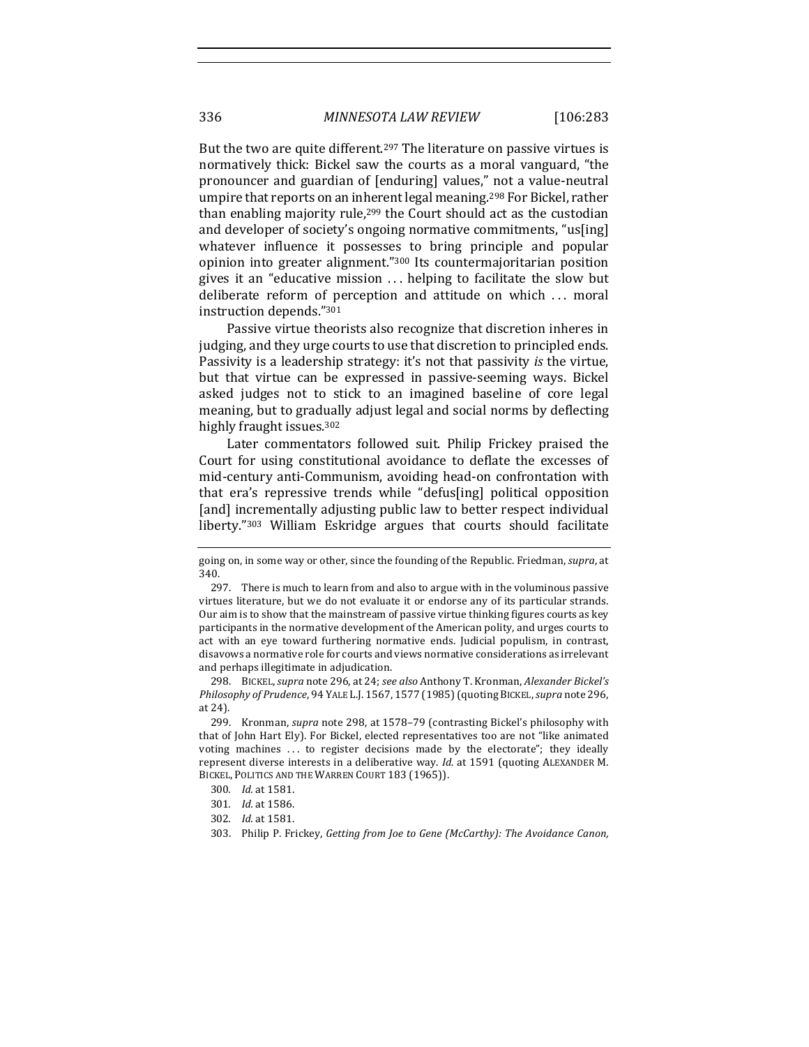But the two are quite different.[297] The literature on passive virtues is normatively thick: Bickel saw the courts as a moral vanguard, "the pronouncer and guardian of [enduring] values," not a value-neutral umpire that reports on an inherent legal meaning.[298] For Bickel, rather than enabling majority rule,[299] the Court should act as the custodian and developer of society's ongoing normative commitments, "us[ing] whatever influence it possesses to bring principle and popular opinion into greater alignment."[300] Its countermajoritarian position gives it an "educative mission . . . helping to facilitate the slow but deliberate reform of perception and attitude on which . . . moral instruction depends."[301]

Passive virtue theorists also recognize that discretion inheres in judging, and they urge courts to use that discretion to principled ends. Passivity is a leadership strategy: it's not that passivity *is* the virtue, but that virtue can be expressed in passive-seeming ways. Bickel asked judges not to stick to an imagined baseline of core legal meaning, but to gradually adjust legal and social norms by deflecting highly fraught issues.[302]

Later commentators followed suit. Philip Frickey praised the Court for using constitutional avoidance to deflate the excesses of mid-century anti-Communism, avoiding head-on confrontation with that era's repressive trends while "defus[ing] political opposition [and] incrementally adjusting public law to better respect individual liberty."[303] William Eskridge argues that courts should facilitate

---

going on, in some way or other, since the founding of the Republic. Friedman, *supra*, at 340.

297. There is much to learn from and also to argue with in the voluminous passive virtues literature, but we do not evaluate it or endorse any of its particular strands. Our aim is to show that the mainstream of passive virtue thinking figures courts as key participants in the normative development of the American polity, and urges courts to act with an eye toward furthering normative ends. Judicial populism, in contrast, disavows a normative role for courts and views normative considerations as irrelevant and perhaps illegitimate in adjudication.

298. BICKEL, *supra* note 296, at 24; *see also* Anthony T. Kronman, *Alexander Bickel's Philosophy of Prudence*, 94 YALE L.J. 1567, 1577 (1985) (quoting BICKEL, *supra* note 296, at 24).

299. Kronman, *supra* note 298, at 1578–79 (contrasting Bickel's philosophy with that of John Hart Ely). For Bickel, elected representatives too are not "like animated voting machines . . . to register decisions made by the electorate"; they ideally represent diverse interests in a deliberative way. *Id.* at 1591 (quoting ALEXANDER M. BICKEL, POLITICS AND THE WARREN COURT 183 (1965)).

300. *Id.* at 1581.

301. *Id.* at 1586.

302. *Id.* at 1581.

303. Philip P. Frickey, *Getting from Joe to Gene (McCarthy): The Avoidance Canon,*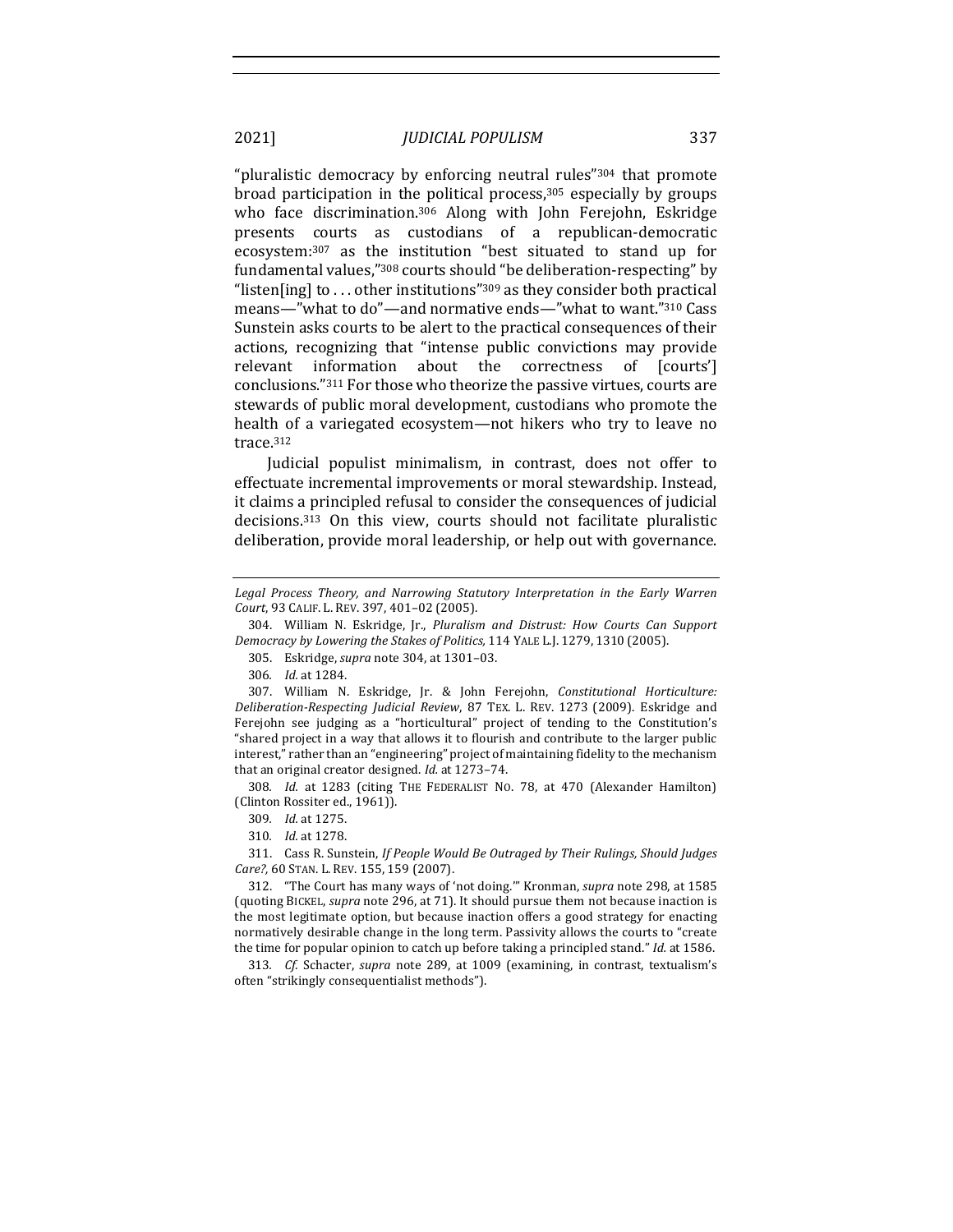"pluralistic democracy by enforcing neutral rules"[304] that promote broad participation in the political process,[305] especially by groups who face discrimination.[306] Along with John Ferejohn, Eskridge presents courts as custodians of a republican-democratic ecosystem:[307] as the institution "best situated to stand up for fundamental values,"[308] courts should "be deliberation-respecting" by "listen[ing] to . . . other institutions"[309] as they consider both practical means—"what to do"—and normative ends—"what to want."[310] Cass Sunstein asks courts to be alert to the practical consequences of their actions, recognizing that "intense public convictions may provide relevant information about the correctness of [courts'] conclusions."[311] For those who theorize the passive virtues, courts are stewards of public moral development, custodians who promote the health of a variegated ecosystem—not hikers who try to leave no trace.[312]

Judicial populist minimalism, in contrast, does not offer to effectuate incremental improvements or moral stewardship. Instead, it claims a principled refusal to consider the consequences of judicial decisions.[313] On this view, courts should not facilitate pluralistic deliberation, provide moral leadership, or help out with governance.

---

*Legal Process Theory, and Narrowing Statutory Interpretation in the Early Warren Court*, 93 CALIF. L. REV. 397, 401–02 (2005).

304. William N. Eskridge, Jr., *Pluralism and Distrust: How Courts Can Support Democracy by Lowering the Stakes of Politics*, 114 YALE L.J. 1279, 1310 (2005).

305. Eskridge, *supra* note 304, at 1301–03.

306. *Id.* at 1284.

307. William N. Eskridge, Jr. & John Ferejohn, *Constitutional Horticulture: Deliberation-Respecting Judicial Review*, 87 TEX. L. REV. 1273 (2009). Eskridge and Ferejohn see judging as a "horticultural" project of tending to the Constitution's "shared project in a way that allows it to flourish and contribute to the larger public interest," rather than an "engineering" project of maintaining fidelity to the mechanism that an original creator designed. *Id.* at 1273–74.

308. *Id.* at 1283 (citing THE FEDERALIST NO. 78, at 470 (Alexander Hamilton) (Clinton Rossiter ed., 1961)).

309. *Id.* at 1275.

310. *Id.* at 1278.

311. Cass R. Sunstein, *If People Would Be Outraged by Their Rulings, Should Judges Care?*, 60 STAN. L. REV. 155, 159 (2007).

312. "The Court has many ways of 'not doing.'" Kronman, *supra* note 298, at 1585 (quoting BICKEL, *supra* note 296, at 71). It should pursue them not because inaction is the most legitimate option, but because inaction offers a good strategy for enacting normatively desirable change in the long term. Passivity allows the courts to "create the time for popular opinion to catch up before taking a principled stand." *Id.* at 1586.

313. *Cf.* Schacter, *supra* note 289, at 1009 (examining, in contrast, textualism's often "strikingly consequentialist methods").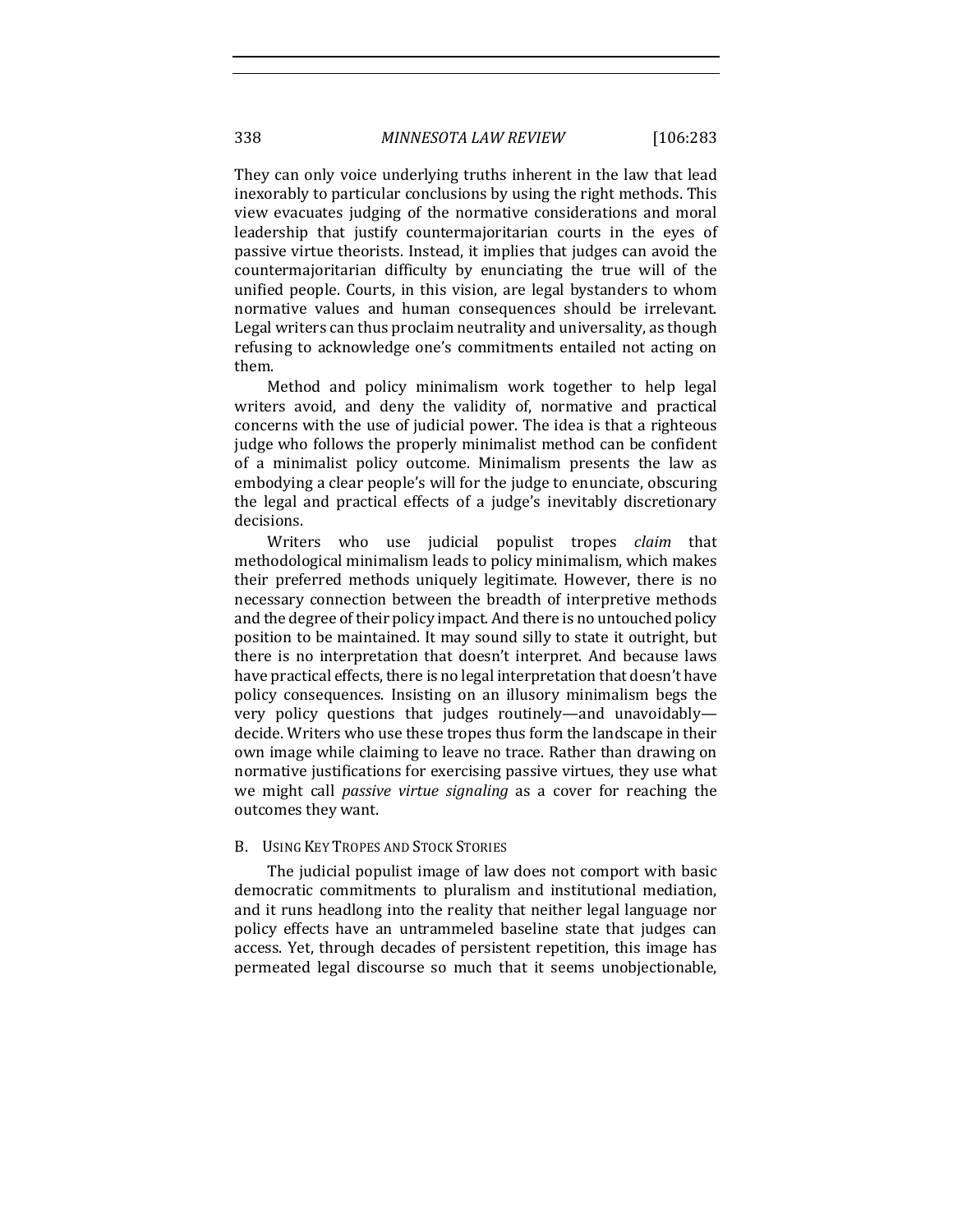They can only voice underlying truths inherent in the law that lead inexorably to particular conclusions by using the right methods. This view evacuates judging of the normative considerations and moral leadership that justify countermajoritarian courts in the eyes of passive virtue theorists. Instead, it implies that judges can avoid the countermajoritarian difficulty by enunciating the true will of the unified people. Courts, in this vision, are legal bystanders to whom normative values and human consequences should be irrelevant. Legal writers can thus proclaim neutrality and universality, as though refusing to acknowledge one's commitments entailed not acting on them.

Method and policy minimalism work together to help legal writers avoid, and deny the validity of, normative and practical concerns with the use of judicial power. The idea is that a righteous judge who follows the properly minimalist method can be confident of a minimalist policy outcome. Minimalism presents the law as embodying a clear people's will for the judge to enunciate, obscuring the legal and practical effects of a judge's inevitably discretionary decisions.

Writers who use judicial populist tropes *claim* that methodological minimalism leads to policy minimalism, which makes their preferred methods uniquely legitimate. However, there is no necessary connection between the breadth of interpretive methods and the degree of their policy impact. And there is no untouched policy position to be maintained. It may sound silly to state it outright, but there is no interpretation that doesn't interpret. And because laws have practical effects, there is no legal interpretation that doesn't have policy consequences. Insisting on an illusory minimalism begs the very policy questions that judges routinely—and unavoidably—decide. Writers who use these tropes thus form the landscape in their own image while claiming to leave no trace. Rather than drawing on normative justifications for exercising passive virtues, they use what we might call *passive virtue signaling* as a cover for reaching the outcomes they want.

### B. Using Key Tropes and Stock Stories

The judicial populist image of law does not comport with basic democratic commitments to pluralism and institutional mediation, and it runs headlong into the reality that neither legal language nor policy effects have an untrammeled baseline state that judges can access. Yet, through decades of persistent repetition, this image has permeated legal discourse so much that it seems unobjectionable,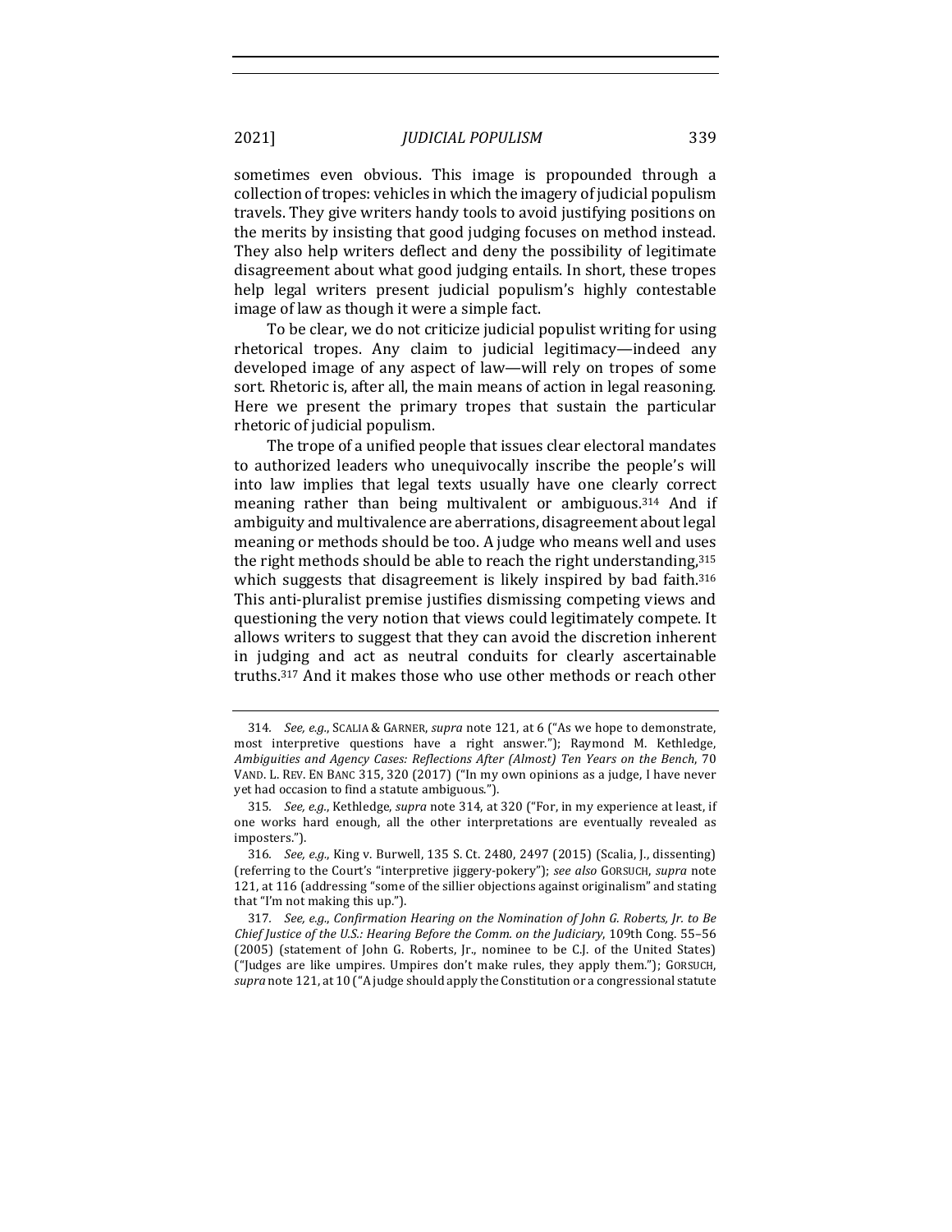sometimes even obvious. This image is propounded through a collection of tropes: vehicles in which the imagery of judicial populism travels. They give writers handy tools to avoid justifying positions on the merits by insisting that good judging focuses on method instead. They also help writers deflect and deny the possibility of legitimate disagreement about what good judging entails. In short, these tropes help legal writers present judicial populism's highly contestable image of law as though it were a simple fact.

To be clear, we do not criticize judicial populist writing for using rhetorical tropes. Any claim to judicial legitimacy—indeed any developed image of any aspect of law—will rely on tropes of some sort. Rhetoric is, after all, the main means of action in legal reasoning. Here we present the primary tropes that sustain the particular rhetoric of judicial populism.

The trope of a unified people that issues clear electoral mandates to authorized leaders who unequivocally inscribe the people's will into law implies that legal texts usually have one clearly correct meaning rather than being multivalent or ambiguous.[314] And if ambiguity and multivalence are aberrations, disagreement about legal meaning or methods should be too. A judge who means well and uses the right methods should be able to reach the right understanding,[315] which suggests that disagreement is likely inspired by bad faith.[316] This anti-pluralist premise justifies dismissing competing views and questioning the very notion that views could legitimately compete. It allows writers to suggest that they can avoid the discretion inherent in judging and act as neutral conduits for clearly ascertainable truths.[317] And it makes those who use other methods or reach other

---

314. *See, e.g.*, SCALIA & GARNER, *supra* note 121, at 6 ("As we hope to demonstrate, most interpretive questions have a right answer."); Raymond M. Kethledge, *Ambiguities and Agency Cases: Reflections After (Almost) Ten Years on the Bench*, 70 VAND. L. REV. EN BANC 315, 320 (2017) ("In my own opinions as a judge, I have never yet had occasion to find a statute ambiguous.").

315. *See, e.g.*, Kethledge, *supra* note 314, at 320 ("For, in my experience at least, if one works hard enough, all the other interpretations are eventually revealed as imposters.").

316. *See, e.g.*, King v. Burwell, 135 S. Ct. 2480, 2497 (2015) (Scalia, J., dissenting) (referring to the Court's "interpretive jiggery-pokery"); *see also* GORSUCH, *supra* note 121, at 116 (addressing "some of the sillier objections against originalism" and stating that "I'm not making this up.").

317. *See, e.g.*, *Confirmation Hearing on the Nomination of John G. Roberts, Jr. to Be Chief Justice of the U.S.: Hearing Before the Comm. on the Judiciary*, 109th Cong. 55–56 (2005) (statement of John G. Roberts, Jr., nominee to be C.J. of the United States) ("Judges are like umpires. Umpires don't make rules, they apply them."); GORSUCH, *supra* note 121, at 10 ("A judge should apply the Constitution or a congressional statute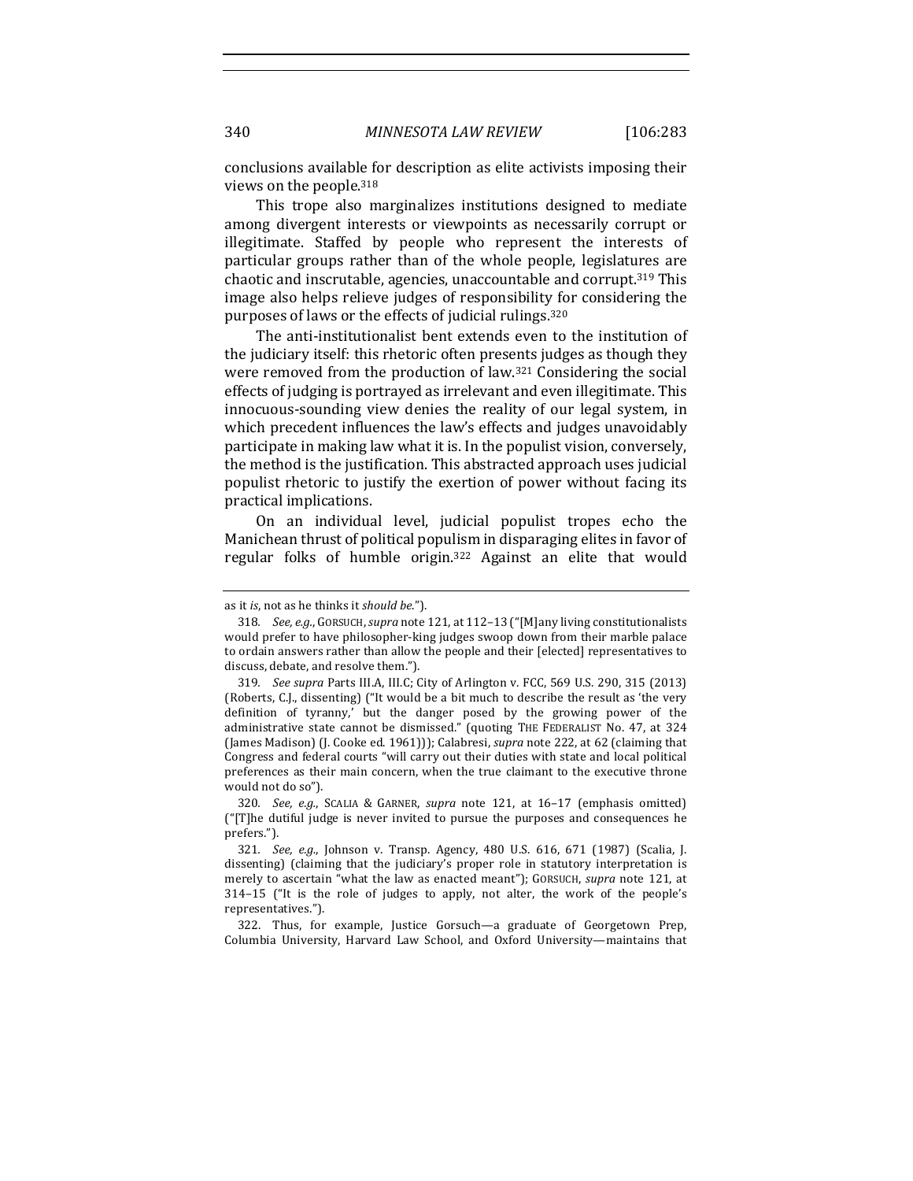conclusions available for description as elite activists imposing their views on the people.[318]

This trope also marginalizes institutions designed to mediate among divergent interests or viewpoints as necessarily corrupt or illegitimate. Staffed by people who represent the interests of particular groups rather than of the whole people, legislatures are chaotic and inscrutable, agencies, unaccountable and corrupt.[319] This image also helps relieve judges of responsibility for considering the purposes of laws or the effects of judicial rulings.[320]

The anti-institutionalist bent extends even to the institution of the judiciary itself: this rhetoric often presents judges as though they were removed from the production of law.[321] Considering the social effects of judging is portrayed as irrelevant and even illegitimate. This innocuous-sounding view denies the reality of our legal system, in which precedent influences the law's effects and judges unavoidably participate in making law what it is. In the populist vision, conversely, the method is the justification. This abstracted approach uses judicial populist rhetoric to justify the exertion of power without facing its practical implications.

On an individual level, judicial populist tropes echo the Manichean thrust of political populism in disparaging elites in favor of regular folks of humble origin.[322] Against an elite that would

---

as it *is*, not as he thinks it *should be*.").

318. *See, e.g.*, GORSUCH, *supra* note 121, at 112–13 ("[M]any living constitutionalists would prefer to have philosopher-king judges swoop down from their marble palace to ordain answers rather than allow the people and their [elected] representatives to discuss, debate, and resolve them.").

319. *See supra* Parts III.A, III.C; City of Arlington v. FCC, 569 U.S. 290, 315 (2013) (Roberts, C.J., dissenting) ("It would be a bit much to describe the result as 'the very definition of tyranny,' but the danger posed by the growing power of the administrative state cannot be dismissed." (quoting THE FEDERALIST No. 47, at 324 (James Madison) (J. Cooke ed. 1961))); Calabresi, *supra* note 222, at 62 (claiming that Congress and federal courts "will carry out their duties with state and local political preferences as their main concern, when the true claimant to the executive throne would not do so").

320. *See, e.g.*, SCALIA & GARNER, *supra* note 121, at 16–17 (emphasis omitted) ("[T]he dutiful judge is never invited to pursue the purposes and consequences he prefers.").

321. *See, e.g.*, Johnson v. Transp. Agency, 480 U.S. 616, 671 (1987) (Scalia, J. dissenting) (claiming that the judiciary's proper role in statutory interpretation is merely to ascertain "what the law as enacted meant"); GORSUCH, *supra* note 121, at 314–15 ("It is the role of judges to apply, not alter, the work of the people's representatives.").

322. Thus, for example, Justice Gorsuch—a graduate of Georgetown Prep, Columbia University, Harvard Law School, and Oxford University—maintains that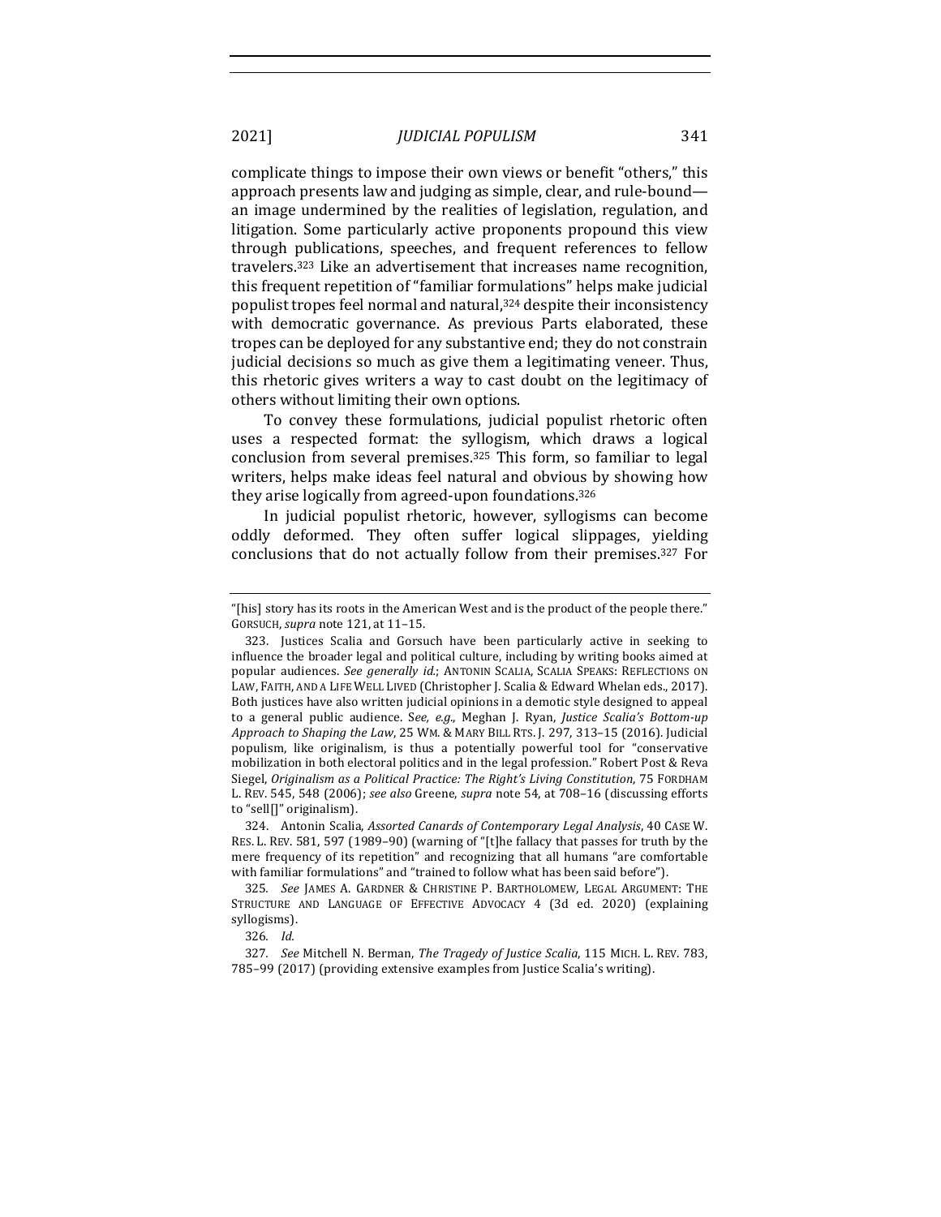complicate things to impose their own views or benefit "others," this approach presents law and judging as simple, clear, and rule-bound—an image undermined by the realities of legislation, regulation, and litigation. Some particularly active proponents propound this view through publications, speeches, and frequent references to fellow travelers.[323] Like an advertisement that increases name recognition, this frequent repetition of "familiar formulations" helps make judicial populist tropes feel normal and natural,[324] despite their inconsistency with democratic governance. As previous Parts elaborated, these tropes can be deployed for any substantive end; they do not constrain judicial decisions so much as give them a legitimating veneer. Thus, this rhetoric gives writers a way to cast doubt on the legitimacy of others without limiting their own options.

To convey these formulations, judicial populist rhetoric often uses a respected format: the syllogism, which draws a logical conclusion from several premises.[325] This form, so familiar to legal writers, helps make ideas feel natural and obvious by showing how they arise logically from agreed-upon foundations.[326]

In judicial populist rhetoric, however, syllogisms can become oddly deformed. They often suffer logical slippages, yielding conclusions that do not actually follow from their premises.[327] For

---

"[his] story has its roots in the American West and is the product of the people there." GORSUCH, *supra* note 121, at 11–15.

323. Justices Scalia and Gorsuch have been particularly active in seeking to influence the broader legal and political culture, including by writing books aimed at popular audiences. *See generally id.*; ANTONIN SCALIA, SCALIA SPEAKS: REFLECTIONS ON LAW, FAITH, AND A LIFE WELL LIVED (Christopher J. Scalia & Edward Whelan eds., 2017). Both justices have also written judicial opinions in a demotic style designed to appeal to a general public audience. S*ee, e.g.*, Meghan J. Ryan, *Justice Scalia's Bottom-up Approach to Shaping the Law*, 25 WM. & MARY BILL RTS. J. 297, 313–15 (2016). Judicial populism, like originalism, is thus a potentially powerful tool for "conservative mobilization in both electoral politics and in the legal profession." Robert Post & Reva Siegel, *Originalism as a Political Practice: The Right's Living Constitution*, 75 FORDHAM L. REV. 545, 548 (2006); *see also* Greene, *supra* note 54, at 708–16 (discussing efforts to "sell[]" originalism).

324. Antonin Scalia, *Assorted Canards of Contemporary Legal Analysis*, 40 CASE W. RES. L. REV. 581, 597 (1989–90) (warning of "[t]he fallacy that passes for truth by the mere frequency of its repetition" and recognizing that all humans "are comfortable with familiar formulations" and "trained to follow what has been said before").

325. *See* JAMES A. GARDNER & CHRISTINE P. BARTHOLOMEW, LEGAL ARGUMENT: THE STRUCTURE AND LANGUAGE OF EFFECTIVE ADVOCACY 4 (3d ed. 2020) (explaining syllogisms).

326. *Id.*

327. *See* Mitchell N. Berman, *The Tragedy of Justice Scalia*, 115 MICH. L. REV. 783, 785–99 (2017) (providing extensive examples from Justice Scalia's writing).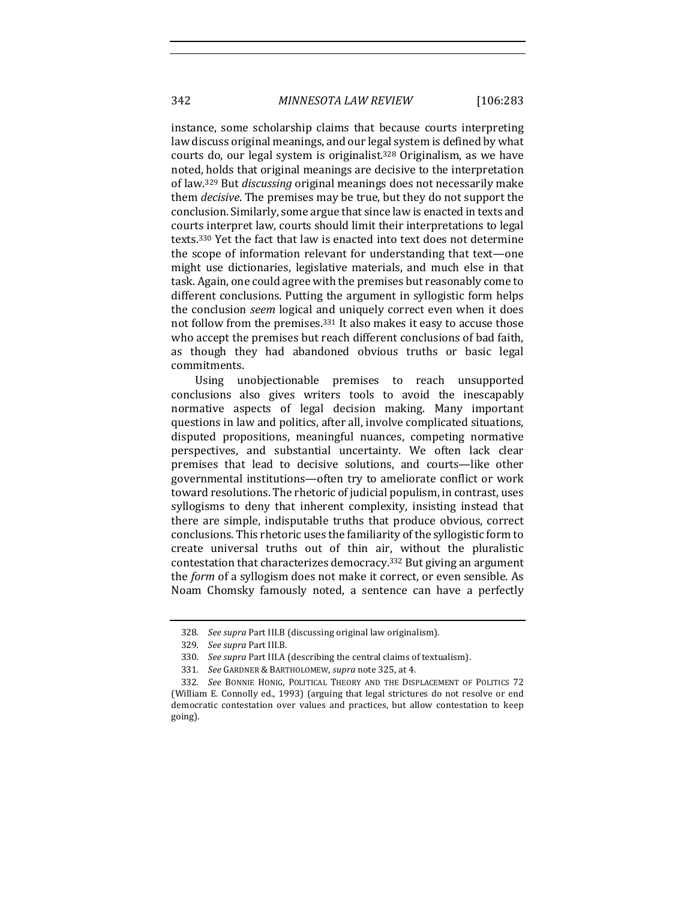instance, some scholarship claims that because courts interpreting law discuss original meanings, and our legal system is defined by what courts do, our legal system is originalist.[328] Originalism, as we have noted, holds that original meanings are decisive to the interpretation of law.[329] But *discussing* original meanings does not necessarily make them *decisive*. The premises may be true, but they do not support the conclusion. Similarly, some argue that since law is enacted in texts and courts interpret law, courts should limit their interpretations to legal texts.[330] Yet the fact that law is enacted into text does not determine the scope of information relevant for understanding that text—one might use dictionaries, legislative materials, and much else in that task. Again, one could agree with the premises but reasonably come to different conclusions. Putting the argument in syllogistic form helps the conclusion *seem* logical and uniquely correct even when it does not follow from the premises.[331] It also makes it easy to accuse those who accept the premises but reach different conclusions of bad faith, as though they had abandoned obvious truths or basic legal commitments.

Using unobjectionable premises to reach unsupported conclusions also gives writers tools to avoid the inescapably normative aspects of legal decision making. Many important questions in law and politics, after all, involve complicated situations, disputed propositions, meaningful nuances, competing normative perspectives, and substantial uncertainty. We often lack clear premises that lead to decisive solutions, and courts—like other governmental institutions—often try to ameliorate conflict or work toward resolutions. The rhetoric of judicial populism, in contrast, uses syllogisms to deny that inherent complexity, insisting instead that there are simple, indisputable truths that produce obvious, correct conclusions. This rhetoric uses the familiarity of the syllogistic form to create universal truths out of thin air, without the pluralistic contestation that characterizes democracy.[332] But giving an argument the *form* of a syllogism does not make it correct, or even sensible. As Noam Chomsky famously noted, a sentence can have a perfectly

---

328. *See supra* Part III.B (discussing original law originalism).

329. *See supra* Part III.B.

330. *See supra* Part III.A (describing the central claims of textualism).

331. *See* GARDNER & BARTHOLOMEW, *supra* note 325, at 4.

332. *See* BONNIE HONIG, POLITICAL THEORY AND THE DISPLACEMENT OF POLITICS 72 (William E. Connolly ed., 1993) (arguing that legal strictures do not resolve or end democratic contestation over values and practices, but allow contestation to keep going).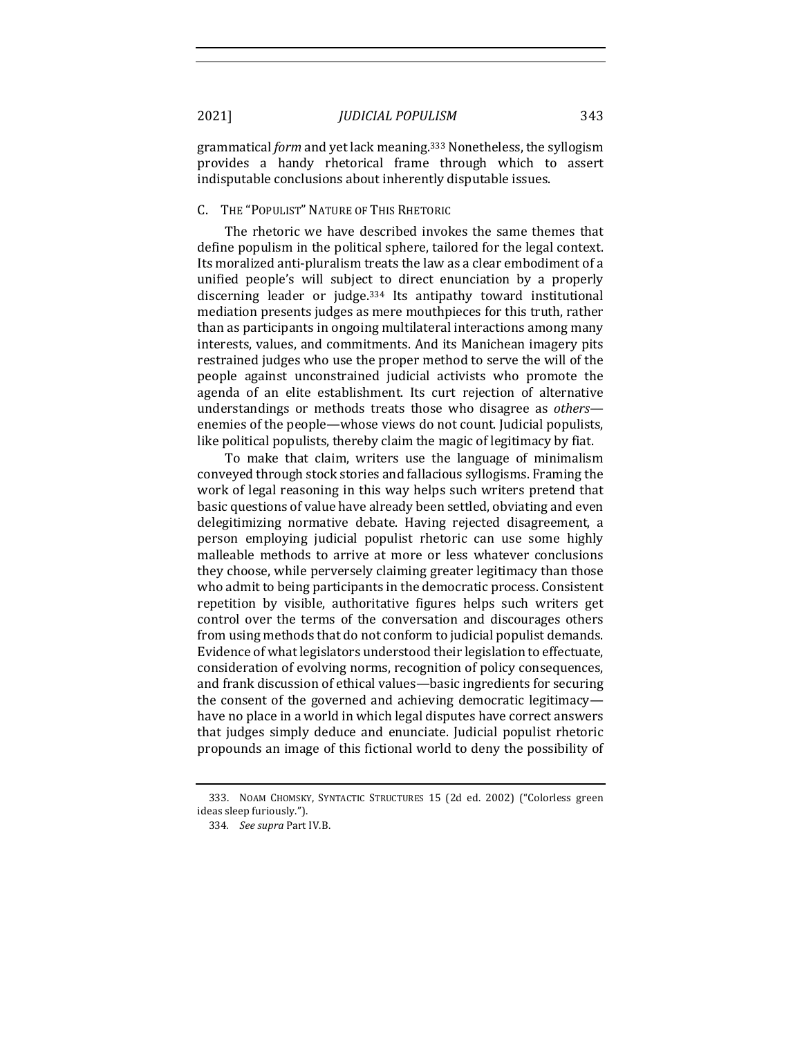grammatical *form* and yet lack meaning.[333] Nonetheless, the syllogism provides a handy rhetorical frame through which to assert indisputable conclusions about inherently disputable issues.

### C. THE "POPULIST" NATURE OF THIS RHETORIC

The rhetoric we have described invokes the same themes that define populism in the political sphere, tailored for the legal context. Its moralized anti-pluralism treats the law as a clear embodiment of a unified people's will subject to direct enunciation by a properly discerning leader or judge.[334] Its antipathy toward institutional mediation presents judges as mere mouthpieces for this truth, rather than as participants in ongoing multilateral interactions among many interests, values, and commitments. And its Manichean imagery pits restrained judges who use the proper method to serve the will of the people against unconstrained judicial activists who promote the agenda of an elite establishment. Its curt rejection of alternative understandings or methods treats those who disagree as *others*—enemies of the people—whose views do not count. Judicial populists, like political populists, thereby claim the magic of legitimacy by fiat.

To make that claim, writers use the language of minimalism conveyed through stock stories and fallacious syllogisms. Framing the work of legal reasoning in this way helps such writers pretend that basic questions of value have already been settled, obviating and even delegitimizing normative debate. Having rejected disagreement, a person employing judicial populist rhetoric can use some highly malleable methods to arrive at more or less whatever conclusions they choose, while perversely claiming greater legitimacy than those who admit to being participants in the democratic process. Consistent repetition by visible, authoritative figures helps such writers get control over the terms of the conversation and discourages others from using methods that do not conform to judicial populist demands. Evidence of what legislators understood their legislation to effectuate, consideration of evolving norms, recognition of policy consequences, and frank discussion of ethical values—basic ingredients for securing the consent of the governed and achieving democratic legitimacy—have no place in a world in which legal disputes have correct answers that judges simply deduce and enunciate. Judicial populist rhetoric propounds an image of this fictional world to deny the possibility of

333. NOAM CHOMSKY, SYNTACTIC STRUCTURES 15 (2d ed. 2002) ("Colorless green ideas sleep furiously.").

334. *See supra* Part IV.B.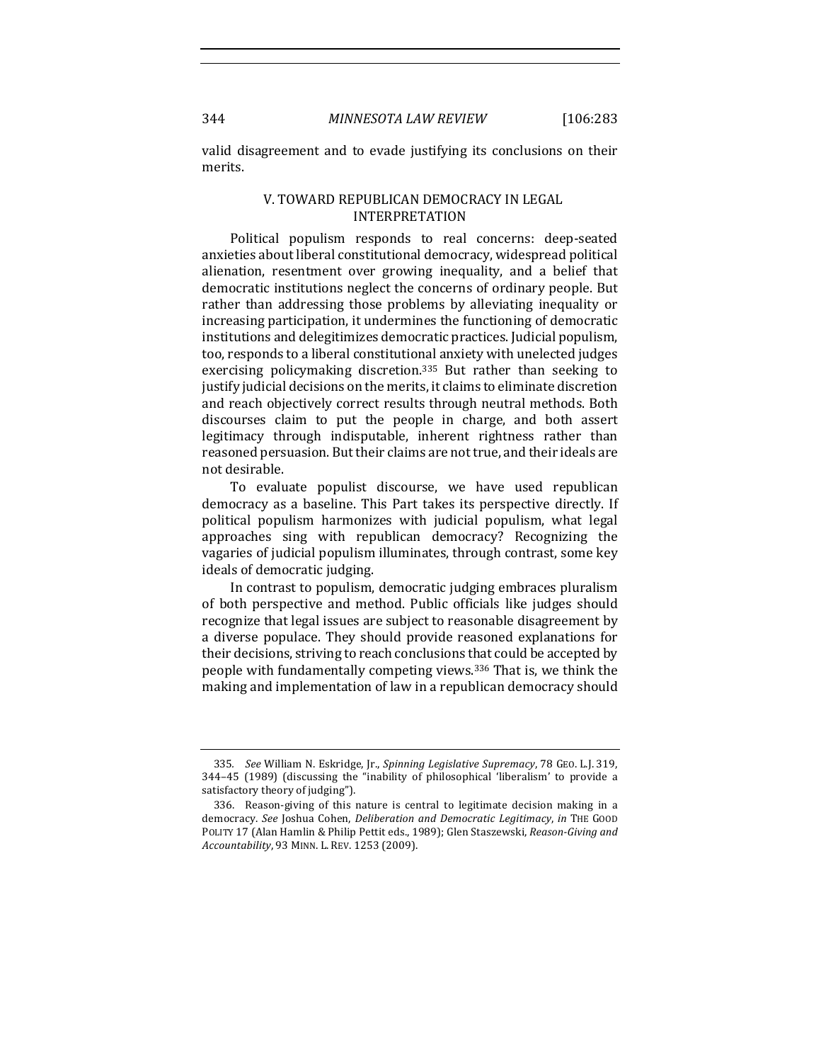valid disagreement and to evade justifying its conclusions on their merits.

## V. TOWARD REPUBLICAN DEMOCRACY IN LEGAL INTERPRETATION

Political populism responds to real concerns: deep-seated anxieties about liberal constitutional democracy, widespread political alienation, resentment over growing inequality, and a belief that democratic institutions neglect the concerns of ordinary people. But rather than addressing those problems by alleviating inequality or increasing participation, it undermines the functioning of democratic institutions and delegitimizes democratic practices. Judicial populism, too, responds to a liberal constitutional anxiety with unelected judges exercising policymaking discretion.[335] But rather than seeking to justify judicial decisions on the merits, it claims to eliminate discretion and reach objectively correct results through neutral methods. Both discourses claim to put the people in charge, and both assert legitimacy through indisputable, inherent rightness rather than reasoned persuasion. But their claims are not true, and their ideals are not desirable.

To evaluate populist discourse, we have used republican democracy as a baseline. This Part takes its perspective directly. If political populism harmonizes with judicial populism, what legal approaches sing with republican democracy? Recognizing the vagaries of judicial populism illuminates, through contrast, some key ideals of democratic judging.

In contrast to populism, democratic judging embraces pluralism of both perspective and method. Public officials like judges should recognize that legal issues are subject to reasonable disagreement by a diverse populace. They should provide reasoned explanations for their decisions, striving to reach conclusions that could be accepted by people with fundamentally competing views.[336] That is, we think the making and implementation of law in a republican democracy should

335. *See* William N. Eskridge, Jr., *Spinning Legislative Supremacy*, 78 GEO. L.J. 319, 344–45 (1989) (discussing the "inability of philosophical 'liberalism' to provide a satisfactory theory of judging").

336. Reason-giving of this nature is central to legitimate decision making in a democracy. *See* Joshua Cohen, *Deliberation and Democratic Legitimacy*, *in* THE GOOD POLITY 17 (Alan Hamlin & Philip Pettit eds., 1989); Glen Staszewski, *Reason-Giving and Accountability*, 93 MINN. L. REV. 1253 (2009).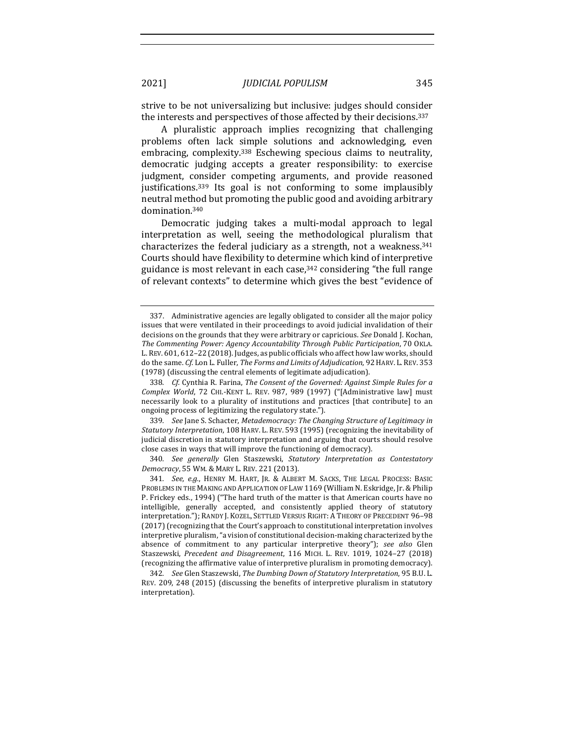strive to be not universalizing but inclusive: judges should consider the interests and perspectives of those affected by their decisions.[337]

A pluralistic approach implies recognizing that challenging problems often lack simple solutions and acknowledging, even embracing, complexity.[338] Eschewing specious claims to neutrality, democratic judging accepts a greater responsibility: to exercise judgment, consider competing arguments, and provide reasoned justifications.[339] Its goal is not conforming to some implausibly neutral method but promoting the public good and avoiding arbitrary domination.[340]

Democratic judging takes a multi-modal approach to legal interpretation as well, seeing the methodological pluralism that characterizes the federal judiciary as a strength, not a weakness.[341] Courts should have flexibility to determine which kind of interpretive guidance is most relevant in each case,[342] considering "the full range of relevant contexts" to determine which gives the best "evidence of

---

337. Administrative agencies are legally obligated to consider all the major policy issues that were ventilated in their proceedings to avoid judicial invalidation of their decisions on the grounds that they were arbitrary or capricious. *See* Donald J. Kochan, *The Commenting Power: Agency Accountability Through Public Participation*, 70 OKLA. L. REV. 601, 612–22 (2018). Judges, as public officials who affect how law works, should do the same. *Cf.* Lon L. Fuller, *The Forms and Limits of Adjudication*, 92 HARV. L. REV. 353 (1978) (discussing the central elements of legitimate adjudication).

338. *Cf.* Cynthia R. Farina, *The Consent of the Governed: Against Simple Rules for a Complex World*, 72 CHI.-KENT L. REV. 987, 989 (1997) ("[Administrative law] must necessarily look to a plurality of institutions and practices [that contribute] to an ongoing process of legitimizing the regulatory state.").

339. *See* Jane S. Schacter, *Metademocracy: The Changing Structure of Legitimacy in Statutory Interpretation*, 108 HARV. L. REV. 593 (1995) (recognizing the inevitability of judicial discretion in statutory interpretation and arguing that courts should resolve close cases in ways that will improve the functioning of democracy).

340. *See generally* Glen Staszewski, *Statutory Interpretation as Contestatory Democracy*, 55 WM. & MARY L. REV. 221 (2013).

341. *See, e.g.*, HENRY M. HART, JR. & ALBERT M. SACKS, THE LEGAL PROCESS: BASIC PROBLEMS IN THE MAKING AND APPLICATION OF LAW 1169 (William N. Eskridge, Jr. & Philip P. Frickey eds., 1994) ("The hard truth of the matter is that American courts have no intelligible, generally accepted, and consistently applied theory of statutory interpretation."); RANDY J. KOZEL, SETTLED VERSUS RIGHT: A THEORY OF PRECEDENT 96–98 (2017) (recognizing that the Court's approach to constitutional interpretation involves interpretive pluralism, "a vision of constitutional decision-making characterized by the absence of commitment to any particular interpretive theory"); *see also* Glen Staszewski, *Precedent and Disagreement*, 116 MICH. L. REV. 1019, 1024–27 (2018) (recognizing the affirmative value of interpretive pluralism in promoting democracy).

342. *See* Glen Staszewski, *The Dumbing Down of Statutory Interpretation*, 95 B.U. L. REV. 209, 248 (2015) (discussing the benefits of interpretive pluralism in statutory interpretation).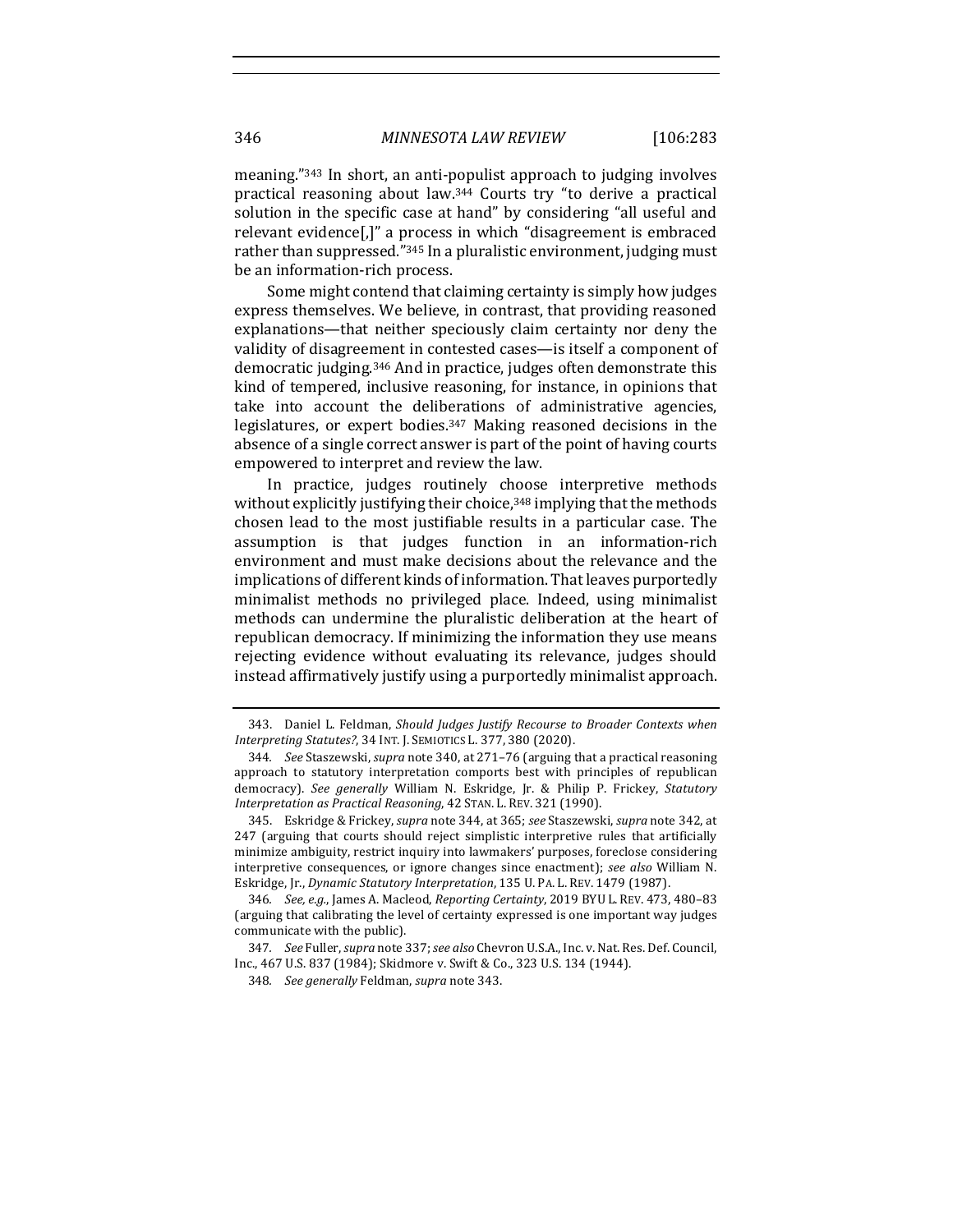meaning."[343] In short, an anti-populist approach to judging involves practical reasoning about law.[344] Courts try "to derive a practical solution in the specific case at hand" by considering "all useful and relevant evidence[,]" a process in which "disagreement is embraced rather than suppressed."[345] In a pluralistic environment, judging must be an information-rich process.

Some might contend that claiming certainty is simply how judges express themselves. We believe, in contrast, that providing reasoned explanations—that neither speciously claim certainty nor deny the validity of disagreement in contested cases—is itself a component of democratic judging.[346] And in practice, judges often demonstrate this kind of tempered, inclusive reasoning, for instance, in opinions that take into account the deliberations of administrative agencies, legislatures, or expert bodies.[347] Making reasoned decisions in the absence of a single correct answer is part of the point of having courts empowered to interpret and review the law.

In practice, judges routinely choose interpretive methods without explicitly justifying their choice,[348] implying that the methods chosen lead to the most justifiable results in a particular case. The assumption is that judges function in an information-rich environment and must make decisions about the relevance and the implications of different kinds of information. That leaves purportedly minimalist methods no privileged place. Indeed, using minimalist methods can undermine the pluralistic deliberation at the heart of republican democracy. If minimizing the information they use means rejecting evidence without evaluating its relevance, judges should instead affirmatively justify using a purportedly minimalist approach.

---

343. Daniel L. Feldman, *Should Judges Justify Recourse to Broader Contexts when Interpreting Statutes?*, 34 INT. J. SEMIOTICS L. 377, 380 (2020).

344. *See* Staszewski, *supra* note 340, at 271–76 (arguing that a practical reasoning approach to statutory interpretation comports best with principles of republican democracy). *See generally* William N. Eskridge, Jr. & Philip P. Frickey, *Statutory Interpretation as Practical Reasoning*, 42 STAN. L. REV. 321 (1990).

345. Eskridge & Frickey, *supra* note 344, at 365; *see* Staszewski, *supra* note 342, at 247 (arguing that courts should reject simplistic interpretive rules that artificially minimize ambiguity, restrict inquiry into lawmakers' purposes, foreclose considering interpretive consequences, or ignore changes since enactment); *see also* William N. Eskridge, Jr., *Dynamic Statutory Interpretation*, 135 U. PA. L. REV. 1479 (1987).

346. *See, e.g.*, James A. Macleod, *Reporting Certainty*, 2019 BYU L. REV. 473, 480–83 (arguing that calibrating the level of certainty expressed is one important way judges communicate with the public).

347. *See* Fuller, *supra* note 337; *see also* Chevron U.S.A., Inc. v. Nat. Res. Def. Council, Inc., 467 U.S. 837 (1984); Skidmore v. Swift & Co., 323 U.S. 134 (1944).

348. *See generally* Feldman, *supra* note 343.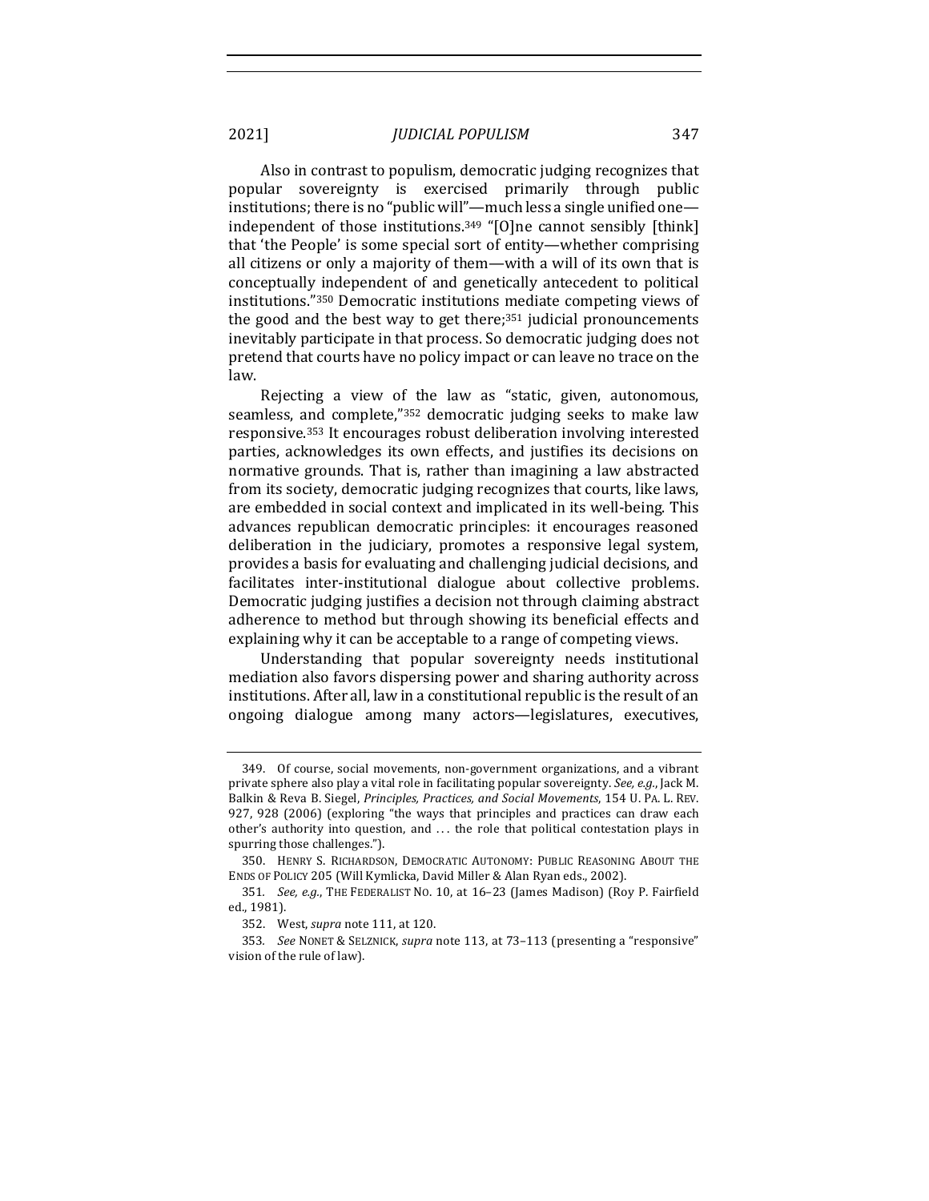Also in contrast to populism, democratic judging recognizes that popular sovereignty is exercised primarily through public institutions; there is no "public will"—much less a single unified one—independent of those institutions.[349] "[O]ne cannot sensibly [think] that 'the People' is some special sort of entity—whether comprising all citizens or only a majority of them—with a will of its own that is conceptually independent of and genetically antecedent to political institutions."[350] Democratic institutions mediate competing views of the good and the best way to get there;[351] judicial pronouncements inevitably participate in that process. So democratic judging does not pretend that courts have no policy impact or can leave no trace on the law.

Rejecting a view of the law as "static, given, autonomous, seamless, and complete,"[352] democratic judging seeks to make law responsive.[353] It encourages robust deliberation involving interested parties, acknowledges its own effects, and justifies its decisions on normative grounds. That is, rather than imagining a law abstracted from its society, democratic judging recognizes that courts, like laws, are embedded in social context and implicated in its well-being. This advances republican democratic principles: it encourages reasoned deliberation in the judiciary, promotes a responsive legal system, provides a basis for evaluating and challenging judicial decisions, and facilitates inter-institutional dialogue about collective problems. Democratic judging justifies a decision not through claiming abstract adherence to method but through showing its beneficial effects and explaining why it can be acceptable to a range of competing views.

Understanding that popular sovereignty needs institutional mediation also favors dispersing power and sharing authority across institutions. After all, law in a constitutional republic is the result of an ongoing dialogue among many actors—legislatures, executives,

---

349. Of course, social movements, non-government organizations, and a vibrant private sphere also play a vital role in facilitating popular sovereignty. *See, e.g.*, Jack M. Balkin & Reva B. Siegel, *Principles, Practices, and Social Movements*, 154 U. PA. L. REV. 927, 928 (2006) (exploring "the ways that principles and practices can draw each other's authority into question, and . . . the role that political contestation plays in spurring those challenges.").

350. HENRY S. RICHARDSON, DEMOCRATIC AUTONOMY: PUBLIC REASONING ABOUT THE ENDS OF POLICY 205 (Will Kymlicka, David Miller & Alan Ryan eds., 2002).

351. *See, e.g.*, THE FEDERALIST NO. 10, at 16–23 (James Madison) (Roy P. Fairfield ed., 1981).

352. West, *supra* note 111, at 120.

353. *See* NONET & SELZNICK, *supra* note 113, at 73–113 (presenting a "responsive" vision of the rule of law).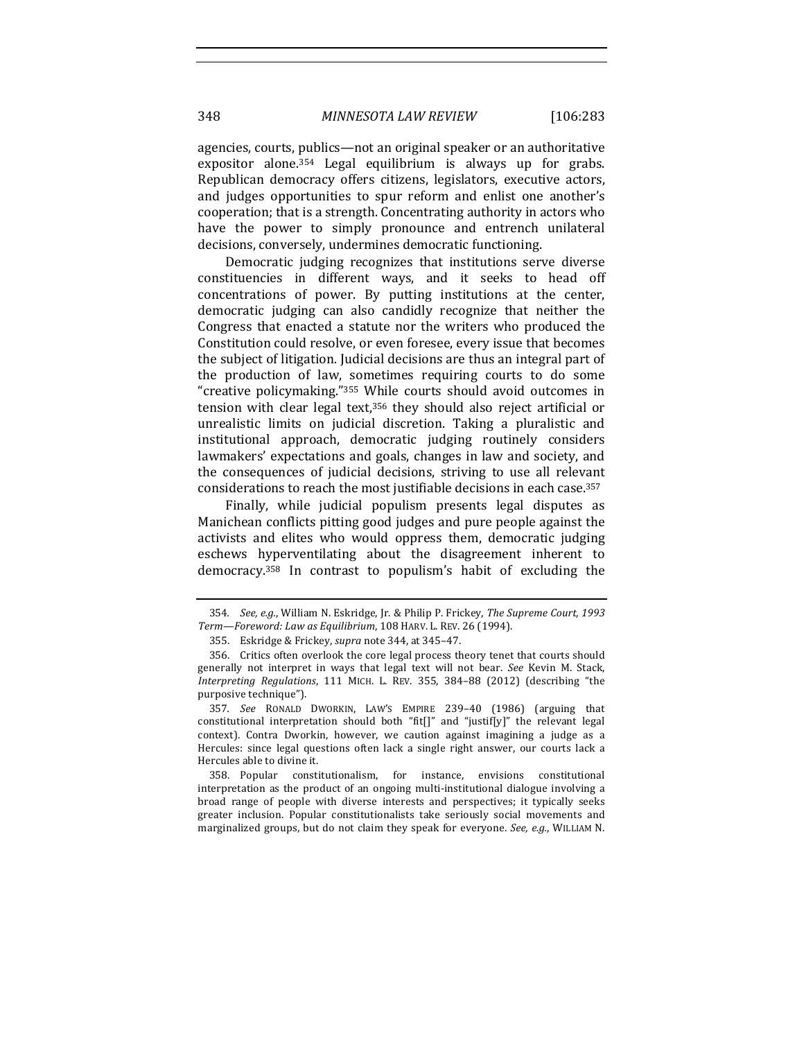agencies, courts, publics—not an original speaker or an authoritative expositor alone.[354] Legal equilibrium is always up for grabs. Republican democracy offers citizens, legislators, executive actors, and judges opportunities to spur reform and enlist one another's cooperation; that is a strength. Concentrating authority in actors who have the power to simply pronounce and entrench unilateral decisions, conversely, undermines democratic functioning.

Democratic judging recognizes that institutions serve diverse constituencies in different ways, and it seeks to head off concentrations of power. By putting institutions at the center, democratic judging can also candidly recognize that neither the Congress that enacted a statute nor the writers who produced the Constitution could resolve, or even foresee, every issue that becomes the subject of litigation. Judicial decisions are thus an integral part of the production of law, sometimes requiring courts to do some "creative policymaking."[355] While courts should avoid outcomes in tension with clear legal text,[356] they should also reject artificial or unrealistic limits on judicial discretion. Taking a pluralistic and institutional approach, democratic judging routinely considers lawmakers' expectations and goals, changes in law and society, and the consequences of judicial decisions, striving to use all relevant considerations to reach the most justifiable decisions in each case.[357]

Finally, while judicial populism presents legal disputes as Manichean conflicts pitting good judges and pure people against the activists and elites who would oppress them, democratic judging eschews hyperventilating about the disagreement inherent to democracy.[358] In contrast to populism's habit of excluding the

---

354. *See, e.g.*, William N. Eskridge, Jr. & Philip P. Frickey, *The Supreme Court, 1993 Term—Foreword: Law as Equilibrium*, 108 HARV. L. REV. 26 (1994).

355. Eskridge & Frickey, *supra* note 344, at 345–47.

356. Critics often overlook the core legal process theory tenet that courts should generally not interpret in ways that legal text will not bear. *See* Kevin M. Stack, *Interpreting Regulations*, 111 MICH. L. REV. 355, 384–88 (2012) (describing "the purposive technique").

357. *See* RONALD DWORKIN, LAW'S EMPIRE 239–40 (1986) (arguing that constitutional interpretation should both "fit[]" and "justif[y]" the relevant legal context). Contra Dworkin, however, we caution against imagining a judge as a Hercules: since legal questions often lack a single right answer, our courts lack a Hercules able to divine it.

358. Popular constitutionalism, for instance, envisions constitutional interpretation as the product of an ongoing multi-institutional dialogue involving a broad range of people with diverse interests and perspectives; it typically seeks greater inclusion. Popular constitutionalists take seriously social movements and marginalized groups, but do not claim they speak for everyone. *See, e.g.*, WILLIAM N.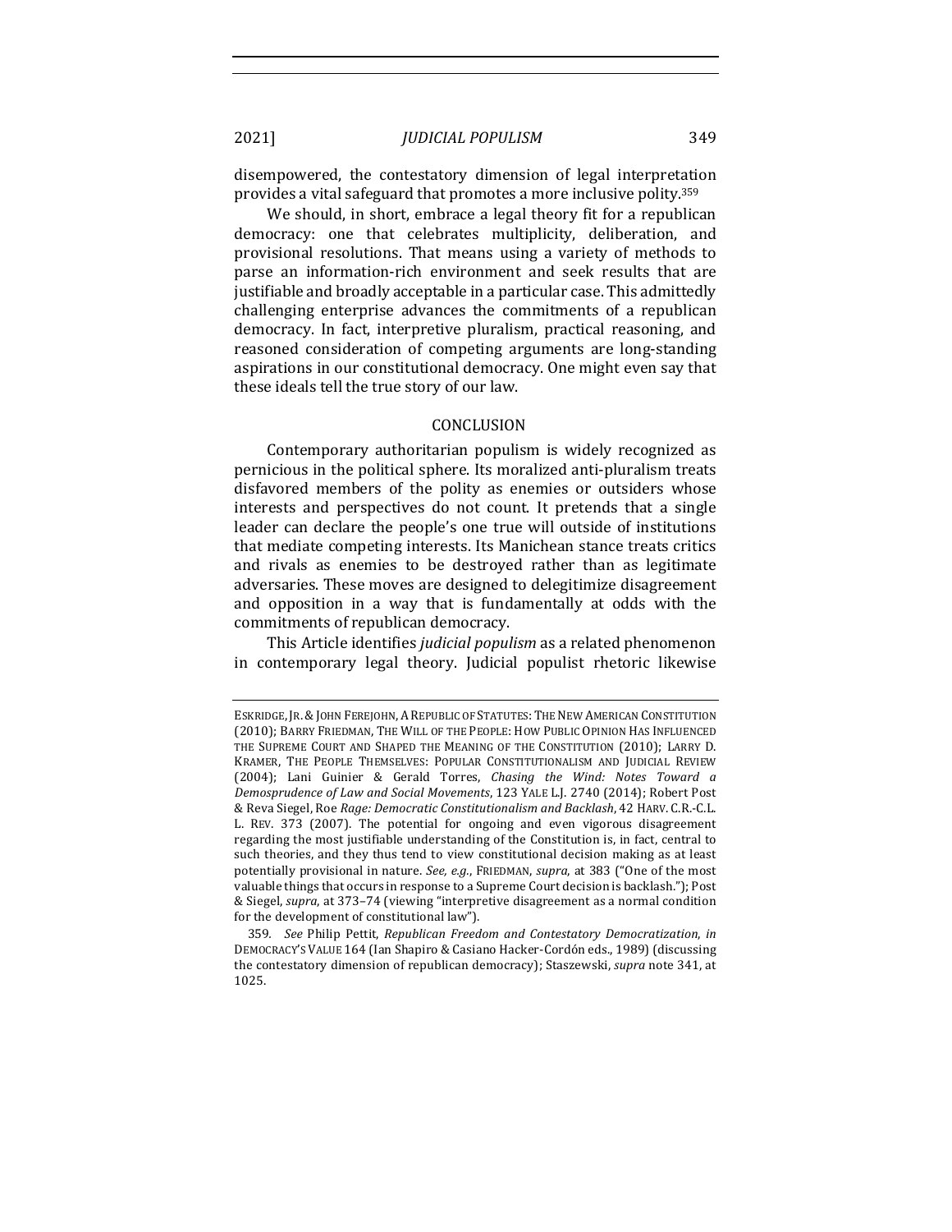disempowered, the contestatory dimension of legal interpretation provides a vital safeguard that promotes a more inclusive polity.[359]

We should, in short, embrace a legal theory fit for a republican democracy: one that celebrates multiplicity, deliberation, and provisional resolutions. That means using a variety of methods to parse an information-rich environment and seek results that are justifiable and broadly acceptable in a particular case. This admittedly challenging enterprise advances the commitments of a republican democracy. In fact, interpretive pluralism, practical reasoning, and reasoned consideration of competing arguments are long-standing aspirations in our constitutional democracy. One might even say that these ideals tell the true story of our law.

## CONCLUSION

Contemporary authoritarian populism is widely recognized as pernicious in the political sphere. Its moralized anti-pluralism treats disfavored members of the polity as enemies or outsiders whose interests and perspectives do not count. It pretends that a single leader can declare the people's one true will outside of institutions that mediate competing interests. Its Manichean stance treats critics and rivals as enemies to be destroyed rather than as legitimate adversaries. These moves are designed to delegitimize disagreement and opposition in a way that is fundamentally at odds with the commitments of republican democracy.

This Article identifies *judicial populism* as a related phenomenon in contemporary legal theory. Judicial populist rhetoric likewise

---

ESKRIDGE, JR. & JOHN FEREJOHN, A REPUBLIC OF STATUTES: THE NEW AMERICAN CONSTITUTION (2010); BARRY FRIEDMAN, THE WILL OF THE PEOPLE: HOW PUBLIC OPINION HAS INFLUENCED THE SUPREME COURT AND SHAPED THE MEANING OF THE CONSTITUTION (2010); LARRY D. KRAMER, THE PEOPLE THEMSELVES: POPULAR CONSTITUTIONALISM AND JUDICIAL REVIEW (2004); Lani Guinier & Gerald Torres, *Chasing the Wind: Notes Toward a Demosprudence of Law and Social Movements*, 123 YALE L.J. 2740 (2014); Robert Post & Reva Siegel, Roe *Rage: Democratic Constitutionalism and Backlash*, 42 HARV. C.R.-C.L. L. REV. 373 (2007). The potential for ongoing and even vigorous disagreement regarding the most justifiable understanding of the Constitution is, in fact, central to such theories, and they thus tend to view constitutional decision making as at least potentially provisional in nature. *See, e.g.*, FRIEDMAN, *supra*, at 383 ("One of the most valuable things that occurs in response to a Supreme Court decision is backlash."); Post & Siegel, *supra*, at 373–74 (viewing "interpretive disagreement as a normal condition for the development of constitutional law").

359. *See* Philip Pettit, *Republican Freedom and Contestatory Democratization*, *in* DEMOCRACY'S VALUE 164 (Ian Shapiro & Casiano Hacker-Cordón eds., 1989) (discussing the contestatory dimension of republican democracy); Staszewski, *supra* note 341, at 1025.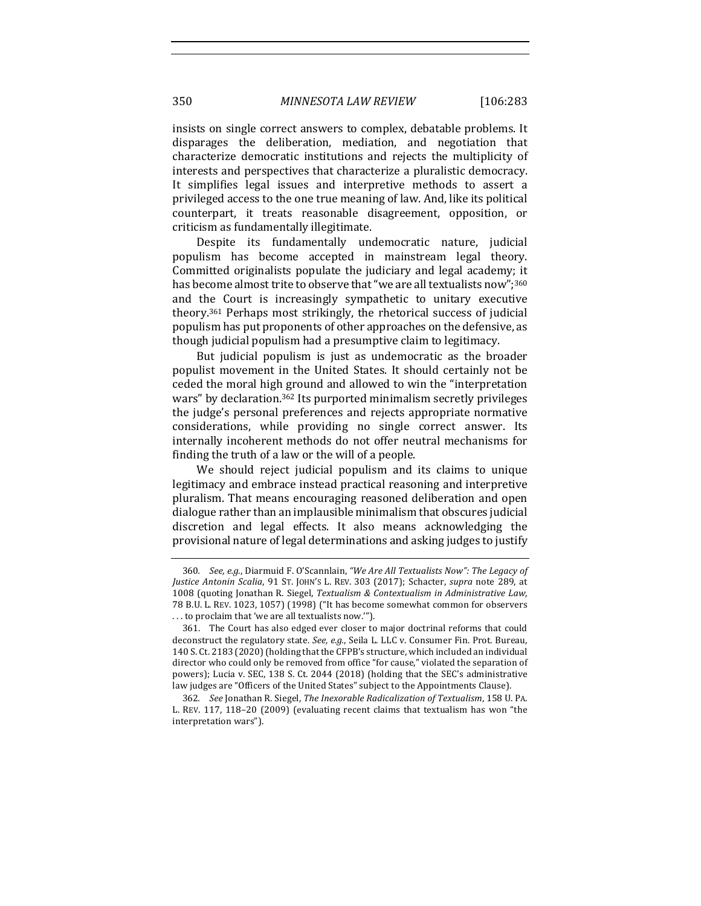insists on single correct answers to complex, debatable problems. It disparages the deliberation, mediation, and negotiation that characterize democratic institutions and rejects the multiplicity of interests and perspectives that characterize a pluralistic democracy. It simplifies legal issues and interpretive methods to assert a privileged access to the one true meaning of law. And, like its political counterpart, it treats reasonable disagreement, opposition, or criticism as fundamentally illegitimate.

Despite its fundamentally undemocratic nature, judicial populism has become accepted in mainstream legal theory. Committed originalists populate the judiciary and legal academy; it has become almost trite to observe that "we are all textualists now";[360] and the Court is increasingly sympathetic to unitary executive theory.[361] Perhaps most strikingly, the rhetorical success of judicial populism has put proponents of other approaches on the defensive, as though judicial populism had a presumptive claim to legitimacy.

But judicial populism is just as undemocratic as the broader populist movement in the United States. It should certainly not be ceded the moral high ground and allowed to win the "interpretation wars" by declaration.[362] Its purported minimalism secretly privileges the judge's personal preferences and rejects appropriate normative considerations, while providing no single correct answer. Its internally incoherent methods do not offer neutral mechanisms for finding the truth of a law or the will of a people.

We should reject judicial populism and its claims to unique legitimacy and embrace instead practical reasoning and interpretive pluralism. That means encouraging reasoned deliberation and open dialogue rather than an implausible minimalism that obscures judicial discretion and legal effects. It also means acknowledging the provisional nature of legal determinations and asking judges to justify

---

360. *See, e.g.*, Diarmuid F. O'Scannlain, *"We Are All Textualists Now": The Legacy of Justice Antonin Scalia*, 91 ST. JOHN'S L. REV. 303 (2017); Schacter, *supra* note 289, at 1008 (quoting Jonathan R. Siegel, *Textualism & Contextualism in Administrative Law*, 78 B.U. L. REV. 1023, 1057) (1998) ("It has become somewhat common for observers . . . to proclaim that 'we are all textualists now.'").

361. The Court has also edged ever closer to major doctrinal reforms that could deconstruct the regulatory state. *See, e.g.*, Seila L. LLC v. Consumer Fin. Prot. Bureau, 140 S. Ct. 2183 (2020) (holding that the CFPB's structure, which included an individual director who could only be removed from office "for cause," violated the separation of powers); Lucia v. SEC, 138 S. Ct. 2044 (2018) (holding that the SEC's administrative law judges are "Officers of the United States" subject to the Appointments Clause).

362. *See* Jonathan R. Siegel, *The Inexorable Radicalization of Textualism*, 158 U. PA. L. REV. 117, 118–20 (2009) (evaluating recent claims that textualism has won "the interpretation wars").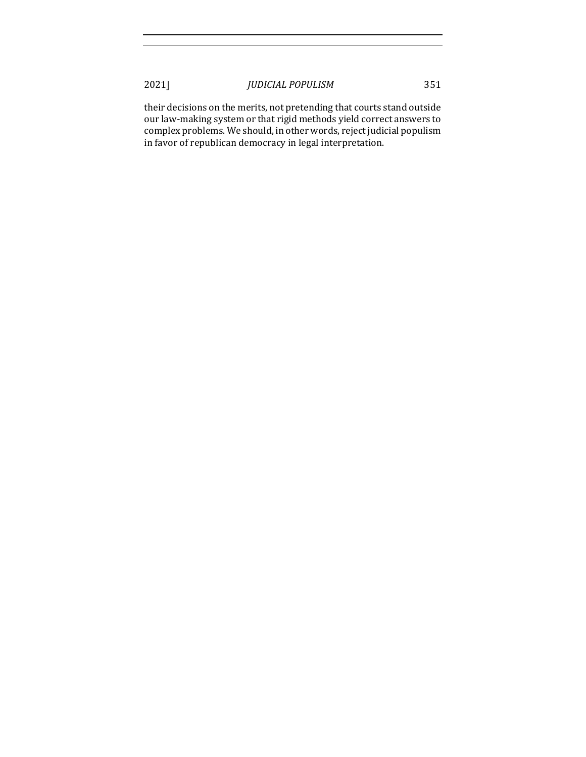their decisions on the merits, not pretending that courts stand outside our law-making system or that rigid methods yield correct answers to complex problems. We should, in other words, reject judicial populism in favor of republican democracy in legal interpretation.